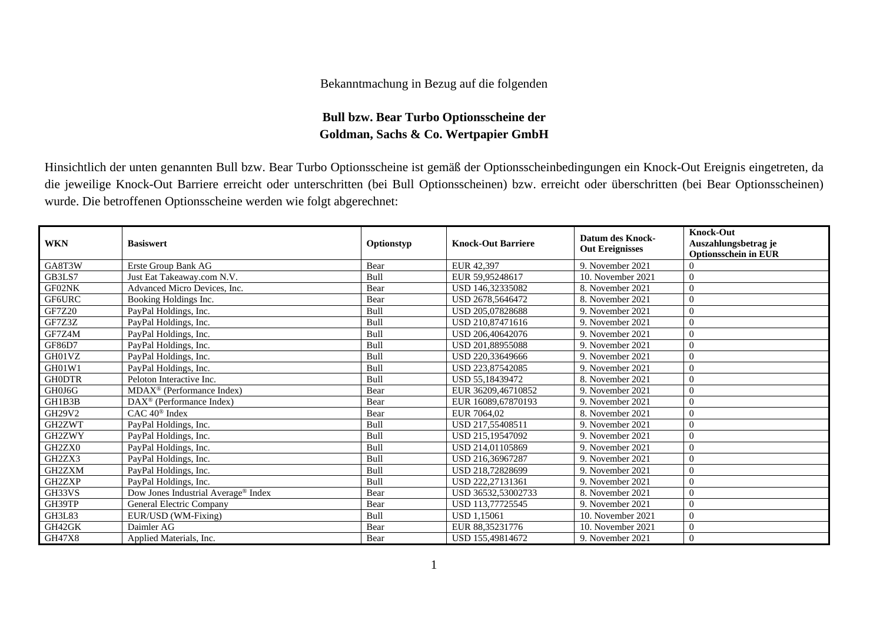Bekanntmachung in Bezug auf die folgenden

**Bull bzw. Bear Turbo Optionsscheine der Goldman, Sachs & Co. Wertpapier GmbH**

Hinsichtlich der unten genannten Bull bzw. Bear Turbo Optionsscheine ist gemäß der Optionsscheinbedingungen ein Knock-Out Ereignis eingetreten, da die jeweilige Knock-Out Barriere erreicht oder unterschritten (bei Bull Optionsscheinen) bzw. erreicht oder überschritten (bei Bear Optionsscheinen) wurde. Die betroffenen Optionsscheine werden wie folgt abgerechnet:

| WKN | Basiswert | Optionstyp | Knock-Out Barriere | Datum des Knock-Out Ereignisses | Knock-Out Auszahlungsbetrag je Optionsschein in EUR |
|---|---|---|---|---|---|
| GA8T3W | Erste Group Bank AG | Bear | EUR 42,397 | 9. November 2021 | 0 |
| GB3LS7 | Just Eat Takeaway.com N.V. | Bull | EUR 59,95248617 | 10. November 2021 | 0 |
| GF02NK | Advanced Micro Devices, Inc. | Bear | USD 146,32335082 | 8. November 2021 | 0 |
| GF6URC | Booking Holdings Inc. | Bear | USD 2678,5646472 | 8. November 2021 | 0 |
| GF7Z20 | PayPal Holdings, Inc. | Bull | USD 205,07828688 | 9. November 2021 | 0 |
| GF7Z3Z | PayPal Holdings, Inc. | Bull | USD 210,87471616 | 9. November 2021 | 0 |
| GF7Z4M | PayPal Holdings, Inc. | Bull | USD 206,40642076 | 9. November 2021 | 0 |
| GF86D7 | PayPal Holdings, Inc. | Bull | USD 201,88955088 | 9. November 2021 | 0 |
| GH01VZ | PayPal Holdings, Inc. | Bull | USD 220,33649666 | 9. November 2021 | 0 |
| GH01W1 | PayPal Holdings, Inc. | Bull | USD 223,87542085 | 9. November 2021 | 0 |
| GH0DTR | Peloton Interactive Inc. | Bull | USD 55,18439472 | 8. November 2021 | 0 |
| GH0J6G | MDAX® (Performance Index) | Bear | EUR 36209,46710852 | 9. November 2021 | 0 |
| GH1B3B | DAX® (Performance Index) | Bear | EUR 16089,67870193 | 9. November 2021 | 0 |
| GH29V2 | CAC 40® Index | Bear | EUR 7064,02 | 8. November 2021 | 0 |
| GH2ZWT | PayPal Holdings, Inc. | Bull | USD 217,55408511 | 9. November 2021 | 0 |
| GH2ZWY | PayPal Holdings, Inc. | Bull | USD 215,19547092 | 9. November 2021 | 0 |
| GH2ZX0 | PayPal Holdings, Inc. | Bull | USD 214,01105869 | 9. November 2021 | 0 |
| GH2ZX3 | PayPal Holdings, Inc. | Bull | USD 216,36967287 | 9. November 2021 | 0 |
| GH2ZXM | PayPal Holdings, Inc. | Bull | USD 218,72828699 | 9. November 2021 | 0 |
| GH2ZXP | PayPal Holdings, Inc. | Bull | USD 222,27131361 | 9. November 2021 | 0 |
| GH33VS | Dow Jones Industrial Average® Index | Bear | USD 36532,53002733 | 8. November 2021 | 0 |
| GH39TP | General Electric Company | Bear | USD 113,77725545 | 9. November 2021 | 0 |
| GH3L83 | EUR/USD (WM-Fixing) | Bull | USD 1,15061 | 10. November 2021 | 0 |
| GH42GK | Daimler AG | Bear | EUR 88,35231776 | 10. November 2021 | 0 |
| GH47X8 | Applied Materials, Inc. | Bear | USD 155,49814672 | 9. November 2021 | 0 |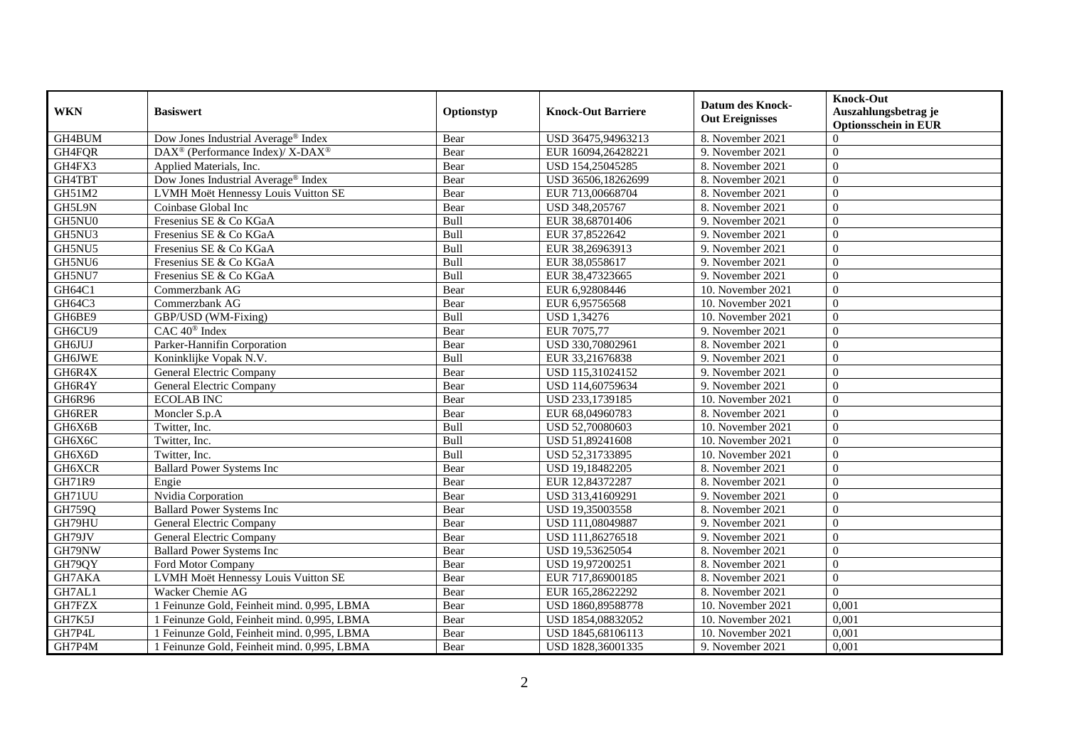| WKN | Basiswert | Optionstyp | Knock-Out Barriere | Datum des Knock-Out Ereignisses | Knock-Out Auszahlungsbetrag je Optionsschein in EUR |
|---|---|---|---|---|---|
| GH4BUM | Dow Jones Industrial Average® Index | Bear | USD 36475,94963213 | 8. November 2021 | 0 |
| GH4FQR | DAX® (Performance Index)/ X-DAX® | Bear | EUR 16094,26428221 | 9. November 2021 | 0 |
| GH4FX3 | Applied Materials, Inc. | Bear | USD 154,25045285 | 8. November 2021 | 0 |
| GH4TBT | Dow Jones Industrial Average® Index | Bear | USD 36506,18262699 | 8. November 2021 | 0 |
| GH51M2 | LVMH Moët Hennessy Louis Vuitton SE | Bear | EUR 713,00668704 | 8. November 2021 | 0 |
| GH5L9N | Coinbase Global Inc | Bear | USD 348,205767 | 8. November 2021 | 0 |
| GH5NU0 | Fresenius SE & Co KGaA | Bull | EUR 38,68701406 | 9. November 2021 | 0 |
| GH5NU3 | Fresenius SE & Co KGaA | Bull | EUR 37,8522642 | 9. November 2021 | 0 |
| GH5NU5 | Fresenius SE & Co KGaA | Bull | EUR 38,26963913 | 9. November 2021 | 0 |
| GH5NU6 | Fresenius SE & Co KGaA | Bull | EUR 38,0558617 | 9. November 2021 | 0 |
| GH5NU7 | Fresenius SE & Co KGaA | Bull | EUR 38,47323665 | 9. November 2021 | 0 |
| GH64C1 | Commerzbank AG | Bear | EUR 6,92808446 | 10. November 2021 | 0 |
| GH64C3 | Commerzbank AG | Bear | EUR 6,95756568 | 10. November 2021 | 0 |
| GH6BE9 | GBP/USD (WM-Fixing) | Bull | USD 1,34276 | 10. November 2021 | 0 |
| GH6CU9 | CAC 40® Index | Bear | EUR 7075,77 | 9. November 2021 | 0 |
| GH6JUJ | Parker-Hannifin Corporation | Bear | USD 330,70802961 | 8. November 2021 | 0 |
| GH6JWE | Koninklijke Vopak N.V. | Bull | EUR 33,21676838 | 9. November 2021 | 0 |
| GH6R4X | General Electric Company | Bear | USD 115,31024152 | 9. November 2021 | 0 |
| GH6R4Y | General Electric Company | Bear | USD 114,60759634 | 9. November 2021 | 0 |
| GH6R96 | ECOLAB INC | Bear | USD 233,1739185 | 10. November 2021 | 0 |
| GH6RER | Moncler S.p.A | Bear | EUR 68,04960783 | 8. November 2021 | 0 |
| GH6X6B | Twitter, Inc. | Bull | USD 52,70080603 | 10. November 2021 | 0 |
| GH6X6C | Twitter, Inc. | Bull | USD 51,89241608 | 10. November 2021 | 0 |
| GH6X6D | Twitter, Inc. | Bull | USD 52,31733895 | 10. November 2021 | 0 |
| GH6XCR | Ballard Power Systems Inc | Bear | USD 19,18482205 | 8. November 2021 | 0 |
| GH71R9 | Engie | Bear | EUR 12,84372287 | 8. November 2021 | 0 |
| GH71UU | Nvidia Corporation | Bear | USD 313,41609291 | 9. November 2021 | 0 |
| GH759Q | Ballard Power Systems Inc | Bear | USD 19,35003558 | 8. November 2021 | 0 |
| GH79HU | General Electric Company | Bear | USD 111,08049887 | 9. November 2021 | 0 |
| GH79JV | General Electric Company | Bear | USD 111,86276518 | 9. November 2021 | 0 |
| GH79NW | Ballard Power Systems Inc | Bear | USD 19,53625054 | 8. November 2021 | 0 |
| GH79QY | Ford Motor Company | Bear | USD 19,97200251 | 8. November 2021 | 0 |
| GH7AKA | LVMH Moët Hennessy Louis Vuitton SE | Bear | EUR 717,86900185 | 8. November 2021 | 0 |
| GH7AL1 | Wacker Chemie AG | Bear | EUR 165,28622292 | 8. November 2021 | 0 |
| GH7FZX | 1 Feinunze Gold, Feinheit mind. 0,995, LBMA | Bear | USD 1860,89588778 | 10. November 2021 | 0,001 |
| GH7K5J | 1 Feinunze Gold, Feinheit mind. 0,995, LBMA | Bear | USD 1854,08832052 | 10. November 2021 | 0,001 |
| GH7P4L | 1 Feinunze Gold, Feinheit mind. 0,995, LBMA | Bear | USD 1845,68106113 | 10. November 2021 | 0,001 |
| GH7P4M | 1 Feinunze Gold, Feinheit mind. 0,995, LBMA | Bear | USD 1828,36001335 | 9. November 2021 | 0,001 |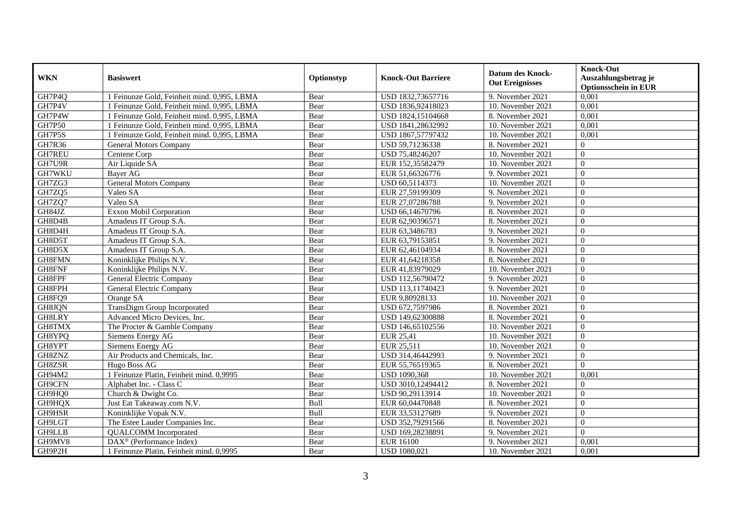| WKN | Basiswert | Optionstyp | Knock-Out Barriere | Datum des Knock-Out Ereignisses | Knock-Out Auszahlungsbetrag je Optionsschein in EUR |
|---|---|---|---|---|---|
| GH7P4Q | 1 Feinunze Gold, Feinheit mind. 0,995, LBMA | Bear | USD 1832,73657716 | 9. November 2021 | 0,001 |
| GH7P4V | 1 Feinunze Gold, Feinheit mind. 0,995, LBMA | Bear | USD 1836,92418023 | 10. November 2021 | 0,001 |
| GH7P4W | 1 Feinunze Gold, Feinheit mind. 0,995, LBMA | Bear | USD 1824,15104668 | 8. November 2021 | 0,001 |
| GH7P50 | 1 Feinunze Gold, Feinheit mind. 0,995, LBMA | Bear | USD 1841,28632992 | 10. November 2021 | 0,001 |
| GH7P5S | 1 Feinunze Gold, Feinheit mind. 0,995, LBMA | Bear | USD 1867,57797432 | 10. November 2021 | 0,001 |
| GH7R36 | General Motors Company | Bear | USD 59,71236338 | 8. November 2021 | 0 |
| GH7REU | Centene Corp | Bear | USD 75,48246207 | 10. November 2021 | 0 |
| GH7U9R | Air Liquide SA | Bear | EUR 152,35582479 | 10. November 2021 | 0 |
| GH7WKU | Bayer AG | Bear | EUR 51,66326776 | 9. November 2021 | 0 |
| GH7ZG3 | General Motors Company | Bear | USD 60,5114373 | 10. November 2021 | 0 |
| GH7ZQ5 | Valeo SA | Bear | EUR 27,59199309 | 9. November 2021 | 0 |
| GH7ZQ7 | Valeo SA | Bear | EUR 27,07286788 | 9. November 2021 | 0 |
| GH84JZ | Exxon Mobil Corporation | Bear | USD 66,14670796 | 8. November 2021 | 0 |
| GH8D4B | Amadeus IT Group S.A. | Bear | EUR 62,90396571 | 8. November 2021 | 0 |
| GH8D4H | Amadeus IT Group S.A. | Bear | EUR 63,3486783 | 9. November 2021 | 0 |
| GH8D5T | Amadeus IT Group S.A. | Bear | EUR 63,79153851 | 9. November 2021 | 0 |
| GH8D5X | Amadeus IT Group S.A. | Bear | EUR 62,46104934 | 8. November 2021 | 0 |
| GH8FMN | Koninklijke Philips N.V. | Bear | EUR 41,64218358 | 8. November 2021 | 0 |
| GH8FNF | Koninklijke Philips N.V. | Bear | EUR 41,83979029 | 10. November 2021 | 0 |
| GH8FPF | General Electric Company | Bear | USD 112,56790472 | 9. November 2021 | 0 |
| GH8FPH | General Electric Company | Bear | USD 113,11740423 | 9. November 2021 | 0 |
| GH8FQ9 | Orange SA | Bear | EUR 9,80928133 | 10. November 2021 | 0 |
| GH8JQN | TransDigm Group Incorporated | Bear | USD 672,7597986 | 8. November 2021 | 0 |
| GH8LRY | Advanced Micro Devices, Inc. | Bear | USD 149,62300888 | 8. November 2021 | 0 |
| GH8TMX | The Procter & Gamble Company | Bear | USD 146,65102556 | 10. November 2021 | 0 |
| GH8YPQ | Siemens Energy AG | Bear | EUR 25,41 | 10. November 2021 | 0 |
| GH8YPT | Siemens Energy AG | Bear | EUR 25,511 | 10. November 2021 | 0 |
| GH8ZNZ | Air Products and Chemicals, Inc. | Bear | USD 314,46442993 | 9. November 2021 | 0 |
| GH8ZSR | Hugo Boss AG | Bear | EUR 55,76519365 | 8. November 2021 | 0 |
| GH94M2 | 1 Feinunze Platin, Feinheit mind. 0,9995 | Bear | USD 1090,368 | 10. November 2021 | 0,001 |
| GH9CFN | Alphabet Inc. - Class C | Bear | USD 3010,12494412 | 8. November 2021 | 0 |
| GH9HQ0 | Church & Dwight Co. | Bear | USD 90,29113914 | 10. November 2021 | 0 |
| GH9HQX | Just Eat Takeaway.com N.V. | Bull | EUR 60,04470848 | 8. November 2021 | 0 |
| GH9HSR | Koninklijke Vopak N.V. | Bull | EUR 33,53127689 | 9. November 2021 | 0 |
| GH9LGT | The Estee Lauder Companies Inc. | Bear | USD 352,79291566 | 8. November 2021 | 0 |
| GH9LLB | QUALCOMM Incorporated | Bear | USD 169,28238891 | 9. November 2021 | 0 |
| GH9MV8 | DAX® (Performance Index) | Bear | EUR 16100 | 9. November 2021 | 0,001 |
| GH9P2H | 1 Feinunze Platin, Feinheit mind. 0,9995 | Bear | USD 1080,021 | 10. November 2021 | 0,001 |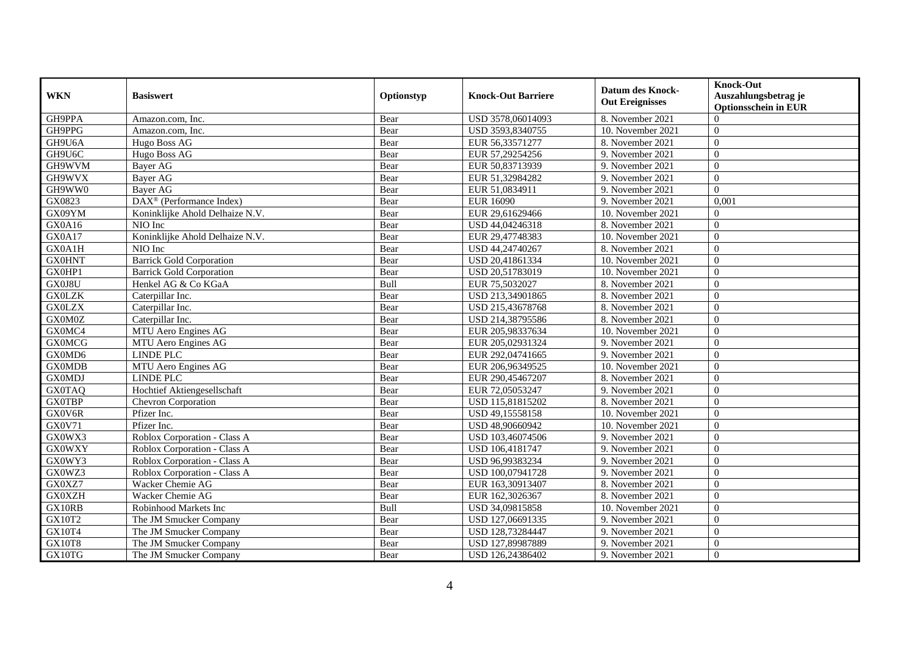| WKN | Basiswert | Optionstyp | Knock-Out Barriere | Datum des Knock-Out Ereignisses | Knock-Out Auszahlungsbetrag je Optionsschein in EUR |
|---|---|---|---|---|---|
| GH9PPA | Amazon.com, Inc. | Bear | USD 3578,06014093 | 8. November 2021 | 0 |
| GH9PPG | Amazon.com, Inc. | Bear | USD 3593,8340755 | 10. November 2021 | 0 |
| GH9U6A | Hugo Boss AG | Bear | EUR 56,33571277 | 8. November 2021 | 0 |
| GH9U6C | Hugo Boss AG | Bear | EUR 57,29254256 | 9. November 2021 | 0 |
| GH9WVM | Bayer AG | Bear | EUR 50,83713939 | 9. November 2021 | 0 |
| GH9WVX | Bayer AG | Bear | EUR 51,32984282 | 9. November 2021 | 0 |
| GH9WW0 | Bayer AG | Bear | EUR 51,0834911 | 9. November 2021 | 0 |
| GX0823 | DAX® (Performance Index) | Bear | EUR 16090 | 9. November 2021 | 0,001 |
| GX09YM | Koninklijke Ahold Delhaize N.V. | Bear | EUR 29,61629466 | 10. November 2021 | 0 |
| GX0A16 | NIO Inc | Bear | USD 44,04246318 | 8. November 2021 | 0 |
| GX0A17 | Koninklijke Ahold Delhaize N.V. | Bear | EUR 29,47748383 | 10. November 2021 | 0 |
| GX0A1H | NIO Inc | Bear | USD 44,24740267 | 8. November 2021 | 0 |
| GX0HNT | Barrick Gold Corporation | Bear | USD 20,41861334 | 10. November 2021 | 0 |
| GX0HP1 | Barrick Gold Corporation | Bear | USD 20,51783019 | 10. November 2021 | 0 |
| GX0J8U | Henkel AG & Co KGaA | Bull | EUR 75,5032027 | 8. November 2021 | 0 |
| GX0LZK | Caterpillar Inc. | Bear | USD 213,34901865 | 8. November 2021 | 0 |
| GX0LZX | Caterpillar Inc. | Bear | USD 215,43678768 | 8. November 2021 | 0 |
| GX0M0Z | Caterpillar Inc. | Bear | USD 214,38795586 | 8. November 2021 | 0 |
| GX0MC4 | MTU Aero Engines AG | Bear | EUR 205,98337634 | 10. November 2021 | 0 |
| GX0MCG | MTU Aero Engines AG | Bear | EUR 205,02931324 | 9. November 2021 | 0 |
| GX0MD6 | LINDE PLC | Bear | EUR 292,04741665 | 9. November 2021 | 0 |
| GX0MDB | MTU Aero Engines AG | Bear | EUR 206,96349525 | 10. November 2021 | 0 |
| GX0MDJ | LINDE PLC | Bear | EUR 290,45467207 | 8. November 2021 | 0 |
| GX0TAQ | Hochtief Aktiengesellschaft | Bear | EUR 72,05053247 | 9. November 2021 | 0 |
| GX0TBP | Chevron Corporation | Bear | USD 115,81815202 | 8. November 2021 | 0 |
| GX0V6R | Pfizer Inc. | Bear | USD 49,15558158 | 10. November 2021 | 0 |
| GX0V71 | Pfizer Inc. | Bear | USD 48,90660942 | 10. November 2021 | 0 |
| GX0WX3 | Roblox Corporation - Class A | Bear | USD 103,46074506 | 9. November 2021 | 0 |
| GX0WXY | Roblox Corporation - Class A | Bear | USD 106,4181747 | 9. November 2021 | 0 |
| GX0WY3 | Roblox Corporation - Class A | Bear | USD 96,99383234 | 9. November 2021 | 0 |
| GX0WZ3 | Roblox Corporation - Class A | Bear | USD 100,07941728 | 9. November 2021 | 0 |
| GX0XZ7 | Wacker Chemie AG | Bear | EUR 163,30913407 | 8. November 2021 | 0 |
| GX0XZH | Wacker Chemie AG | Bear | EUR 162,3026367 | 8. November 2021 | 0 |
| GX10RB | Robinhood Markets Inc | Bull | USD 34,09815858 | 10. November 2021 | 0 |
| GX10T2 | The JM Smucker Company | Bear | USD 127,06691335 | 9. November 2021 | 0 |
| GX10T4 | The JM Smucker Company | Bear | USD 128,73284447 | 9. November 2021 | 0 |
| GX10T8 | The JM Smucker Company | Bear | USD 127,89987889 | 9. November 2021 | 0 |
| GX10TG | The JM Smucker Company | Bear | USD 126,24386402 | 9. November 2021 | 0 |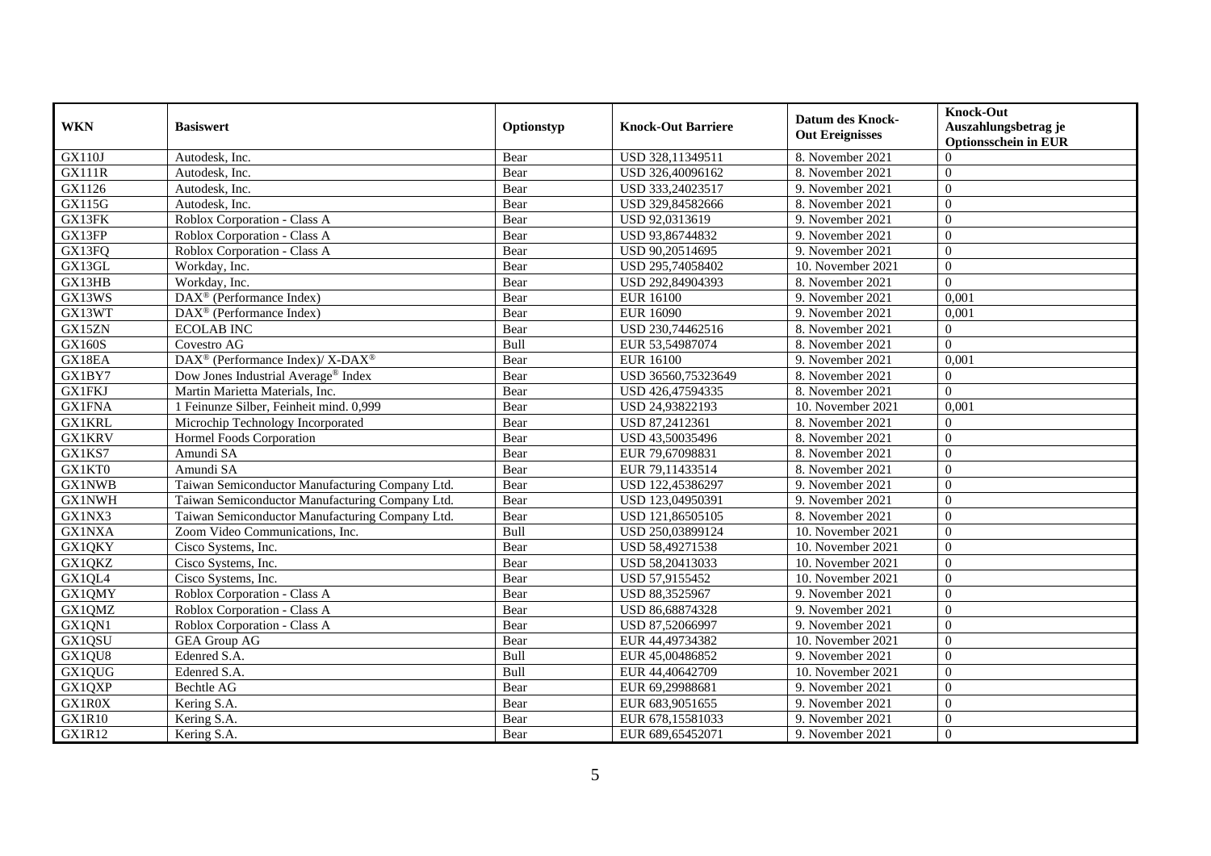| WKN | Basiswert | Optionstyp | Knock-Out Barriere | Datum des Knock-Out Ereignisses | Knock-Out Auszahlungsbetrag je Optionsschein in EUR |
| --- | --- | --- | --- | --- | --- |
| GX110J | Autodesk, Inc. | Bear | USD 328,11349511 | 8. November 2021 | 0 |
| GX111R | Autodesk, Inc. | Bear | USD 326,40096162 | 8. November 2021 | 0 |
| GX1126 | Autodesk, Inc. | Bear | USD 333,24023517 | 9. November 2021 | 0 |
| GX115G | Autodesk, Inc. | Bear | USD 329,84582666 | 8. November 2021 | 0 |
| GX13FK | Roblox Corporation - Class A | Bear | USD 92,0313619 | 9. November 2021 | 0 |
| GX13FP | Roblox Corporation - Class A | Bear | USD 93,86744832 | 9. November 2021 | 0 |
| GX13FQ | Roblox Corporation - Class A | Bear | USD 90,20514695 | 9. November 2021 | 0 |
| GX13GL | Workday, Inc. | Bear | USD 295,74058402 | 10. November 2021 | 0 |
| GX13HB | Workday, Inc. | Bear | USD 292,84904393 | 8. November 2021 | 0 |
| GX13WS | DAX® (Performance Index) | Bear | EUR 16100 | 9. November 2021 | 0,001 |
| GX13WT | DAX® (Performance Index) | Bear | EUR 16090 | 9. November 2021 | 0,001 |
| GX15ZN | ECOLAB INC | Bear | USD 230,74462516 | 8. November 2021 | 0 |
| GX160S | Covestro AG | Bull | EUR 53,54987074 | 8. November 2021 | 0 |
| GX18EA | DAX® (Performance Index)/ X-DAX® | Bear | EUR 16100 | 9. November 2021 | 0,001 |
| GX1BY7 | Dow Jones Industrial Average® Index | Bear | USD 36560,75323649 | 8. November 2021 | 0 |
| GX1FKJ | Martin Marietta Materials, Inc. | Bear | USD 426,47594335 | 8. November 2021 | 0 |
| GX1FNA | 1 Feinunze Silber, Feinheit mind. 0,999 | Bear | USD 24,93822193 | 10. November 2021 | 0,001 |
| GX1KRL | Microchip Technology Incorporated | Bear | USD 87,2412361 | 8. November 2021 | 0 |
| GX1KRV | Hormel Foods Corporation | Bear | USD 43,50035496 | 8. November 2021 | 0 |
| GX1KS7 | Amundi SA | Bear | EUR 79,67098831 | 8. November 2021 | 0 |
| GX1KT0 | Amundi SA | Bear | EUR 79,11433514 | 8. November 2021 | 0 |
| GX1NWB | Taiwan Semiconductor Manufacturing Company Ltd. | Bear | USD 122,45386297 | 9. November 2021 | 0 |
| GX1NWH | Taiwan Semiconductor Manufacturing Company Ltd. | Bear | USD 123,04950391 | 9. November 2021 | 0 |
| GX1NX3 | Taiwan Semiconductor Manufacturing Company Ltd. | Bear | USD 121,86505105 | 8. November 2021 | 0 |
| GX1NXA | Zoom Video Communications, Inc. | Bull | USD 250,03899124 | 10. November 2021 | 0 |
| GX1QKY | Cisco Systems, Inc. | Bear | USD 58,49271538 | 10. November 2021 | 0 |
| GX1QKZ | Cisco Systems, Inc. | Bear | USD 58,20413033 | 10. November 2021 | 0 |
| GX1QL4 | Cisco Systems, Inc. | Bear | USD 57,9155452 | 10. November 2021 | 0 |
| GX1QMY | Roblox Corporation - Class A | Bear | USD 88,3525967 | 9. November 2021 | 0 |
| GX1QMZ | Roblox Corporation - Class A | Bear | USD 86,68874328 | 9. November 2021 | 0 |
| GX1QN1 | Roblox Corporation - Class A | Bear | USD 87,52066997 | 9. November 2021 | 0 |
| GX1QSU | GEA Group AG | Bear | EUR 44,49734382 | 10. November 2021 | 0 |
| GX1QU8 | Edenred S.A. | Bull | EUR 45,00486852 | 9. November 2021 | 0 |
| GX1QUG | Edenred S.A. | Bull | EUR 44,40642709 | 10. November 2021 | 0 |
| GX1QXP | Bechtle AG | Bear | EUR 69,29988681 | 9. November 2021 | 0 |
| GX1R0X | Kering S.A. | Bear | EUR 683,9051655 | 9. November 2021 | 0 |
| GX1R10 | Kering S.A. | Bear | EUR 678,15581033 | 9. November 2021 | 0 |
| GX1R12 | Kering S.A. | Bear | EUR 689,65452071 | 9. November 2021 | 0 |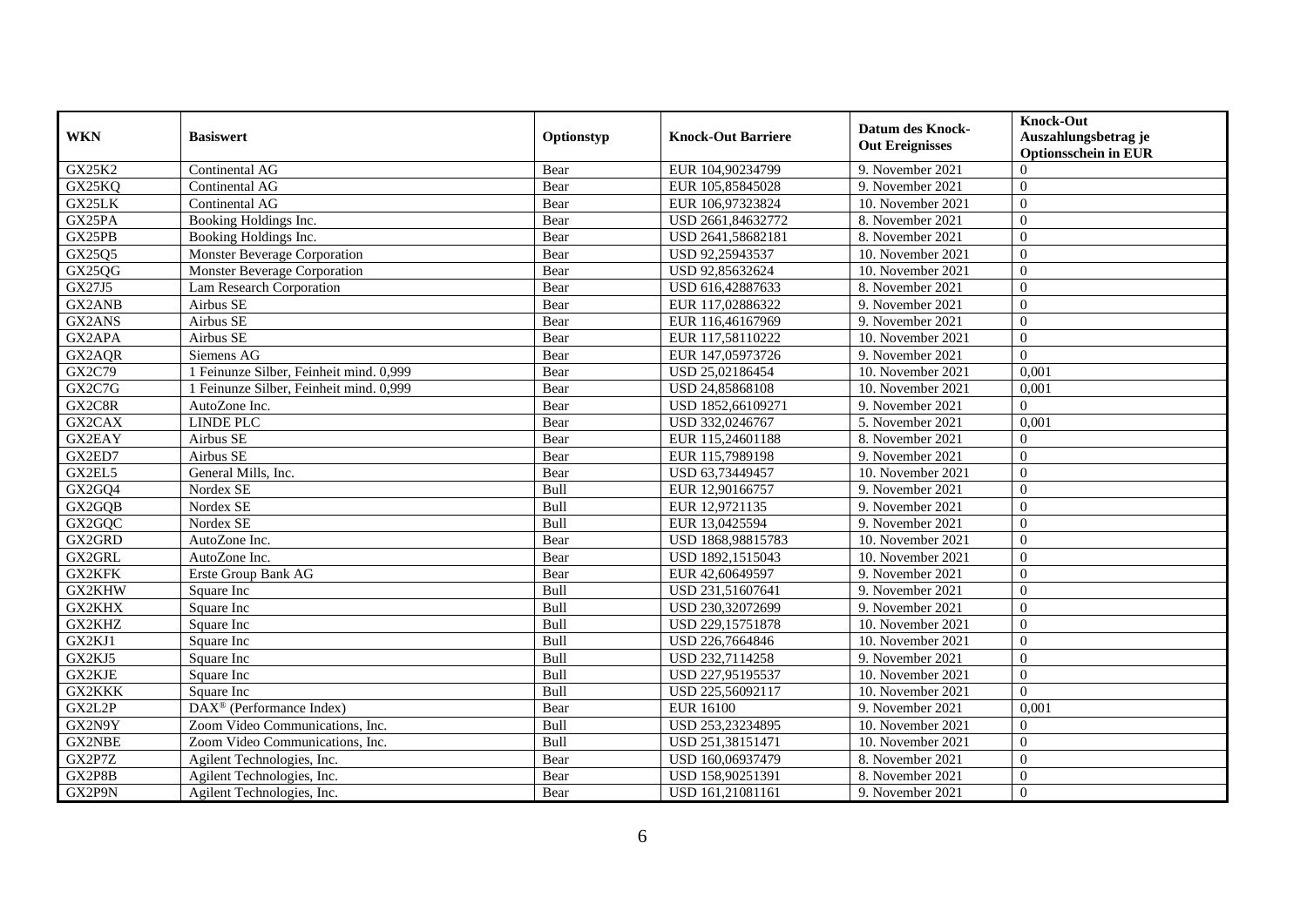| WKN | Basiswert | Optionstyp | Knock-Out Barriere | Datum des Knock-Out Ereignisses | Knock-Out Auszahlungsbetrag je Optionsschein in EUR |
|---|---|---|---|---|---|
| GX25K2 | Continental AG | Bear | EUR 104,90234799 | 9. November 2021 | 0 |
| GX25KQ | Continental AG | Bear | EUR 105,85845028 | 9. November 2021 | 0 |
| GX25LK | Continental AG | Bear | EUR 106,97323824 | 10. November 2021 | 0 |
| GX25PA | Booking Holdings Inc. | Bear | USD 2661,84632772 | 8. November 2021 | 0 |
| GX25PB | Booking Holdings Inc. | Bear | USD 2641,58682181 | 8. November 2021 | 0 |
| GX25Q5 | Monster Beverage Corporation | Bear | USD 92,25943537 | 10. November 2021 | 0 |
| GX25QG | Monster Beverage Corporation | Bear | USD 92,85632624 | 10. November 2021 | 0 |
| GX27J5 | Lam Research Corporation | Bear | USD 616,42887633 | 8. November 2021 | 0 |
| GX2ANB | Airbus SE | Bear | EUR 117,02886322 | 9. November 2021 | 0 |
| GX2ANS | Airbus SE | Bear | EUR 116,46167969 | 9. November 2021 | 0 |
| GX2APA | Airbus SE | Bear | EUR 117,58110222 | 10. November 2021 | 0 |
| GX2AQR | Siemens AG | Bear | EUR 147,05973726 | 9. November 2021 | 0 |
| GX2C79 | 1 Feinunze Silber, Feinheit mind. 0,999 | Bear | USD 25,02186454 | 10. November 2021 | 0,001 |
| GX2C7G | 1 Feinunze Silber, Feinheit mind. 0,999 | Bear | USD 24,85868108 | 10. November 2021 | 0,001 |
| GX2C8R | AutoZone Inc. | Bear | USD 1852,66109271 | 9. November 2021 | 0 |
| GX2CAX | LINDE PLC | Bear | USD 332,0246767 | 5. November 2021 | 0,001 |
| GX2EAY | Airbus SE | Bear | EUR 115,24601188 | 8. November 2021 | 0 |
| GX2ED7 | Airbus SE | Bear | EUR 115,7989198 | 9. November 2021 | 0 |
| GX2EL5 | General Mills, Inc. | Bear | USD 63,73449457 | 10. November 2021 | 0 |
| GX2GQ4 | Nordex SE | Bull | EUR 12,90166757 | 9. November 2021 | 0 |
| GX2GQB | Nordex SE | Bull | EUR 12,9721135 | 9. November 2021 | 0 |
| GX2GQC | Nordex SE | Bull | EUR 13,0425594 | 9. November 2021 | 0 |
| GX2GRD | AutoZone Inc. | Bear | USD 1868,98815783 | 10. November 2021 | 0 |
| GX2GRL | AutoZone Inc. | Bear | USD 1892,1515043 | 10. November 2021 | 0 |
| GX2KFK | Erste Group Bank AG | Bear | EUR 42,60649597 | 9. November 2021 | 0 |
| GX2KHW | Square Inc | Bull | USD 231,51607641 | 9. November 2021 | 0 |
| GX2KHX | Square Inc | Bull | USD 230,32072699 | 9. November 2021 | 0 |
| GX2KHZ | Square Inc | Bull | USD 229,15751878 | 10. November 2021 | 0 |
| GX2KJ1 | Square Inc | Bull | USD 226,7664846 | 10. November 2021 | 0 |
| GX2KJ5 | Square Inc | Bull | USD 232,7114258 | 9. November 2021 | 0 |
| GX2KJE | Square Inc | Bull | USD 227,95195537 | 10. November 2021 | 0 |
| GX2KKK | Square Inc | Bull | USD 225,56092117 | 10. November 2021 | 0 |
| GX2L2P | DAX® (Performance Index) | Bear | EUR 16100 | 9. November 2021 | 0,001 |
| GX2N9Y | Zoom Video Communications, Inc. | Bull | USD 253,23234895 | 10. November 2021 | 0 |
| GX2NBE | Zoom Video Communications, Inc. | Bull | USD 251,38151471 | 10. November 2021 | 0 |
| GX2P7Z | Agilent Technologies, Inc. | Bear | USD 160,06937479 | 8. November 2021 | 0 |
| GX2P8B | Agilent Technologies, Inc. | Bear | USD 158,90251391 | 8. November 2021 | 0 |
| GX2P9N | Agilent Technologies, Inc. | Bear | USD 161,21081161 | 9. November 2021 | 0 |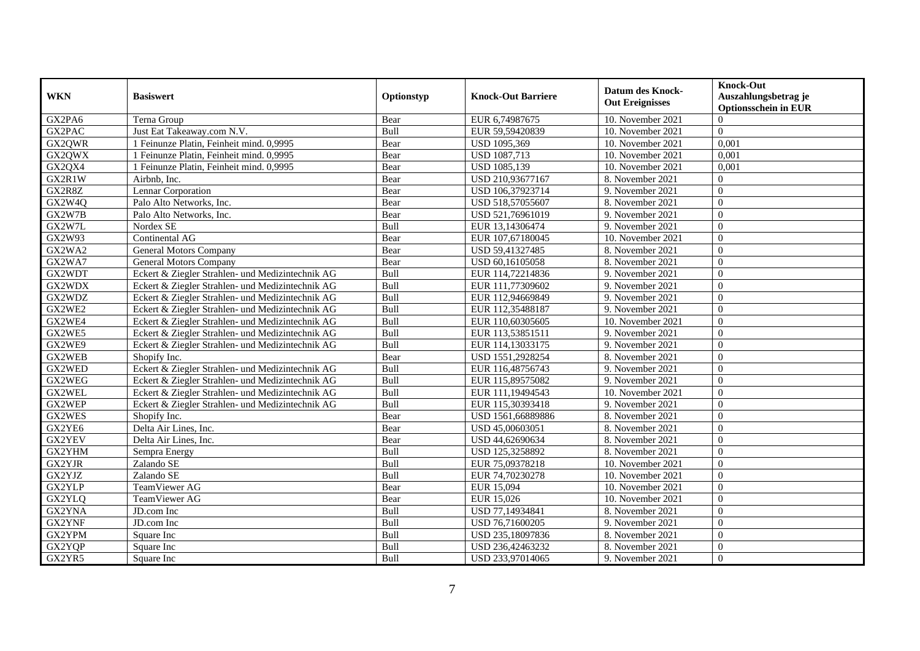| WKN | Basiswert | Optionstyp | Knock-Out Barriere | Datum des Knock-Out Ereignisses | Knock-Out Auszahlungsbetrag je Optionsschein in EUR |
|---|---|---|---|---|---|
| GX2PA6 | Terna Group | Bear | EUR 6,74987675 | 10. November 2021 | 0 |
| GX2PAC | Just Eat Takeaway.com N.V. | Bull | EUR 59,59420839 | 10. November 2021 | 0 |
| GX2QWR | 1 Feinunze Platin, Feinheit mind. 0,9995 | Bear | USD 1095,369 | 10. November 2021 | 0,001 |
| GX2QWX | 1 Feinunze Platin, Feinheit mind. 0,9995 | Bear | USD 1087,713 | 10. November 2021 | 0,001 |
| GX2QX4 | 1 Feinunze Platin, Feinheit mind. 0,9995 | Bear | USD 1085,139 | 10. November 2021 | 0,001 |
| GX2R1W | Airbnb, Inc. | Bear | USD 210,93677167 | 8. November 2021 | 0 |
| GX2R8Z | Lennar Corporation | Bear | USD 106,37923714 | 9. November 2021 | 0 |
| GX2W4Q | Palo Alto Networks, Inc. | Bear | USD 518,57055607 | 8. November 2021 | 0 |
| GX2W7B | Palo Alto Networks, Inc. | Bear | USD 521,76961019 | 9. November 2021 | 0 |
| GX2W7L | Nordex SE | Bull | EUR 13,14306474 | 9. November 2021 | 0 |
| GX2W93 | Continental AG | Bear | EUR 107,67180045 | 10. November 2021 | 0 |
| GX2WA2 | General Motors Company | Bear | USD 59,41327485 | 8. November 2021 | 0 |
| GX2WA7 | General Motors Company | Bear | USD 60,16105058 | 8. November 2021 | 0 |
| GX2WDT | Eckert & Ziegler Strahlen- und Medizintechnik AG | Bull | EUR 114,72214836 | 9. November 2021 | 0 |
| GX2WDX | Eckert & Ziegler Strahlen- und Medizintechnik AG | Bull | EUR 111,77309602 | 9. November 2021 | 0 |
| GX2WDZ | Eckert & Ziegler Strahlen- und Medizintechnik AG | Bull | EUR 112,94669849 | 9. November 2021 | 0 |
| GX2WE2 | Eckert & Ziegler Strahlen- und Medizintechnik AG | Bull | EUR 112,35488187 | 9. November 2021 | 0 |
| GX2WE4 | Eckert & Ziegler Strahlen- und Medizintechnik AG | Bull | EUR 110,60305605 | 10. November 2021 | 0 |
| GX2WE5 | Eckert & Ziegler Strahlen- und Medizintechnik AG | Bull | EUR 113,53851511 | 9. November 2021 | 0 |
| GX2WE9 | Eckert & Ziegler Strahlen- und Medizintechnik AG | Bull | EUR 114,13033175 | 9. November 2021 | 0 |
| GX2WEB | Shopify Inc. | Bear | USD 1551,2928254 | 8. November 2021 | 0 |
| GX2WED | Eckert & Ziegler Strahlen- und Medizintechnik AG | Bull | EUR 116,48756743 | 9. November 2021 | 0 |
| GX2WEG | Eckert & Ziegler Strahlen- und Medizintechnik AG | Bull | EUR 115,89575082 | 9. November 2021 | 0 |
| GX2WEL | Eckert & Ziegler Strahlen- und Medizintechnik AG | Bull | EUR 111,19494543 | 10. November 2021 | 0 |
| GX2WEP | Eckert & Ziegler Strahlen- und Medizintechnik AG | Bull | EUR 115,30393418 | 9. November 2021 | 0 |
| GX2WES | Shopify Inc. | Bear | USD 1561,66889886 | 8. November 2021 | 0 |
| GX2YE6 | Delta Air Lines, Inc. | Bear | USD 45,00603051 | 8. November 2021 | 0 |
| GX2YEV | Delta Air Lines, Inc. | Bear | USD 44,62690634 | 8. November 2021 | 0 |
| GX2YHM | Sempra Energy | Bull | USD 125,3258892 | 8. November 2021 | 0 |
| GX2YJR | Zalando SE | Bull | EUR 75,09378218 | 10. November 2021 | 0 |
| GX2YJZ | Zalando SE | Bull | EUR 74,70230278 | 10. November 2021 | 0 |
| GX2YLP | TeamViewer AG | Bear | EUR 15,094 | 10. November 2021 | 0 |
| GX2YLQ | TeamViewer AG | Bear | EUR 15,026 | 10. November 2021 | 0 |
| GX2YNA | JD.com Inc | Bull | USD 77,14934841 | 8. November 2021 | 0 |
| GX2YNF | JD.com Inc | Bull | USD 76,71600205 | 9. November 2021 | 0 |
| GX2YPM | Square Inc | Bull | USD 235,18097836 | 8. November 2021 | 0 |
| GX2YQP | Square Inc | Bull | USD 236,42463232 | 8. November 2021 | 0 |
| GX2YR5 | Square Inc | Bull | USD 233,97014065 | 9. November 2021 | 0 |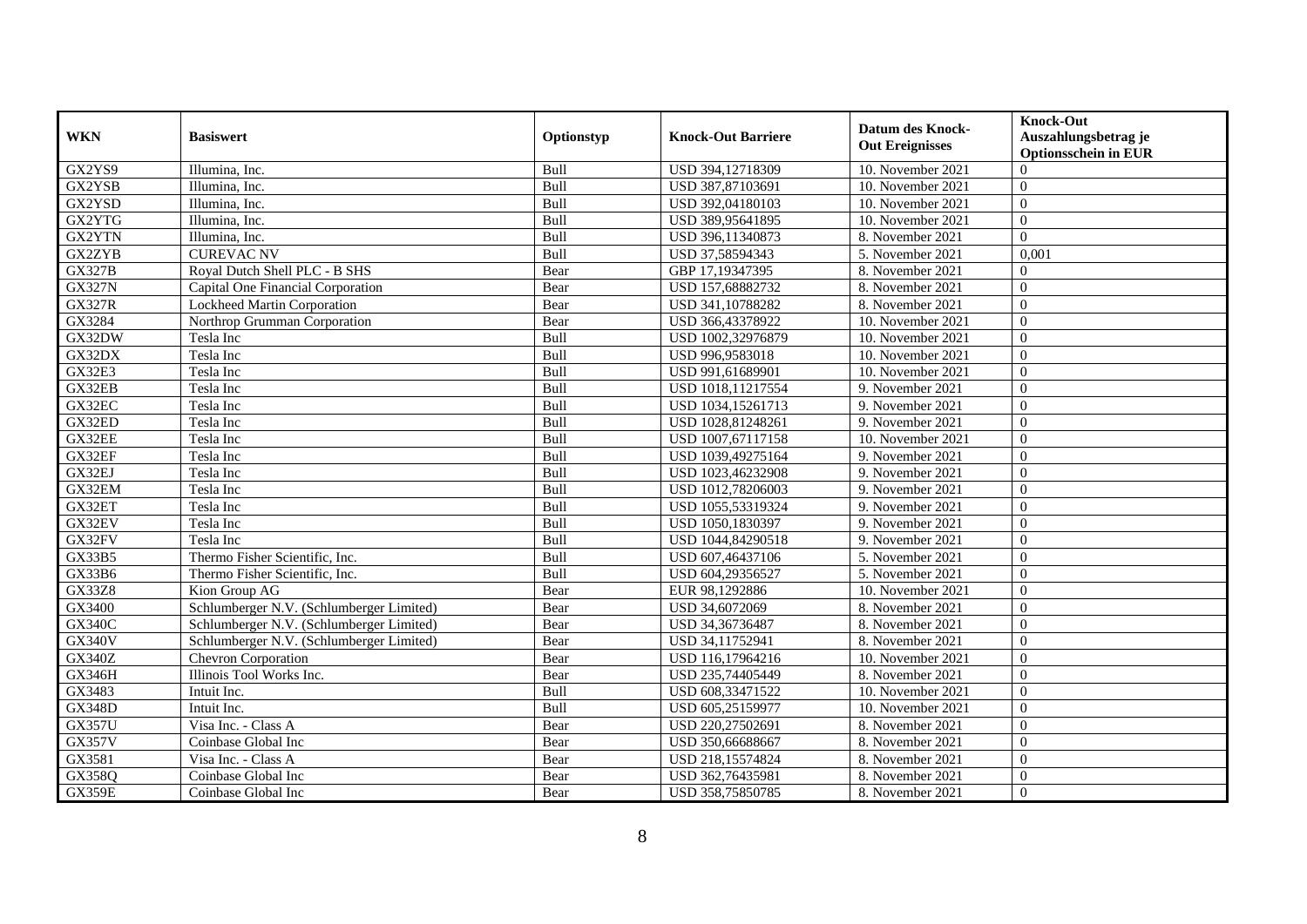| WKN | Basiswert | Optionstyp | Knock-Out Barriere | Datum des Knock-Out Ereignisses | Knock-Out Auszahlungsbetrag je Optionsschein in EUR |
|---|---|---|---|---|---|
| GX2YS9 | Illumina, Inc. | Bull | USD 394,12718309 | 10. November 2021 | 0 |
| GX2YSB | Illumina, Inc. | Bull | USD 387,87103691 | 10. November 2021 | 0 |
| GX2YSD | Illumina, Inc. | Bull | USD 392,04180103 | 10. November 2021 | 0 |
| GX2YTG | Illumina, Inc. | Bull | USD 389,95641895 | 10. November 2021 | 0 |
| GX2YTN | Illumina, Inc. | Bull | USD 396,11340873 | 8. November 2021 | 0 |
| GX2ZYB | CUREVAC NV | Bull | USD 37,58594343 | 5. November 2021 | 0,001 |
| GX327B | Royal Dutch Shell PLC - B SHS | Bear | GBP 17,19347395 | 8. November 2021 | 0 |
| GX327N | Capital One Financial Corporation | Bear | USD 157,68882732 | 8. November 2021 | 0 |
| GX327R | Lockheed Martin Corporation | Bear | USD 341,10788282 | 8. November 2021 | 0 |
| GX3284 | Northrop Grumman Corporation | Bear | USD 366,43378922 | 10. November 2021 | 0 |
| GX32DW | Tesla Inc | Bull | USD 1002,32976879 | 10. November 2021 | 0 |
| GX32DX | Tesla Inc | Bull | USD 996,9583018 | 10. November 2021 | 0 |
| GX32E3 | Tesla Inc | Bull | USD 991,61689901 | 10. November 2021 | 0 |
| GX32EB | Tesla Inc | Bull | USD 1018,11217554 | 9. November 2021 | 0 |
| GX32EC | Tesla Inc | Bull | USD 1034,15261713 | 9. November 2021 | 0 |
| GX32ED | Tesla Inc | Bull | USD 1028,81248261 | 9. November 2021 | 0 |
| GX32EE | Tesla Inc | Bull | USD 1007,67117158 | 10. November 2021 | 0 |
| GX32EF | Tesla Inc | Bull | USD 1039,49275164 | 9. November 2021 | 0 |
| GX32EJ | Tesla Inc | Bull | USD 1023,46232908 | 9. November 2021 | 0 |
| GX32EM | Tesla Inc | Bull | USD 1012,78206003 | 9. November 2021 | 0 |
| GX32ET | Tesla Inc | Bull | USD 1055,53319324 | 9. November 2021 | 0 |
| GX32EV | Tesla Inc | Bull | USD 1050,1830397 | 9. November 2021 | 0 |
| GX32FV | Tesla Inc | Bull | USD 1044,84290518 | 9. November 2021 | 0 |
| GX33B5 | Thermo Fisher Scientific, Inc. | Bull | USD 607,46437106 | 5. November 2021 | 0 |
| GX33B6 | Thermo Fisher Scientific, Inc. | Bull | USD 604,29356527 | 5. November 2021 | 0 |
| GX33Z8 | Kion Group AG | Bear | EUR 98,1292886 | 10. November 2021 | 0 |
| GX3400 | Schlumberger N.V. (Schlumberger Limited) | Bear | USD 34,6072069 | 8. November 2021 | 0 |
| GX340C | Schlumberger N.V. (Schlumberger Limited) | Bear | USD 34,36736487 | 8. November 2021 | 0 |
| GX340V | Schlumberger N.V. (Schlumberger Limited) | Bear | USD 34,11752941 | 8. November 2021 | 0 |
| GX340Z | Chevron Corporation | Bear | USD 116,17964216 | 10. November 2021 | 0 |
| GX346H | Illinois Tool Works Inc. | Bear | USD 235,74405449 | 8. November 2021 | 0 |
| GX3483 | Intuit Inc. | Bull | USD 608,33471522 | 10. November 2021 | 0 |
| GX348D | Intuit Inc. | Bull | USD 605,25159977 | 10. November 2021 | 0 |
| GX357U | Visa Inc. - Class A | Bear | USD 220,27502691 | 8. November 2021 | 0 |
| GX357V | Coinbase Global Inc | Bear | USD 350,66688667 | 8. November 2021 | 0 |
| GX3581 | Visa Inc. - Class A | Bear | USD 218,15574824 | 8. November 2021 | 0 |
| GX358Q | Coinbase Global Inc | Bear | USD 362,76435981 | 8. November 2021 | 0 |
| GX359E | Coinbase Global Inc | Bear | USD 358,75850785 | 8. November 2021 | 0 |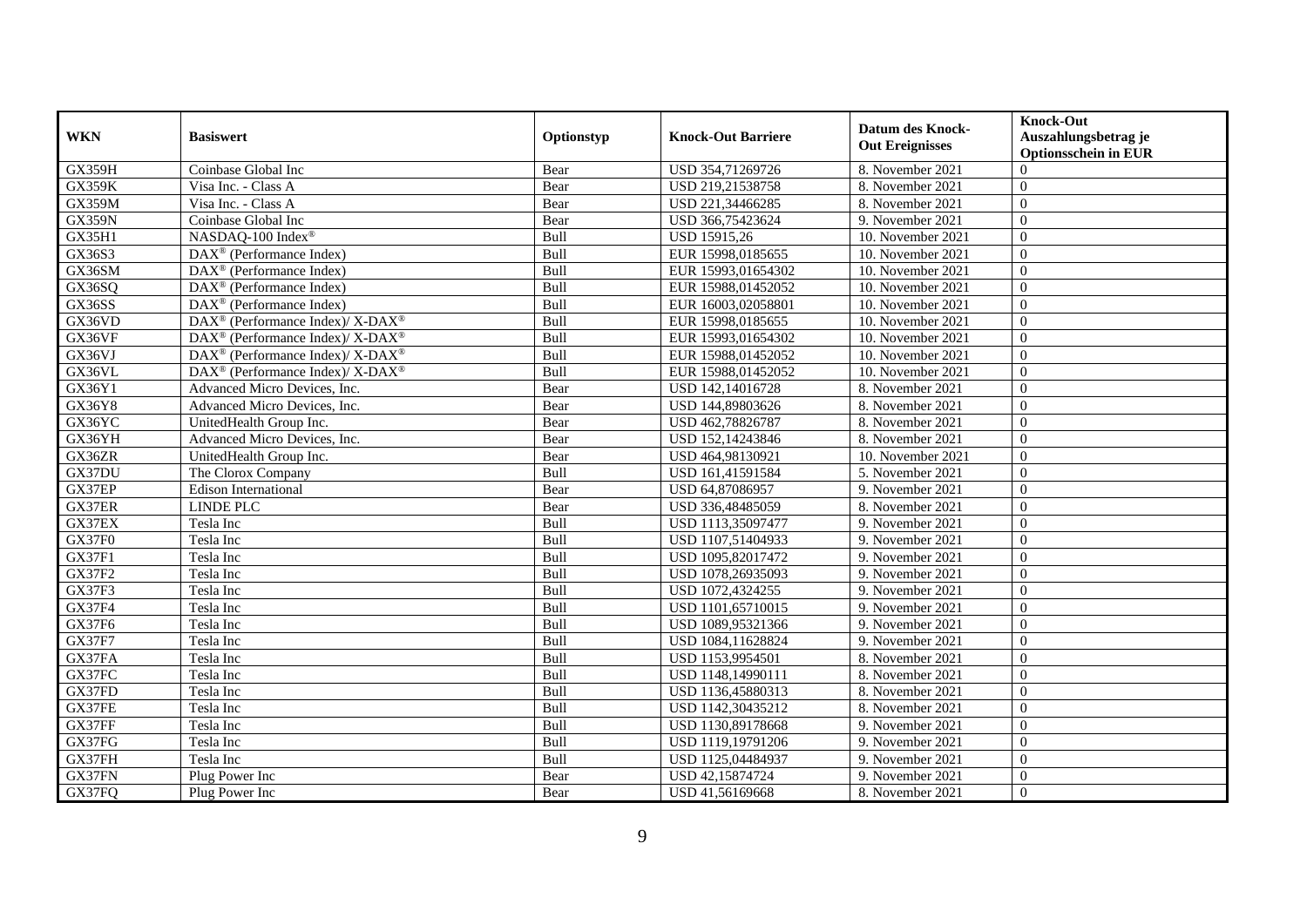| WKN | Basiswert | Optionstyp | Knock-Out Barriere | Datum des Knock-Out Ereignisses | Knock-Out Auszahlungsbetrag je Optionsschein in EUR |
|---|---|---|---|---|---|
| GX359H | Coinbase Global Inc | Bear | USD 354,71269726 | 8. November 2021 | 0 |
| GX359K | Visa Inc. - Class A | Bear | USD 219,21538758 | 8. November 2021 | 0 |
| GX359M | Visa Inc. - Class A | Bear | USD 221,34466285 | 8. November 2021 | 0 |
| GX359N | Coinbase Global Inc | Bear | USD 366,75423624 | 9. November 2021 | 0 |
| GX35H1 | NASDAQ-100 Index® | Bull | USD 15915,26 | 10. November 2021 | 0 |
| GX36S3 | DAX® (Performance Index) | Bull | EUR 15998,0185655 | 10. November 2021 | 0 |
| GX36SM | DAX® (Performance Index) | Bull | EUR 15993,01654302 | 10. November 2021 | 0 |
| GX36SQ | DAX® (Performance Index) | Bull | EUR 15988,01452052 | 10. November 2021 | 0 |
| GX36SS | DAX® (Performance Index) | Bull | EUR 16003,02058801 | 10. November 2021 | 0 |
| GX36VD | DAX® (Performance Index)/ X-DAX® | Bull | EUR 15998,0185655 | 10. November 2021 | 0 |
| GX36VF | DAX® (Performance Index)/ X-DAX® | Bull | EUR 15993,01654302 | 10. November 2021 | 0 |
| GX36VJ | DAX® (Performance Index)/ X-DAX® | Bull | EUR 15988,01452052 | 10. November 2021 | 0 |
| GX36VL | DAX® (Performance Index)/ X-DAX® | Bull | EUR 15988,01452052 | 10. November 2021 | 0 |
| GX36Y1 | Advanced Micro Devices, Inc. | Bear | USD 142,14016728 | 8. November 2021 | 0 |
| GX36Y8 | Advanced Micro Devices, Inc. | Bear | USD 144,89803626 | 8. November 2021 | 0 |
| GX36YC | UnitedHealth Group Inc. | Bear | USD 462,78826787 | 8. November 2021 | 0 |
| GX36YH | Advanced Micro Devices, Inc. | Bear | USD 152,14243846 | 8. November 2021 | 0 |
| GX36ZR | UnitedHealth Group Inc. | Bear | USD 464,98130921 | 10. November 2021 | 0 |
| GX37DU | The Clorox Company | Bull | USD 161,41591584 | 5. November 2021 | 0 |
| GX37EP | Edison International | Bear | USD 64,87086957 | 9. November 2021 | 0 |
| GX37ER | LINDE PLC | Bear | USD 336,48485059 | 8. November 2021 | 0 |
| GX37EX | Tesla Inc | Bull | USD 1113,35097477 | 9. November 2021 | 0 |
| GX37F0 | Tesla Inc | Bull | USD 1107,51404933 | 9. November 2021 | 0 |
| GX37F1 | Tesla Inc | Bull | USD 1095,82017472 | 9. November 2021 | 0 |
| GX37F2 | Tesla Inc | Bull | USD 1078,26935093 | 9. November 2021 | 0 |
| GX37F3 | Tesla Inc | Bull | USD 1072,4324255 | 9. November 2021 | 0 |
| GX37F4 | Tesla Inc | Bull | USD 1101,65710015 | 9. November 2021 | 0 |
| GX37F6 | Tesla Inc | Bull | USD 1089,95321366 | 9. November 2021 | 0 |
| GX37F7 | Tesla Inc | Bull | USD 1084,11628824 | 9. November 2021 | 0 |
| GX37FA | Tesla Inc | Bull | USD 1153,9954501 | 8. November 2021 | 0 |
| GX37FC | Tesla Inc | Bull | USD 1148,14990111 | 8. November 2021 | 0 |
| GX37FD | Tesla Inc | Bull | USD 1136,45880313 | 8. November 2021 | 0 |
| GX37FE | Tesla Inc | Bull | USD 1142,30435212 | 8. November 2021 | 0 |
| GX37FF | Tesla Inc | Bull | USD 1130,89178668 | 9. November 2021 | 0 |
| GX37FG | Tesla Inc | Bull | USD 1119,19791206 | 9. November 2021 | 0 |
| GX37FH | Tesla Inc | Bull | USD 1125,04484937 | 9. November 2021 | 0 |
| GX37FN | Plug Power Inc | Bear | USD 42,15874724 | 9. November 2021 | 0 |
| GX37FQ | Plug Power Inc | Bear | USD 41,56169668 | 8. November 2021 | 0 |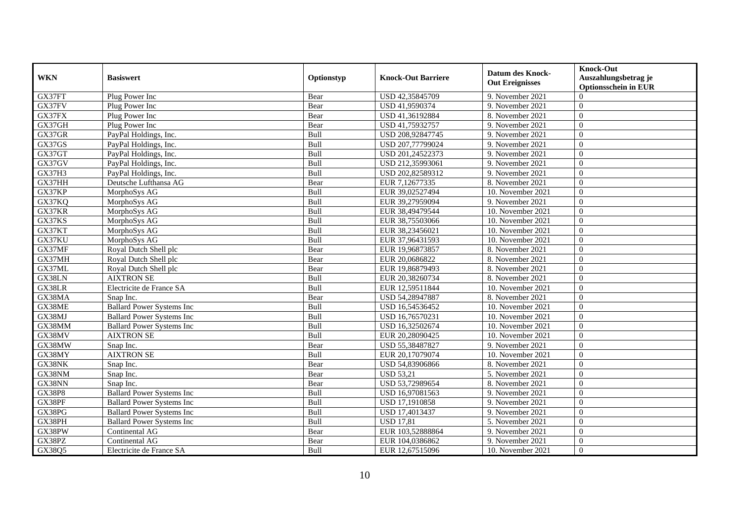| WKN | Basiswert | Optionstyp | Knock-Out Barriere | Datum des Knock-Out Ereignisses | Knock-Out Auszahlungsbetrag je Optionsschein in EUR |
|---|---|---|---|---|---|
| GX37FT | Plug Power Inc | Bear | USD 42,35845709 | 9. November 2021 | 0 |
| GX37FV | Plug Power Inc | Bear | USD 41,9590374 | 9. November 2021 | 0 |
| GX37FX | Plug Power Inc | Bear | USD 41,36192884 | 8. November 2021 | 0 |
| GX37GH | Plug Power Inc | Bear | USD 41,75932757 | 9. November 2021 | 0 |
| GX37GR | PayPal Holdings, Inc. | Bull | USD 208,92847745 | 9. November 2021 | 0 |
| GX37GS | PayPal Holdings, Inc. | Bull | USD 207,77799024 | 9. November 2021 | 0 |
| GX37GT | PayPal Holdings, Inc. | Bull | USD 201,24522373 | 9. November 2021 | 0 |
| GX37GV | PayPal Holdings, Inc. | Bull | USD 212,35993061 | 9. November 2021 | 0 |
| GX37H3 | PayPal Holdings, Inc. | Bull | USD 202,82589312 | 9. November 2021 | 0 |
| GX37HH | Deutsche Lufthansa AG | Bear | EUR 7,12677335 | 8. November 2021 | 0 |
| GX37KP | MorphoSys AG | Bull | EUR 39,02527494 | 10. November 2021 | 0 |
| GX37KQ | MorphoSys AG | Bull | EUR 39,27959094 | 9. November 2021 | 0 |
| GX37KR | MorphoSys AG | Bull | EUR 38,49479544 | 10. November 2021 | 0 |
| GX37KS | MorphoSys AG | Bull | EUR 38,75503066 | 10. November 2021 | 0 |
| GX37KT | MorphoSys AG | Bull | EUR 38,23456021 | 10. November 2021 | 0 |
| GX37KU | MorphoSys AG | Bull | EUR 37,96431593 | 10. November 2021 | 0 |
| GX37MF | Royal Dutch Shell plc | Bear | EUR 19,96873857 | 8. November 2021 | 0 |
| GX37MH | Royal Dutch Shell plc | Bear | EUR 20,0686822 | 8. November 2021 | 0 |
| GX37ML | Royal Dutch Shell plc | Bear | EUR 19,86879493 | 8. November 2021 | 0 |
| GX38LN | AIXTRON SE | Bull | EUR 20,38260734 | 8. November 2021 | 0 |
| GX38LR | Electricite de France SA | Bull | EUR 12,59511844 | 10. November 2021 | 0 |
| GX38MA | Snap Inc. | Bear | USD 54,28947887 | 8. November 2021 | 0 |
| GX38ME | Ballard Power Systems Inc | Bull | USD 16,54536452 | 10. November 2021 | 0 |
| GX38MJ | Ballard Power Systems Inc | Bull | USD 16,76570231 | 10. November 2021 | 0 |
| GX38MM | Ballard Power Systems Inc | Bull | USD 16,32502674 | 10. November 2021 | 0 |
| GX38MV | AIXTRON SE | Bull | EUR 20,28090425 | 10. November 2021 | 0 |
| GX38MW | Snap Inc. | Bear | USD 55,38487827 | 9. November 2021 | 0 |
| GX38MY | AIXTRON SE | Bull | EUR 20,17079074 | 10. November 2021 | 0 |
| GX38NK | Snap Inc. | Bear | USD 54,83906866 | 8. November 2021 | 0 |
| GX38NM | Snap Inc. | Bear | USD 53,21 | 5. November 2021 | 0 |
| GX38NN | Snap Inc. | Bear | USD 53,72989654 | 8. November 2021 | 0 |
| GX38P8 | Ballard Power Systems Inc | Bull | USD 16,97081563 | 9. November 2021 | 0 |
| GX38PF | Ballard Power Systems Inc | Bull | USD 17,1910858 | 9. November 2021 | 0 |
| GX38PG | Ballard Power Systems Inc | Bull | USD 17,4013437 | 9. November 2021 | 0 |
| GX38PH | Ballard Power Systems Inc | Bull | USD 17,81 | 5. November 2021 | 0 |
| GX38PW | Continental AG | Bear | EUR 103,52888864 | 9. November 2021 | 0 |
| GX38PZ | Continental AG | Bear | EUR 104,0386862 | 9. November 2021 | 0 |
| GX38Q5 | Electricite de France SA | Bull | EUR 12,67515096 | 10. November 2021 | 0 |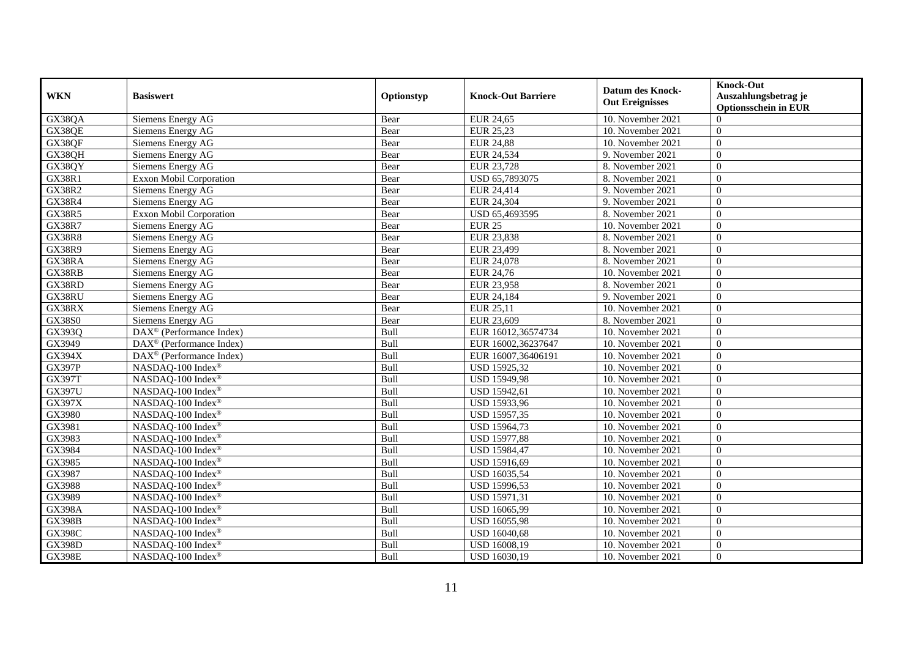| WKN | Basiswert | Optionstyp | Knock-Out Barriere | Datum des Knock-Out Ereignisses | Knock-Out Auszahlungsbetrag je Optionsschein in EUR |
|---|---|---|---|---|---|
| GX38QA | Siemens Energy AG | Bear | EUR 24,65 | 10. November 2021 | 0 |
| GX38QE | Siemens Energy AG | Bear | EUR 25,23 | 10. November 2021 | 0 |
| GX38QF | Siemens Energy AG | Bear | EUR 24,88 | 10. November 2021 | 0 |
| GX38QH | Siemens Energy AG | Bear | EUR 24,534 | 9. November 2021 | 0 |
| GX38QY | Siemens Energy AG | Bear | EUR 23,728 | 8. November 2021 | 0 |
| GX38R1 | Exxon Mobil Corporation | Bear | USD 65,7893075 | 8. November 2021 | 0 |
| GX38R2 | Siemens Energy AG | Bear | EUR 24,414 | 9. November 2021 | 0 |
| GX38R4 | Siemens Energy AG | Bear | EUR 24,304 | 9. November 2021 | 0 |
| GX38R5 | Exxon Mobil Corporation | Bear | USD 65,4693595 | 8. November 2021 | 0 |
| GX38R7 | Siemens Energy AG | Bear | EUR 25 | 10. November 2021 | 0 |
| GX38R8 | Siemens Energy AG | Bear | EUR 23,838 | 8. November 2021 | 0 |
| GX38R9 | Siemens Energy AG | Bear | EUR 23,499 | 8. November 2021 | 0 |
| GX38RA | Siemens Energy AG | Bear | EUR 24,078 | 8. November 2021 | 0 |
| GX38RB | Siemens Energy AG | Bear | EUR 24,76 | 10. November 2021 | 0 |
| GX38RD | Siemens Energy AG | Bear | EUR 23,958 | 8. November 2021 | 0 |
| GX38RU | Siemens Energy AG | Bear | EUR 24,184 | 9. November 2021 | 0 |
| GX38RX | Siemens Energy AG | Bear | EUR 25,11 | 10. November 2021 | 0 |
| GX38S0 | Siemens Energy AG | Bear | EUR 23,609 | 8. November 2021 | 0 |
| GX393Q | DAX® (Performance Index) | Bull | EUR 16012,36574734 | 10. November 2021 | 0 |
| GX3949 | DAX® (Performance Index) | Bull | EUR 16002,36237647 | 10. November 2021 | 0 |
| GX394X | DAX® (Performance Index) | Bull | EUR 16007,36406191 | 10. November 2021 | 0 |
| GX397P | NASDAQ-100 Index® | Bull | USD 15925,32 | 10. November 2021 | 0 |
| GX397T | NASDAQ-100 Index® | Bull | USD 15949,98 | 10. November 2021 | 0 |
| GX397U | NASDAQ-100 Index® | Bull | USD 15942,61 | 10. November 2021 | 0 |
| GX397X | NASDAQ-100 Index® | Bull | USD 15933,96 | 10. November 2021 | 0 |
| GX3980 | NASDAQ-100 Index® | Bull | USD 15957,35 | 10. November 2021 | 0 |
| GX3981 | NASDAQ-100 Index® | Bull | USD 15964,73 | 10. November 2021 | 0 |
| GX3983 | NASDAQ-100 Index® | Bull | USD 15977,88 | 10. November 2021 | 0 |
| GX3984 | NASDAQ-100 Index® | Bull | USD 15984,47 | 10. November 2021 | 0 |
| GX3985 | NASDAQ-100 Index® | Bull | USD 15916,69 | 10. November 2021 | 0 |
| GX3987 | NASDAQ-100 Index® | Bull | USD 16035,54 | 10. November 2021 | 0 |
| GX3988 | NASDAQ-100 Index® | Bull | USD 15996,53 | 10. November 2021 | 0 |
| GX3989 | NASDAQ-100 Index® | Bull | USD 15971,31 | 10. November 2021 | 0 |
| GX398A | NASDAQ-100 Index® | Bull | USD 16065,99 | 10. November 2021 | 0 |
| GX398B | NASDAQ-100 Index® | Bull | USD 16055,98 | 10. November 2021 | 0 |
| GX398C | NASDAQ-100 Index® | Bull | USD 16040,68 | 10. November 2021 | 0 |
| GX398D | NASDAQ-100 Index® | Bull | USD 16008,19 | 10. November 2021 | 0 |
| GX398E | NASDAQ-100 Index® | Bull | USD 16030,19 | 10. November 2021 | 0 |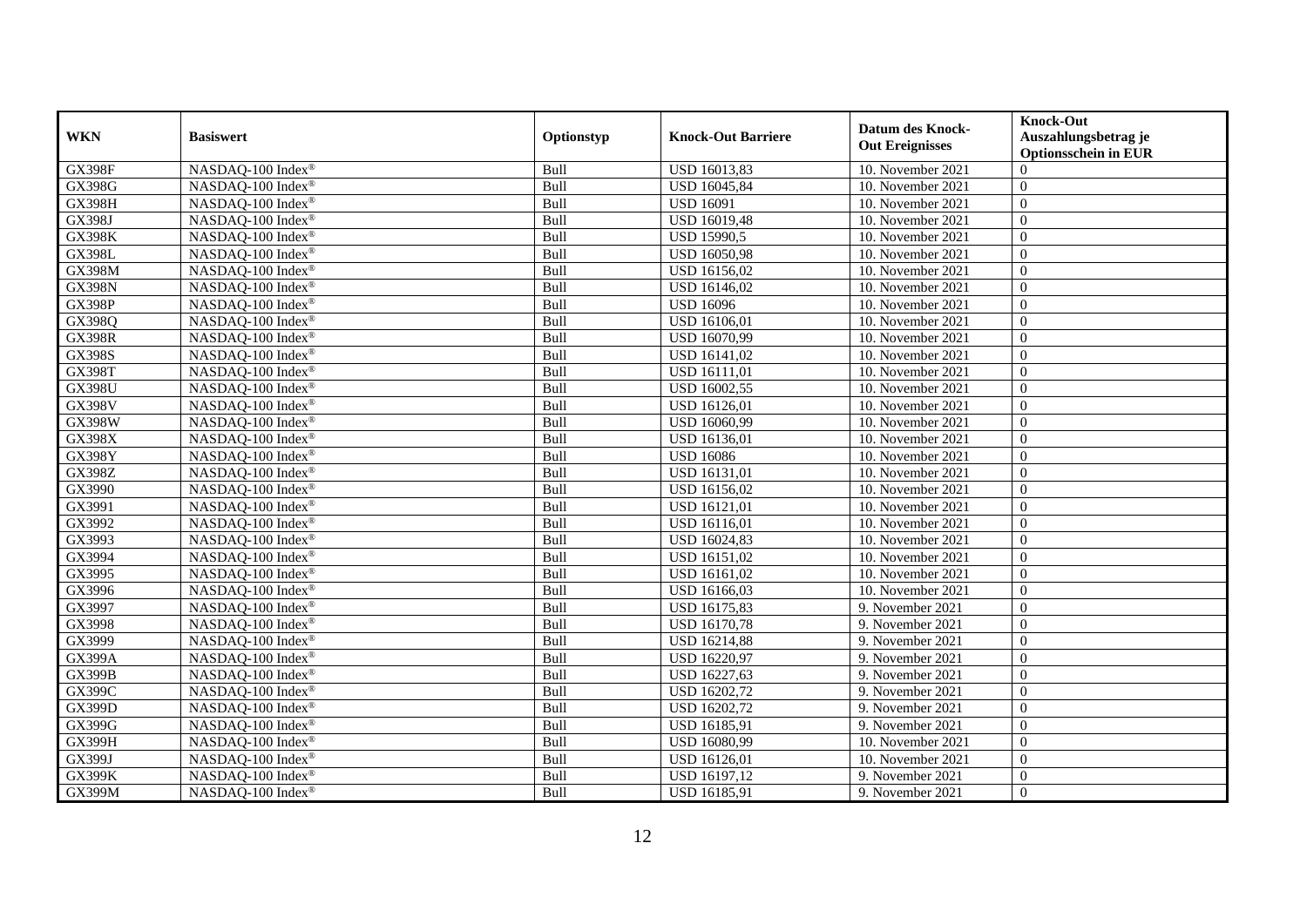| WKN | Basiswert | Optionstyp | Knock-Out Barriere | Datum des Knock-Out Ereignisses | Knock-Out Auszahlungsbetrag je Optionsschein in EUR |
|---|---|---|---|---|---|
| GX398F | NASDAQ-100 Index® | Bull | USD 16013,83 | 10. November 2021 | 0 |
| GX398G | NASDAQ-100 Index® | Bull | USD 16045,84 | 10. November 2021 | 0 |
| GX398H | NASDAQ-100 Index® | Bull | USD 16091 | 10. November 2021 | 0 |
| GX398J | NASDAQ-100 Index® | Bull | USD 16019,48 | 10. November 2021 | 0 |
| GX398K | NASDAQ-100 Index® | Bull | USD 15990,5 | 10. November 2021 | 0 |
| GX398L | NASDAQ-100 Index® | Bull | USD 16050,98 | 10. November 2021 | 0 |
| GX398M | NASDAQ-100 Index® | Bull | USD 16156,02 | 10. November 2021 | 0 |
| GX398N | NASDAQ-100 Index® | Bull | USD 16146,02 | 10. November 2021 | 0 |
| GX398P | NASDAQ-100 Index® | Bull | USD 16096 | 10. November 2021 | 0 |
| GX398Q | NASDAQ-100 Index® | Bull | USD 16106,01 | 10. November 2021 | 0 |
| GX398R | NASDAQ-100 Index® | Bull | USD 16070,99 | 10. November 2021 | 0 |
| GX398S | NASDAQ-100 Index® | Bull | USD 16141,02 | 10. November 2021 | 0 |
| GX398T | NASDAQ-100 Index® | Bull | USD 16111,01 | 10. November 2021 | 0 |
| GX398U | NASDAQ-100 Index® | Bull | USD 16002,55 | 10. November 2021 | 0 |
| GX398V | NASDAQ-100 Index® | Bull | USD 16126,01 | 10. November 2021 | 0 |
| GX398W | NASDAQ-100 Index® | Bull | USD 16060,99 | 10. November 2021 | 0 |
| GX398X | NASDAQ-100 Index® | Bull | USD 16136,01 | 10. November 2021 | 0 |
| GX398Y | NASDAQ-100 Index® | Bull | USD 16086 | 10. November 2021 | 0 |
| GX398Z | NASDAQ-100 Index® | Bull | USD 16131,01 | 10. November 2021 | 0 |
| GX3990 | NASDAQ-100 Index® | Bull | USD 16156,02 | 10. November 2021 | 0 |
| GX3991 | NASDAQ-100 Index® | Bull | USD 16121,01 | 10. November 2021 | 0 |
| GX3992 | NASDAQ-100 Index® | Bull | USD 16116,01 | 10. November 2021 | 0 |
| GX3993 | NASDAQ-100 Index® | Bull | USD 16024,83 | 10. November 2021 | 0 |
| GX3994 | NASDAQ-100 Index® | Bull | USD 16151,02 | 10. November 2021 | 0 |
| GX3995 | NASDAQ-100 Index® | Bull | USD 16161,02 | 10. November 2021 | 0 |
| GX3996 | NASDAQ-100 Index® | Bull | USD 16166,03 | 10. November 2021 | 0 |
| GX3997 | NASDAQ-100 Index® | Bull | USD 16175,83 | 9. November 2021 | 0 |
| GX3998 | NASDAQ-100 Index® | Bull | USD 16170,78 | 9. November 2021 | 0 |
| GX3999 | NASDAQ-100 Index® | Bull | USD 16214,88 | 9. November 2021 | 0 |
| GX399A | NASDAQ-100 Index® | Bull | USD 16220,97 | 9. November 2021 | 0 |
| GX399B | NASDAQ-100 Index® | Bull | USD 16227,63 | 9. November 2021 | 0 |
| GX399C | NASDAQ-100 Index® | Bull | USD 16202,72 | 9. November 2021 | 0 |
| GX399D | NASDAQ-100 Index® | Bull | USD 16202,72 | 9. November 2021 | 0 |
| GX399G | NASDAQ-100 Index® | Bull | USD 16185,91 | 9. November 2021 | 0 |
| GX399H | NASDAQ-100 Index® | Bull | USD 16080,99 | 10. November 2021 | 0 |
| GX399J | NASDAQ-100 Index® | Bull | USD 16126,01 | 10. November 2021 | 0 |
| GX399K | NASDAQ-100 Index® | Bull | USD 16197,12 | 9. November 2021 | 0 |
| GX399M | NASDAQ-100 Index® | Bull | USD 16185,91 | 9. November 2021 | 0 |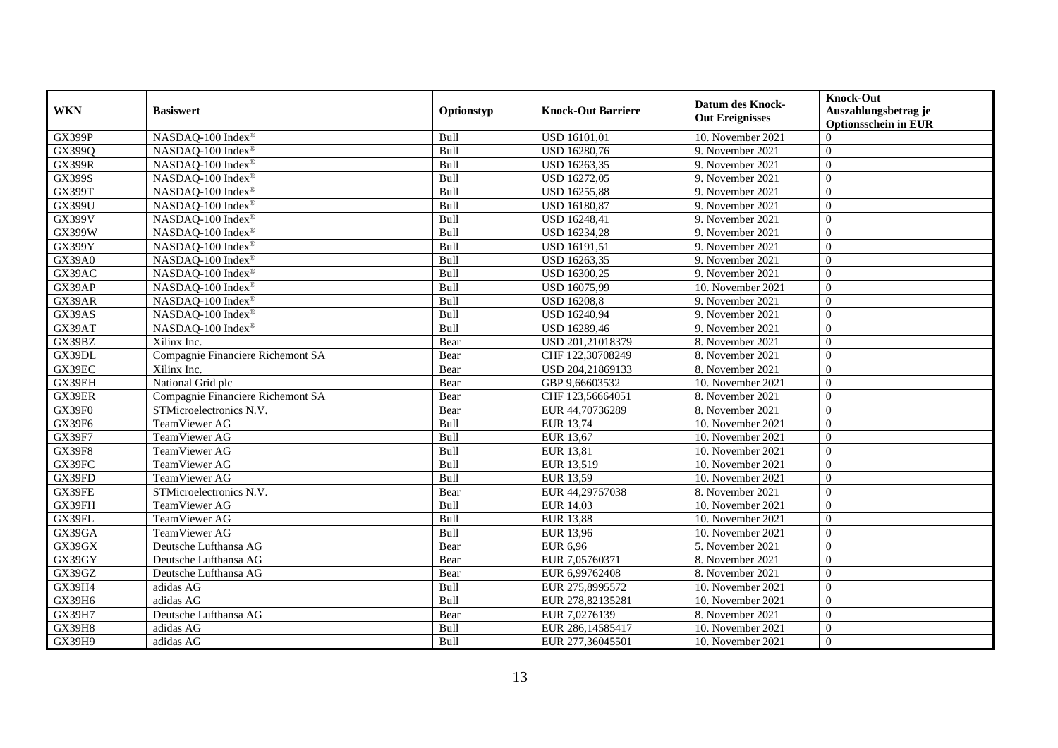| WKN | Basiswert | Optionstyp | Knock-Out Barriere | Datum des Knock-Out Ereignisses | Knock-Out Auszahlungsbetrag je Optionsschein in EUR |
|---|---|---|---|---|---|
| GX399P | NASDAQ-100 Index® | Bull | USD 16101,01 | 10. November 2021 | 0 |
| GX399Q | NASDAQ-100 Index® | Bull | USD 16280,76 | 9. November 2021 | 0 |
| GX399R | NASDAQ-100 Index® | Bull | USD 16263,35 | 9. November 2021 | 0 |
| GX399S | NASDAQ-100 Index® | Bull | USD 16272,05 | 9. November 2021 | 0 |
| GX399T | NASDAQ-100 Index® | Bull | USD 16255,88 | 9. November 2021 | 0 |
| GX399U | NASDAQ-100 Index® | Bull | USD 16180,87 | 9. November 2021 | 0 |
| GX399V | NASDAQ-100 Index® | Bull | USD 16248,41 | 9. November 2021 | 0 |
| GX399W | NASDAQ-100 Index® | Bull | USD 16234,28 | 9. November 2021 | 0 |
| GX399Y | NASDAQ-100 Index® | Bull | USD 16191,51 | 9. November 2021 | 0 |
| GX39A0 | NASDAQ-100 Index® | Bull | USD 16263,35 | 9. November 2021 | 0 |
| GX39AC | NASDAQ-100 Index® | Bull | USD 16300,25 | 9. November 2021 | 0 |
| GX39AP | NASDAQ-100 Index® | Bull | USD 16075,99 | 10. November 2021 | 0 |
| GX39AR | NASDAQ-100 Index® | Bull | USD 16208,8 | 9. November 2021 | 0 |
| GX39AS | NASDAQ-100 Index® | Bull | USD 16240,94 | 9. November 2021 | 0 |
| GX39AT | NASDAQ-100 Index® | Bull | USD 16289,46 | 9. November 2021 | 0 |
| GX39BZ | Xilinx Inc. | Bear | USD 201,21018379 | 8. November 2021 | 0 |
| GX39DL | Compagnie Financiere Richemont SA | Bear | CHF 122,30708249 | 8. November 2021 | 0 |
| GX39EC | Xilinx Inc. | Bear | USD 204,21869133 | 8. November 2021 | 0 |
| GX39EH | National Grid plc | Bear | GBP 9,66603532 | 10. November 2021 | 0 |
| GX39ER | Compagnie Financiere Richemont SA | Bear | CHF 123,56664051 | 8. November 2021 | 0 |
| GX39F0 | STMicroelectronics N.V. | Bear | EUR 44,70736289 | 8. November 2021 | 0 |
| GX39F6 | TeamViewer AG | Bull | EUR 13,74 | 10. November 2021 | 0 |
| GX39F7 | TeamViewer AG | Bull | EUR 13,67 | 10. November 2021 | 0 |
| GX39F8 | TeamViewer AG | Bull | EUR 13,81 | 10. November 2021 | 0 |
| GX39FC | TeamViewer AG | Bull | EUR 13,519 | 10. November 2021 | 0 |
| GX39FD | TeamViewer AG | Bull | EUR 13,59 | 10. November 2021 | 0 |
| GX39FE | STMicroelectronics N.V. | Bear | EUR 44,29757038 | 8. November 2021 | 0 |
| GX39FH | TeamViewer AG | Bull | EUR 14,03 | 10. November 2021 | 0 |
| GX39FL | TeamViewer AG | Bull | EUR 13,88 | 10. November 2021 | 0 |
| GX39GA | TeamViewer AG | Bull | EUR 13,96 | 10. November 2021 | 0 |
| GX39GX | Deutsche Lufthansa AG | Bear | EUR 6,96 | 5. November 2021 | 0 |
| GX39GY | Deutsche Lufthansa AG | Bear | EUR 7,05760371 | 8. November 2021 | 0 |
| GX39GZ | Deutsche Lufthansa AG | Bear | EUR 6,99762408 | 8. November 2021 | 0 |
| GX39H4 | adidas AG | Bull | EUR 275,8995572 | 10. November 2021 | 0 |
| GX39H6 | adidas AG | Bull | EUR 278,82135281 | 10. November 2021 | 0 |
| GX39H7 | Deutsche Lufthansa AG | Bear | EUR 7,0276139 | 8. November 2021 | 0 |
| GX39H8 | adidas AG | Bull | EUR 286,14585417 | 10. November 2021 | 0 |
| GX39H9 | adidas AG | Bull | EUR 277,36045501 | 10. November 2021 | 0 |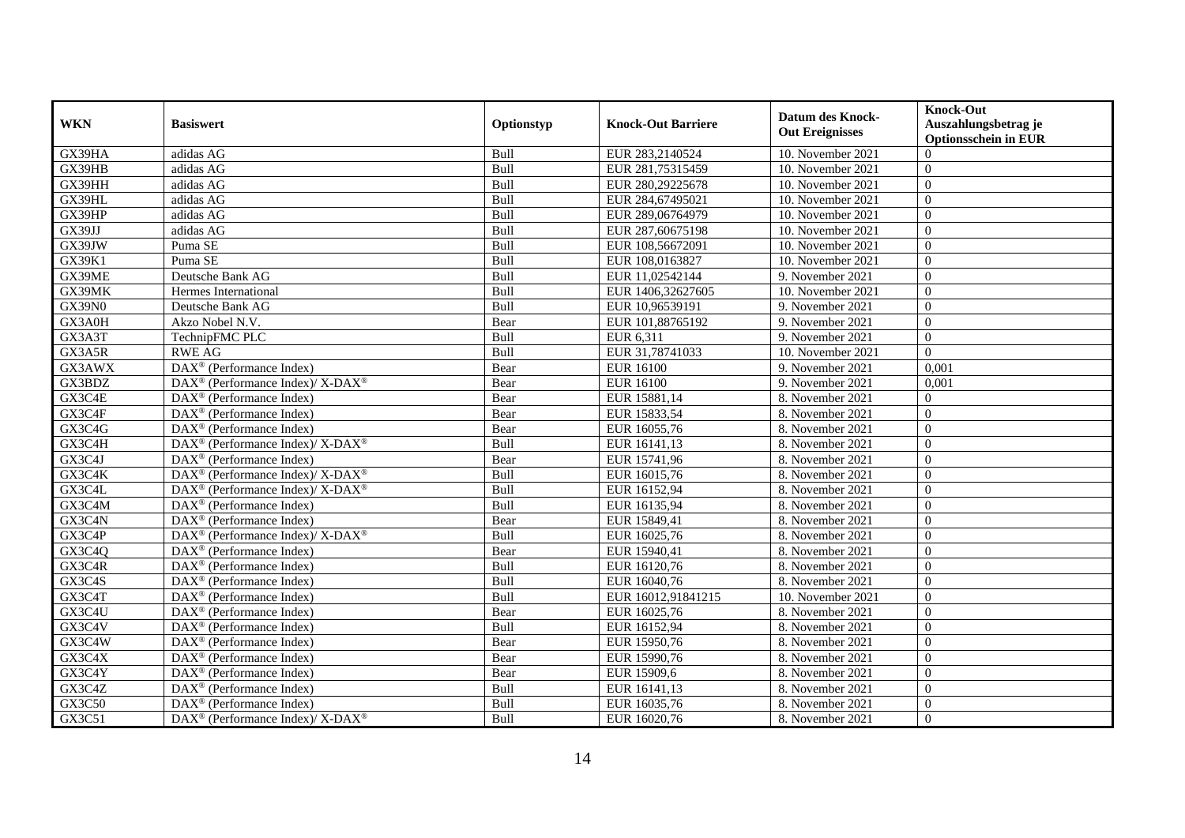| WKN | Basiswert | Optionstyp | Knock-Out Barriere | Datum des Knock-Out Ereignisses | Knock-Out Auszahlungsbetrag je Optionsschein in EUR |
|---|---|---|---|---|---|
| GX39HA | adidas AG | Bull | EUR 283,2140524 | 10. November 2021 | 0 |
| GX39HB | adidas AG | Bull | EUR 281,75315459 | 10. November 2021 | 0 |
| GX39HH | adidas AG | Bull | EUR 280,29225678 | 10. November 2021 | 0 |
| GX39HL | adidas AG | Bull | EUR 284,67495021 | 10. November 2021 | 0 |
| GX39HP | adidas AG | Bull | EUR 289,06764979 | 10. November 2021 | 0 |
| GX39JJ | adidas AG | Bull | EUR 287,60675198 | 10. November 2021 | 0 |
| GX39JW | Puma SE | Bull | EUR 108,56672091 | 10. November 2021 | 0 |
| GX39K1 | Puma SE | Bull | EUR 108,0163827 | 10. November 2021 | 0 |
| GX39ME | Deutsche Bank AG | Bull | EUR 11,02542144 | 9. November 2021 | 0 |
| GX39MK | Hermes International | Bull | EUR 1406,32627605 | 10. November 2021 | 0 |
| GX39N0 | Deutsche Bank AG | Bull | EUR 10,96539191 | 9. November 2021 | 0 |
| GX3A0H | Akzo Nobel N.V. | Bear | EUR 101,88765192 | 9. November 2021 | 0 |
| GX3A3T | TechnipFMC PLC | Bull | EUR 6,311 | 9. November 2021 | 0 |
| GX3A5R | RWE AG | Bull | EUR 31,78741033 | 10. November 2021 | 0 |
| GX3AWX | DAX® (Performance Index) | Bear | EUR 16100 | 9. November 2021 | 0,001 |
| GX3BDZ | DAX® (Performance Index)/ X-DAX® | Bear | EUR 16100 | 9. November 2021 | 0,001 |
| GX3C4E | DAX® (Performance Index) | Bear | EUR 15881,14 | 8. November 2021 | 0 |
| GX3C4F | DAX® (Performance Index) | Bear | EUR 15833,54 | 8. November 2021 | 0 |
| GX3C4G | DAX® (Performance Index) | Bear | EUR 16055,76 | 8. November 2021 | 0 |
| GX3C4H | DAX® (Performance Index)/ X-DAX® | Bull | EUR 16141,13 | 8. November 2021 | 0 |
| GX3C4J | DAX® (Performance Index) | Bear | EUR 15741,96 | 8. November 2021 | 0 |
| GX3C4K | DAX® (Performance Index)/ X-DAX® | Bull | EUR 16015,76 | 8. November 2021 | 0 |
| GX3C4L | DAX® (Performance Index)/ X-DAX® | Bull | EUR 16152,94 | 8. November 2021 | 0 |
| GX3C4M | DAX® (Performance Index) | Bull | EUR 16135,94 | 8. November 2021 | 0 |
| GX3C4N | DAX® (Performance Index) | Bear | EUR 15849,41 | 8. November 2021 | 0 |
| GX3C4P | DAX® (Performance Index)/ X-DAX® | Bull | EUR 16025,76 | 8. November 2021 | 0 |
| GX3C4Q | DAX® (Performance Index) | Bear | EUR 15940,41 | 8. November 2021 | 0 |
| GX3C4R | DAX® (Performance Index) | Bull | EUR 16120,76 | 8. November 2021 | 0 |
| GX3C4S | DAX® (Performance Index) | Bull | EUR 16040,76 | 8. November 2021 | 0 |
| GX3C4T | DAX® (Performance Index) | Bull | EUR 16012,91841215 | 10. November 2021 | 0 |
| GX3C4U | DAX® (Performance Index) | Bear | EUR 16025,76 | 8. November 2021 | 0 |
| GX3C4V | DAX® (Performance Index) | Bull | EUR 16152,94 | 8. November 2021 | 0 |
| GX3C4W | DAX® (Performance Index) | Bear | EUR 15950,76 | 8. November 2021 | 0 |
| GX3C4X | DAX® (Performance Index) | Bear | EUR 15990,76 | 8. November 2021 | 0 |
| GX3C4Y | DAX® (Performance Index) | Bear | EUR 15909,6 | 8. November 2021 | 0 |
| GX3C4Z | DAX® (Performance Index) | Bull | EUR 16141,13 | 8. November 2021 | 0 |
| GX3C50 | DAX® (Performance Index) | Bull | EUR 16035,76 | 8. November 2021 | 0 |
| GX3C51 | DAX® (Performance Index)/ X-DAX® | Bull | EUR 16020,76 | 8. November 2021 | 0 |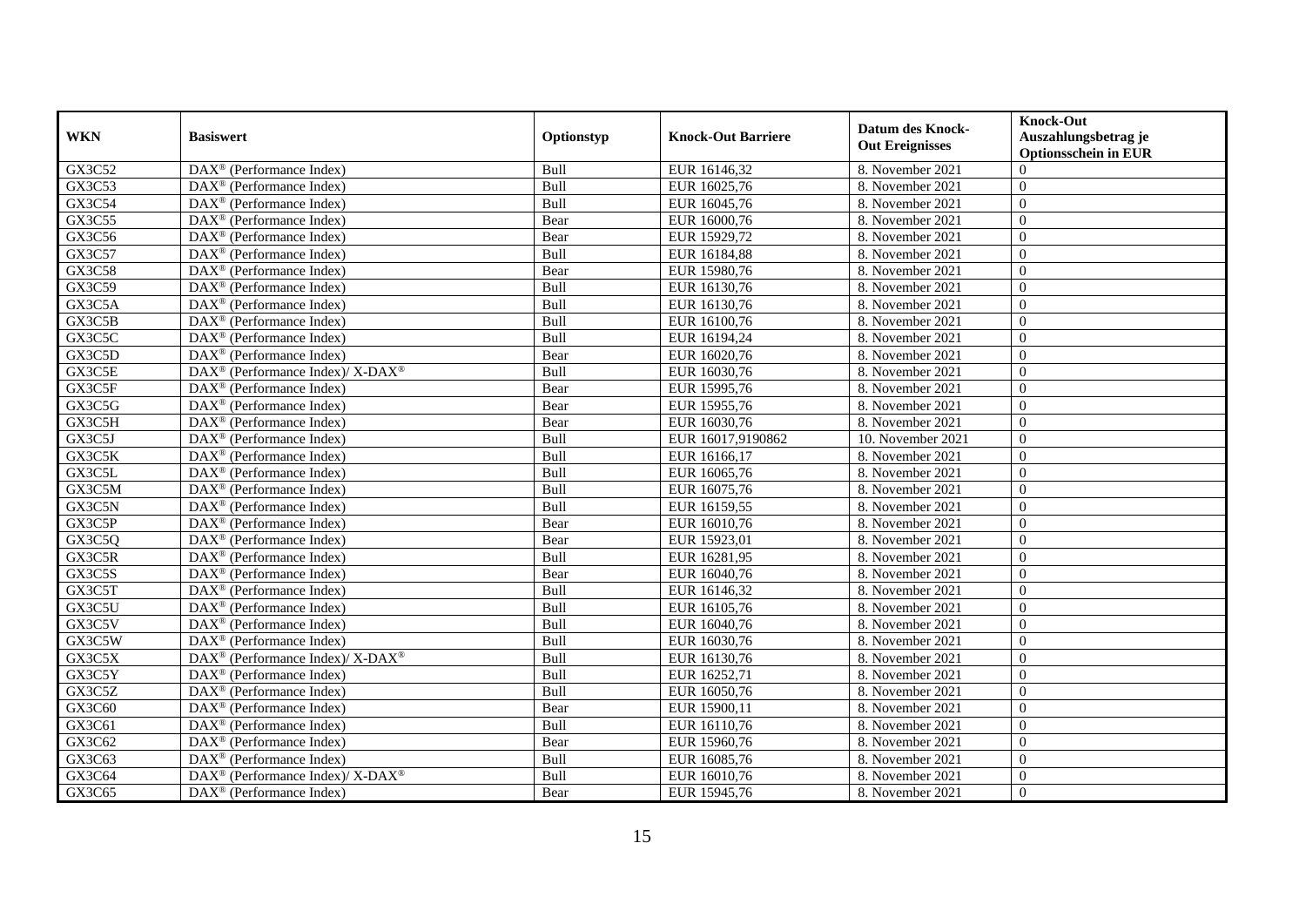| WKN | Basiswert | Optionstyp | Knock-Out Barriere | Datum des Knock-Out Ereignisses | Knock-Out Auszahlungsbetrag je Optionsschein in EUR |
|---|---|---|---|---|---|
| GX3C52 | DAX® (Performance Index) | Bull | EUR 16146,32 | 8. November 2021 | 0 |
| GX3C53 | DAX® (Performance Index) | Bull | EUR 16025,76 | 8. November 2021 | 0 |
| GX3C54 | DAX® (Performance Index) | Bull | EUR 16045,76 | 8. November 2021 | 0 |
| GX3C55 | DAX® (Performance Index) | Bear | EUR 16000,76 | 8. November 2021 | 0 |
| GX3C56 | DAX® (Performance Index) | Bear | EUR 15929,72 | 8. November 2021 | 0 |
| GX3C57 | DAX® (Performance Index) | Bull | EUR 16184,88 | 8. November 2021 | 0 |
| GX3C58 | DAX® (Performance Index) | Bear | EUR 15980,76 | 8. November 2021 | 0 |
| GX3C59 | DAX® (Performance Index) | Bull | EUR 16130,76 | 8. November 2021 | 0 |
| GX3C5A | DAX® (Performance Index) | Bull | EUR 16130,76 | 8. November 2021 | 0 |
| GX3C5B | DAX® (Performance Index) | Bull | EUR 16100,76 | 8. November 2021 | 0 |
| GX3C5C | DAX® (Performance Index) | Bull | EUR 16194,24 | 8. November 2021 | 0 |
| GX3C5D | DAX® (Performance Index) | Bear | EUR 16020,76 | 8. November 2021 | 0 |
| GX3C5E | DAX® (Performance Index)/ X-DAX® | Bull | EUR 16030,76 | 8. November 2021 | 0 |
| GX3C5F | DAX® (Performance Index) | Bear | EUR 15995,76 | 8. November 2021 | 0 |
| GX3C5G | DAX® (Performance Index) | Bear | EUR 15955,76 | 8. November 2021 | 0 |
| GX3C5H | DAX® (Performance Index) | Bear | EUR 16030,76 | 8. November 2021 | 0 |
| GX3C5J | DAX® (Performance Index) | Bull | EUR 16017,9190862 | 10. November 2021 | 0 |
| GX3C5K | DAX® (Performance Index) | Bull | EUR 16166,17 | 8. November 2021 | 0 |
| GX3C5L | DAX® (Performance Index) | Bull | EUR 16065,76 | 8. November 2021 | 0 |
| GX3C5M | DAX® (Performance Index) | Bull | EUR 16075,76 | 8. November 2021 | 0 |
| GX3C5N | DAX® (Performance Index) | Bull | EUR 16159,55 | 8. November 2021 | 0 |
| GX3C5P | DAX® (Performance Index) | Bear | EUR 16010,76 | 8. November 2021 | 0 |
| GX3C5Q | DAX® (Performance Index) | Bear | EUR 15923,01 | 8. November 2021 | 0 |
| GX3C5R | DAX® (Performance Index) | Bull | EUR 16281,95 | 8. November 2021 | 0 |
| GX3C5S | DAX® (Performance Index) | Bear | EUR 16040,76 | 8. November 2021 | 0 |
| GX3C5T | DAX® (Performance Index) | Bull | EUR 16146,32 | 8. November 2021 | 0 |
| GX3C5U | DAX® (Performance Index) | Bull | EUR 16105,76 | 8. November 2021 | 0 |
| GX3C5V | DAX® (Performance Index) | Bull | EUR 16040,76 | 8. November 2021 | 0 |
| GX3C5W | DAX® (Performance Index) | Bull | EUR 16030,76 | 8. November 2021 | 0 |
| GX3C5X | DAX® (Performance Index)/ X-DAX® | Bull | EUR 16130,76 | 8. November 2021 | 0 |
| GX3C5Y | DAX® (Performance Index) | Bull | EUR 16252,71 | 8. November 2021 | 0 |
| GX3C5Z | DAX® (Performance Index) | Bull | EUR 16050,76 | 8. November 2021 | 0 |
| GX3C60 | DAX® (Performance Index) | Bear | EUR 15900,11 | 8. November 2021 | 0 |
| GX3C61 | DAX® (Performance Index) | Bull | EUR 16110,76 | 8. November 2021 | 0 |
| GX3C62 | DAX® (Performance Index) | Bear | EUR 15960,76 | 8. November 2021 | 0 |
| GX3C63 | DAX® (Performance Index) | Bull | EUR 16085,76 | 8. November 2021 | 0 |
| GX3C64 | DAX® (Performance Index)/ X-DAX® | Bull | EUR 16010,76 | 8. November 2021 | 0 |
| GX3C65 | DAX® (Performance Index) | Bear | EUR 15945,76 | 8. November 2021 | 0 |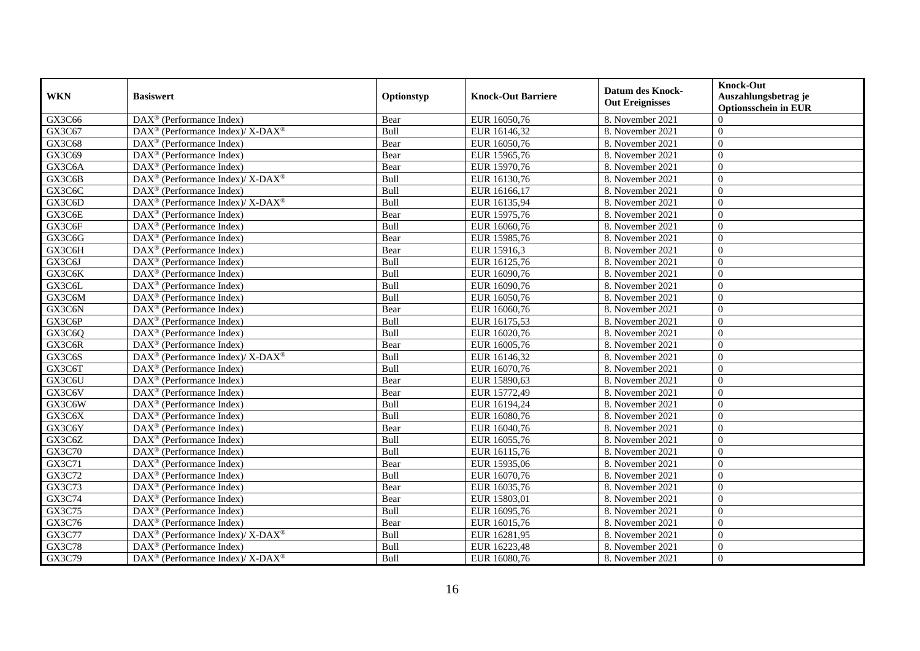| WKN | Basiswert | Optionstyp | Knock-Out Barriere | Datum des Knock-Out Ereignisses | Knock-Out Auszahlungsbetrag je Optionsschein in EUR |
|---|---|---|---|---|---|
| GX3C66 | DAX® (Performance Index) | Bear | EUR 16050,76 | 8. November 2021 | 0 |
| GX3C67 | DAX® (Performance Index)/ X-DAX® | Bull | EUR 16146,32 | 8. November 2021 | 0 |
| GX3C68 | DAX® (Performance Index) | Bear | EUR 16050,76 | 8. November 2021 | 0 |
| GX3C69 | DAX® (Performance Index) | Bear | EUR 15965,76 | 8. November 2021 | 0 |
| GX3C6A | DAX® (Performance Index) | Bear | EUR 15970,76 | 8. November 2021 | 0 |
| GX3C6B | DAX® (Performance Index)/ X-DAX® | Bull | EUR 16130,76 | 8. November 2021 | 0 |
| GX3C6C | DAX® (Performance Index) | Bull | EUR 16166,17 | 8. November 2021 | 0 |
| GX3C6D | DAX® (Performance Index)/ X-DAX® | Bull | EUR 16135,94 | 8. November 2021 | 0 |
| GX3C6E | DAX® (Performance Index) | Bear | EUR 15975,76 | 8. November 2021 | 0 |
| GX3C6F | DAX® (Performance Index) | Bull | EUR 16060,76 | 8. November 2021 | 0 |
| GX3C6G | DAX® (Performance Index) | Bear | EUR 15985,76 | 8. November 2021 | 0 |
| GX3C6H | DAX® (Performance Index) | Bear | EUR 15916,3 | 8. November 2021 | 0 |
| GX3C6J | DAX® (Performance Index) | Bull | EUR 16125,76 | 8. November 2021 | 0 |
| GX3C6K | DAX® (Performance Index) | Bull | EUR 16090,76 | 8. November 2021 | 0 |
| GX3C6L | DAX® (Performance Index) | Bull | EUR 16090,76 | 8. November 2021 | 0 |
| GX3C6M | DAX® (Performance Index) | Bull | EUR 16050,76 | 8. November 2021 | 0 |
| GX3C6N | DAX® (Performance Index) | Bear | EUR 16060,76 | 8. November 2021 | 0 |
| GX3C6P | DAX® (Performance Index) | Bull | EUR 16175,53 | 8. November 2021 | 0 |
| GX3C6Q | DAX® (Performance Index) | Bull | EUR 16020,76 | 8. November 2021 | 0 |
| GX3C6R | DAX® (Performance Index) | Bear | EUR 16005,76 | 8. November 2021 | 0 |
| GX3C6S | DAX® (Performance Index)/ X-DAX® | Bull | EUR 16146,32 | 8. November 2021 | 0 |
| GX3C6T | DAX® (Performance Index) | Bull | EUR 16070,76 | 8. November 2021 | 0 |
| GX3C6U | DAX® (Performance Index) | Bear | EUR 15890,63 | 8. November 2021 | 0 |
| GX3C6V | DAX® (Performance Index) | Bear | EUR 15772,49 | 8. November 2021 | 0 |
| GX3C6W | DAX® (Performance Index) | Bull | EUR 16194,24 | 8. November 2021 | 0 |
| GX3C6X | DAX® (Performance Index) | Bull | EUR 16080,76 | 8. November 2021 | 0 |
| GX3C6Y | DAX® (Performance Index) | Bear | EUR 16040,76 | 8. November 2021 | 0 |
| GX3C6Z | DAX® (Performance Index) | Bull | EUR 16055,76 | 8. November 2021 | 0 |
| GX3C70 | DAX® (Performance Index) | Bull | EUR 16115,76 | 8. November 2021 | 0 |
| GX3C71 | DAX® (Performance Index) | Bear | EUR 15935,06 | 8. November 2021 | 0 |
| GX3C72 | DAX® (Performance Index) | Bull | EUR 16070,76 | 8. November 2021 | 0 |
| GX3C73 | DAX® (Performance Index) | Bear | EUR 16035,76 | 8. November 2021 | 0 |
| GX3C74 | DAX® (Performance Index) | Bear | EUR 15803,01 | 8. November 2021 | 0 |
| GX3C75 | DAX® (Performance Index) | Bull | EUR 16095,76 | 8. November 2021 | 0 |
| GX3C76 | DAX® (Performance Index) | Bear | EUR 16015,76 | 8. November 2021 | 0 |
| GX3C77 | DAX® (Performance Index)/ X-DAX® | Bull | EUR 16281,95 | 8. November 2021 | 0 |
| GX3C78 | DAX® (Performance Index) | Bull | EUR 16223,48 | 8. November 2021 | 0 |
| GX3C79 | DAX® (Performance Index)/ X-DAX® | Bull | EUR 16080,76 | 8. November 2021 | 0 |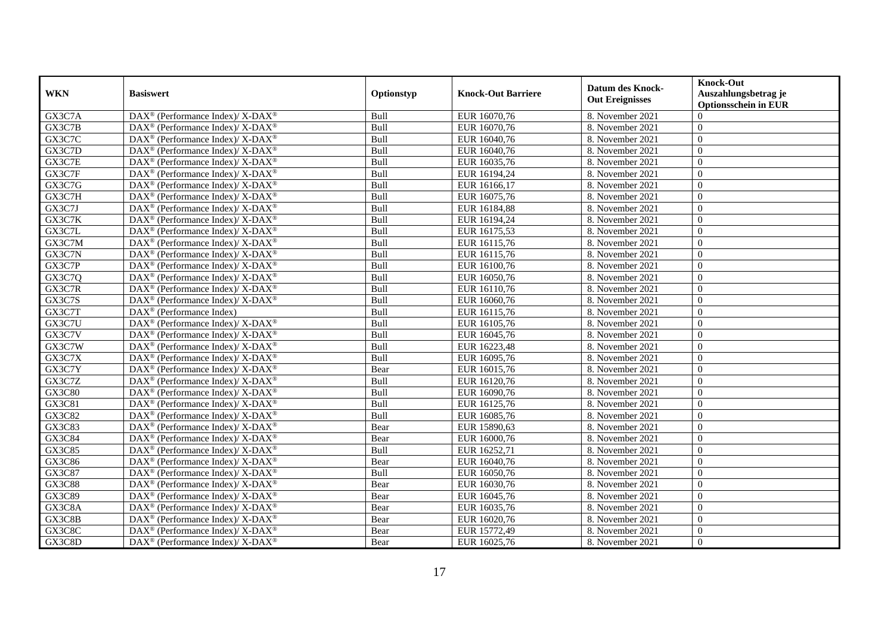| WKN | Basiswert | Optionstyp | Knock-Out Barriere | Datum des Knock-Out Ereignisses | Knock-Out Auszahlungsbetrag je Optionsschein in EUR |
|---|---|---|---|---|---|
| GX3C7A | DAX® (Performance Index)/ X-DAX® | Bull | EUR 16070,76 | 8. November 2021 | 0 |
| GX3C7B | DAX® (Performance Index)/ X-DAX® | Bull | EUR 16070,76 | 8. November 2021 | 0 |
| GX3C7C | DAX® (Performance Index)/ X-DAX® | Bull | EUR 16040,76 | 8. November 2021 | 0 |
| GX3C7D | DAX® (Performance Index)/ X-DAX® | Bull | EUR 16040,76 | 8. November 2021 | 0 |
| GX3C7E | DAX® (Performance Index)/ X-DAX® | Bull | EUR 16035,76 | 8. November 2021 | 0 |
| GX3C7F | DAX® (Performance Index)/ X-DAX® | Bull | EUR 16194,24 | 8. November 2021 | 0 |
| GX3C7G | DAX® (Performance Index)/ X-DAX® | Bull | EUR 16166,17 | 8. November 2021 | 0 |
| GX3C7H | DAX® (Performance Index)/ X-DAX® | Bull | EUR 16075,76 | 8. November 2021 | 0 |
| GX3C7J | DAX® (Performance Index)/ X-DAX® | Bull | EUR 16184,88 | 8. November 2021 | 0 |
| GX3C7K | DAX® (Performance Index)/ X-DAX® | Bull | EUR 16194,24 | 8. November 2021 | 0 |
| GX3C7L | DAX® (Performance Index)/ X-DAX® | Bull | EUR 16175,53 | 8. November 2021 | 0 |
| GX3C7M | DAX® (Performance Index)/ X-DAX® | Bull | EUR 16115,76 | 8. November 2021 | 0 |
| GX3C7N | DAX® (Performance Index)/ X-DAX® | Bull | EUR 16115,76 | 8. November 2021 | 0 |
| GX3C7P | DAX® (Performance Index)/ X-DAX® | Bull | EUR 16100,76 | 8. November 2021 | 0 |
| GX3C7Q | DAX® (Performance Index)/ X-DAX® | Bull | EUR 16050,76 | 8. November 2021 | 0 |
| GX3C7R | DAX® (Performance Index)/ X-DAX® | Bull | EUR 16110,76 | 8. November 2021 | 0 |
| GX3C7S | DAX® (Performance Index)/ X-DAX® | Bull | EUR 16060,76 | 8. November 2021 | 0 |
| GX3C7T | DAX® (Performance Index) | Bull | EUR 16115,76 | 8. November 2021 | 0 |
| GX3C7U | DAX® (Performance Index)/ X-DAX® | Bull | EUR 16105,76 | 8. November 2021 | 0 |
| GX3C7V | DAX® (Performance Index)/ X-DAX® | Bull | EUR 16045,76 | 8. November 2021 | 0 |
| GX3C7W | DAX® (Performance Index)/ X-DAX® | Bull | EUR 16223,48 | 8. November 2021 | 0 |
| GX3C7X | DAX® (Performance Index)/ X-DAX® | Bull | EUR 16095,76 | 8. November 2021 | 0 |
| GX3C7Y | DAX® (Performance Index)/ X-DAX® | Bear | EUR 16015,76 | 8. November 2021 | 0 |
| GX3C7Z | DAX® (Performance Index)/ X-DAX® | Bull | EUR 16120,76 | 8. November 2021 | 0 |
| GX3C80 | DAX® (Performance Index)/ X-DAX® | Bull | EUR 16090,76 | 8. November 2021 | 0 |
| GX3C81 | DAX® (Performance Index)/ X-DAX® | Bull | EUR 16125,76 | 8. November 2021 | 0 |
| GX3C82 | DAX® (Performance Index)/ X-DAX® | Bull | EUR 16085,76 | 8. November 2021 | 0 |
| GX3C83 | DAX® (Performance Index)/ X-DAX® | Bear | EUR 15890,63 | 8. November 2021 | 0 |
| GX3C84 | DAX® (Performance Index)/ X-DAX® | Bear | EUR 16000,76 | 8. November 2021 | 0 |
| GX3C85 | DAX® (Performance Index)/ X-DAX® | Bull | EUR 16252,71 | 8. November 2021 | 0 |
| GX3C86 | DAX® (Performance Index)/ X-DAX® | Bear | EUR 16040,76 | 8. November 2021 | 0 |
| GX3C87 | DAX® (Performance Index)/ X-DAX® | Bull | EUR 16050,76 | 8. November 2021 | 0 |
| GX3C88 | DAX® (Performance Index)/ X-DAX® | Bear | EUR 16030,76 | 8. November 2021 | 0 |
| GX3C89 | DAX® (Performance Index)/ X-DAX® | Bear | EUR 16045,76 | 8. November 2021 | 0 |
| GX3C8A | DAX® (Performance Index)/ X-DAX® | Bear | EUR 16035,76 | 8. November 2021 | 0 |
| GX3C8B | DAX® (Performance Index)/ X-DAX® | Bear | EUR 16020,76 | 8. November 2021 | 0 |
| GX3C8C | DAX® (Performance Index)/ X-DAX® | Bear | EUR 15772,49 | 8. November 2021 | 0 |
| GX3C8D | DAX® (Performance Index)/ X-DAX® | Bear | EUR 16025,76 | 8. November 2021 | 0 |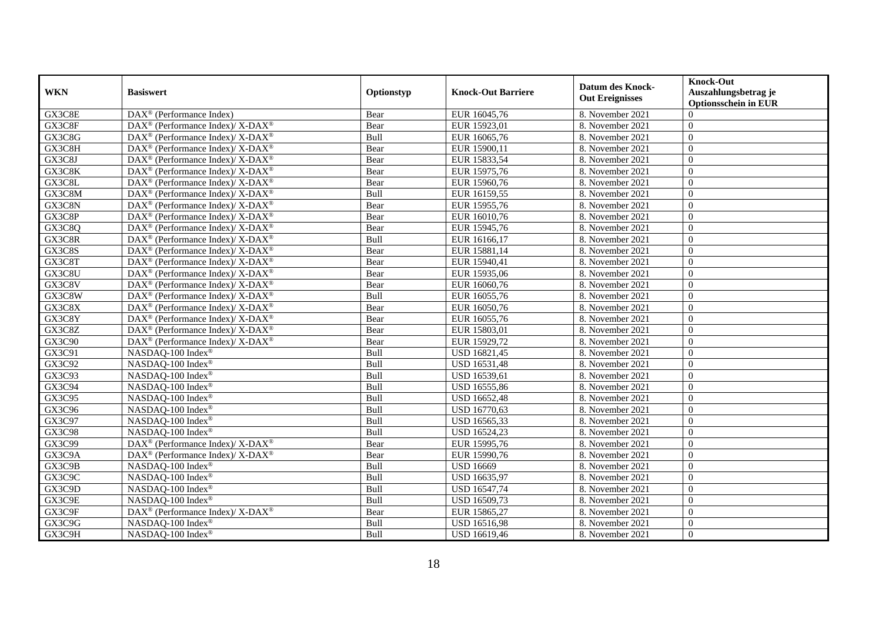| WKN | Basiswert | Optionstyp | Knock-Out Barriere | Datum des Knock-Out Ereignisses | Knock-Out Auszahlungsbetrag je Optionsschein in EUR |
|---|---|---|---|---|---|
| GX3C8E | DAX® (Performance Index) | Bear | EUR 16045,76 | 8. November 2021 | 0 |
| GX3C8F | DAX® (Performance Index)/ X-DAX® | Bear | EUR 15923,01 | 8. November 2021 | 0 |
| GX3C8G | DAX® (Performance Index)/ X-DAX® | Bull | EUR 16065,76 | 8. November 2021 | 0 |
| GX3C8H | DAX® (Performance Index)/ X-DAX® | Bear | EUR 15900,11 | 8. November 2021 | 0 |
| GX3C8J | DAX® (Performance Index)/ X-DAX® | Bear | EUR 15833,54 | 8. November 2021 | 0 |
| GX3C8K | DAX® (Performance Index)/ X-DAX® | Bear | EUR 15975,76 | 8. November 2021 | 0 |
| GX3C8L | DAX® (Performance Index)/ X-DAX® | Bear | EUR 15960,76 | 8. November 2021 | 0 |
| GX3C8M | DAX® (Performance Index)/ X-DAX® | Bull | EUR 16159,55 | 8. November 2021 | 0 |
| GX3C8N | DAX® (Performance Index)/ X-DAX® | Bear | EUR 15955,76 | 8. November 2021 | 0 |
| GX3C8P | DAX® (Performance Index)/ X-DAX® | Bear | EUR 16010,76 | 8. November 2021 | 0 |
| GX3C8Q | DAX® (Performance Index)/ X-DAX® | Bear | EUR 15945,76 | 8. November 2021 | 0 |
| GX3C8R | DAX® (Performance Index)/ X-DAX® | Bull | EUR 16166,17 | 8. November 2021 | 0 |
| GX3C8S | DAX® (Performance Index)/ X-DAX® | Bear | EUR 15881,14 | 8. November 2021 | 0 |
| GX3C8T | DAX® (Performance Index)/ X-DAX® | Bear | EUR 15940,41 | 8. November 2021 | 0 |
| GX3C8U | DAX® (Performance Index)/ X-DAX® | Bear | EUR 15935,06 | 8. November 2021 | 0 |
| GX3C8V | DAX® (Performance Index)/ X-DAX® | Bear | EUR 16060,76 | 8. November 2021 | 0 |
| GX3C8W | DAX® (Performance Index)/ X-DAX® | Bull | EUR 16055,76 | 8. November 2021 | 0 |
| GX3C8X | DAX® (Performance Index)/ X-DAX® | Bear | EUR 16050,76 | 8. November 2021 | 0 |
| GX3C8Y | DAX® (Performance Index)/ X-DAX® | Bear | EUR 16055,76 | 8. November 2021 | 0 |
| GX3C8Z | DAX® (Performance Index)/ X-DAX® | Bear | EUR 15803,01 | 8. November 2021 | 0 |
| GX3C90 | DAX® (Performance Index)/ X-DAX® | Bear | EUR 15929,72 | 8. November 2021 | 0 |
| GX3C91 | NASDAQ-100 Index® | Bull | USD 16821,45 | 8. November 2021 | 0 |
| GX3C92 | NASDAQ-100 Index® | Bull | USD 16531,48 | 8. November 2021 | 0 |
| GX3C93 | NASDAQ-100 Index® | Bull | USD 16539,61 | 8. November 2021 | 0 |
| GX3C94 | NASDAQ-100 Index® | Bull | USD 16555,86 | 8. November 2021 | 0 |
| GX3C95 | NASDAQ-100 Index® | Bull | USD 16652,48 | 8. November 2021 | 0 |
| GX3C96 | NASDAQ-100 Index® | Bull | USD 16770,63 | 8. November 2021 | 0 |
| GX3C97 | NASDAQ-100 Index® | Bull | USD 16565,33 | 8. November 2021 | 0 |
| GX3C98 | NASDAQ-100 Index® | Bull | USD 16524,23 | 8. November 2021 | 0 |
| GX3C99 | DAX® (Performance Index)/ X-DAX® | Bear | EUR 15995,76 | 8. November 2021 | 0 |
| GX3C9A | DAX® (Performance Index)/ X-DAX® | Bear | EUR 15990,76 | 8. November 2021 | 0 |
| GX3C9B | NASDAQ-100 Index® | Bull | USD 16669 | 8. November 2021 | 0 |
| GX3C9C | NASDAQ-100 Index® | Bull | USD 16635,97 | 8. November 2021 | 0 |
| GX3C9D | NASDAQ-100 Index® | Bull | USD 16547,74 | 8. November 2021 | 0 |
| GX3C9E | NASDAQ-100 Index® | Bull | USD 16509,73 | 8. November 2021 | 0 |
| GX3C9F | DAX® (Performance Index)/ X-DAX® | Bear | EUR 15865,27 | 8. November 2021 | 0 |
| GX3C9G | NASDAQ-100 Index® | Bull | USD 16516,98 | 8. November 2021 | 0 |
| GX3C9H | NASDAQ-100 Index® | Bull | USD 16619,46 | 8. November 2021 | 0 |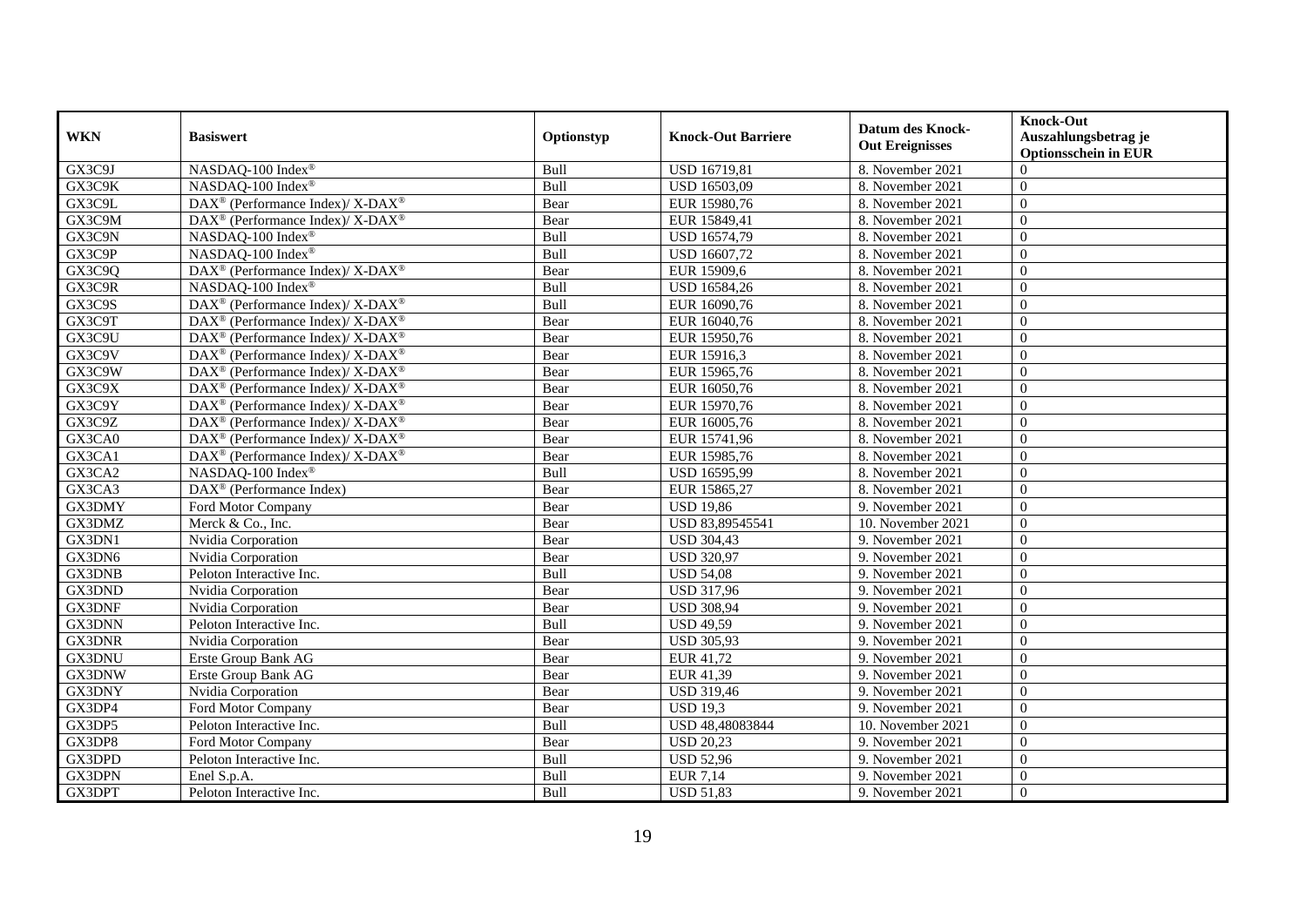| WKN | Basiswert | Optionstyp | Knock-Out Barriere | Datum des Knock-Out Ereignisses | Knock-Out Auszahlungsbetrag je Optionsschein in EUR |
|---|---|---|---|---|---|
| GX3C9J | NASDAQ-100 Index® | Bull | USD 16719,81 | 8. November 2021 | 0 |
| GX3C9K | NASDAQ-100 Index® | Bull | USD 16503,09 | 8. November 2021 | 0 |
| GX3C9L | DAX® (Performance Index)/ X-DAX® | Bear | EUR 15980,76 | 8. November 2021 | 0 |
| GX3C9M | DAX® (Performance Index)/ X-DAX® | Bear | EUR 15849,41 | 8. November 2021 | 0 |
| GX3C9N | NASDAQ-100 Index® | Bull | USD 16574,79 | 8. November 2021 | 0 |
| GX3C9P | NASDAQ-100 Index® | Bull | USD 16607,72 | 8. November 2021 | 0 |
| GX3C9Q | DAX® (Performance Index)/ X-DAX® | Bear | EUR 15909,6 | 8. November 2021 | 0 |
| GX3C9R | NASDAQ-100 Index® | Bull | USD 16584,26 | 8. November 2021 | 0 |
| GX3C9S | DAX® (Performance Index)/ X-DAX® | Bull | EUR 16090,76 | 8. November 2021 | 0 |
| GX3C9T | DAX® (Performance Index)/ X-DAX® | Bear | EUR 16040,76 | 8. November 2021 | 0 |
| GX3C9U | DAX® (Performance Index)/ X-DAX® | Bear | EUR 15950,76 | 8. November 2021 | 0 |
| GX3C9V | DAX® (Performance Index)/ X-DAX® | Bear | EUR 15916,3 | 8. November 2021 | 0 |
| GX3C9W | DAX® (Performance Index)/ X-DAX® | Bear | EUR 15965,76 | 8. November 2021 | 0 |
| GX3C9X | DAX® (Performance Index)/ X-DAX® | Bear | EUR 16050,76 | 8. November 2021 | 0 |
| GX3C9Y | DAX® (Performance Index)/ X-DAX® | Bear | EUR 15970,76 | 8. November 2021 | 0 |
| GX3C9Z | DAX® (Performance Index)/ X-DAX® | Bear | EUR 16005,76 | 8. November 2021 | 0 |
| GX3CA0 | DAX® (Performance Index)/ X-DAX® | Bear | EUR 15741,96 | 8. November 2021 | 0 |
| GX3CA1 | DAX® (Performance Index)/ X-DAX® | Bear | EUR 15985,76 | 8. November 2021 | 0 |
| GX3CA2 | NASDAQ-100 Index® | Bull | USD 16595,99 | 8. November 2021 | 0 |
| GX3CA3 | DAX® (Performance Index) | Bear | EUR 15865,27 | 8. November 2021 | 0 |
| GX3DMY | Ford Motor Company | Bear | USD 19,86 | 9. November 2021 | 0 |
| GX3DMZ | Merck & Co., Inc. | Bear | USD 83,89545541 | 10. November 2021 | 0 |
| GX3DN1 | Nvidia Corporation | Bear | USD 304,43 | 9. November 2021 | 0 |
| GX3DN6 | Nvidia Corporation | Bear | USD 320,97 | 9. November 2021 | 0 |
| GX3DNB | Peloton Interactive Inc. | Bull | USD 54,08 | 9. November 2021 | 0 |
| GX3DND | Nvidia Corporation | Bear | USD 317,96 | 9. November 2021 | 0 |
| GX3DNF | Nvidia Corporation | Bear | USD 308,94 | 9. November 2021 | 0 |
| GX3DNN | Peloton Interactive Inc. | Bull | USD 49,59 | 9. November 2021 | 0 |
| GX3DNR | Nvidia Corporation | Bear | USD 305,93 | 9. November 2021 | 0 |
| GX3DNU | Erste Group Bank AG | Bear | EUR 41,72 | 9. November 2021 | 0 |
| GX3DNW | Erste Group Bank AG | Bear | EUR 41,39 | 9. November 2021 | 0 |
| GX3DNY | Nvidia Corporation | Bear | USD 319,46 | 9. November 2021 | 0 |
| GX3DP4 | Ford Motor Company | Bear | USD 19,3 | 9. November 2021 | 0 |
| GX3DP5 | Peloton Interactive Inc. | Bull | USD 48,48083844 | 10. November 2021 | 0 |
| GX3DP8 | Ford Motor Company | Bear | USD 20,23 | 9. November 2021 | 0 |
| GX3DPD | Peloton Interactive Inc. | Bull | USD 52,96 | 9. November 2021 | 0 |
| GX3DPN | Enel S.p.A. | Bull | EUR 7,14 | 9. November 2021 | 0 |
| GX3DPT | Peloton Interactive Inc. | Bull | USD 51,83 | 9. November 2021 | 0 |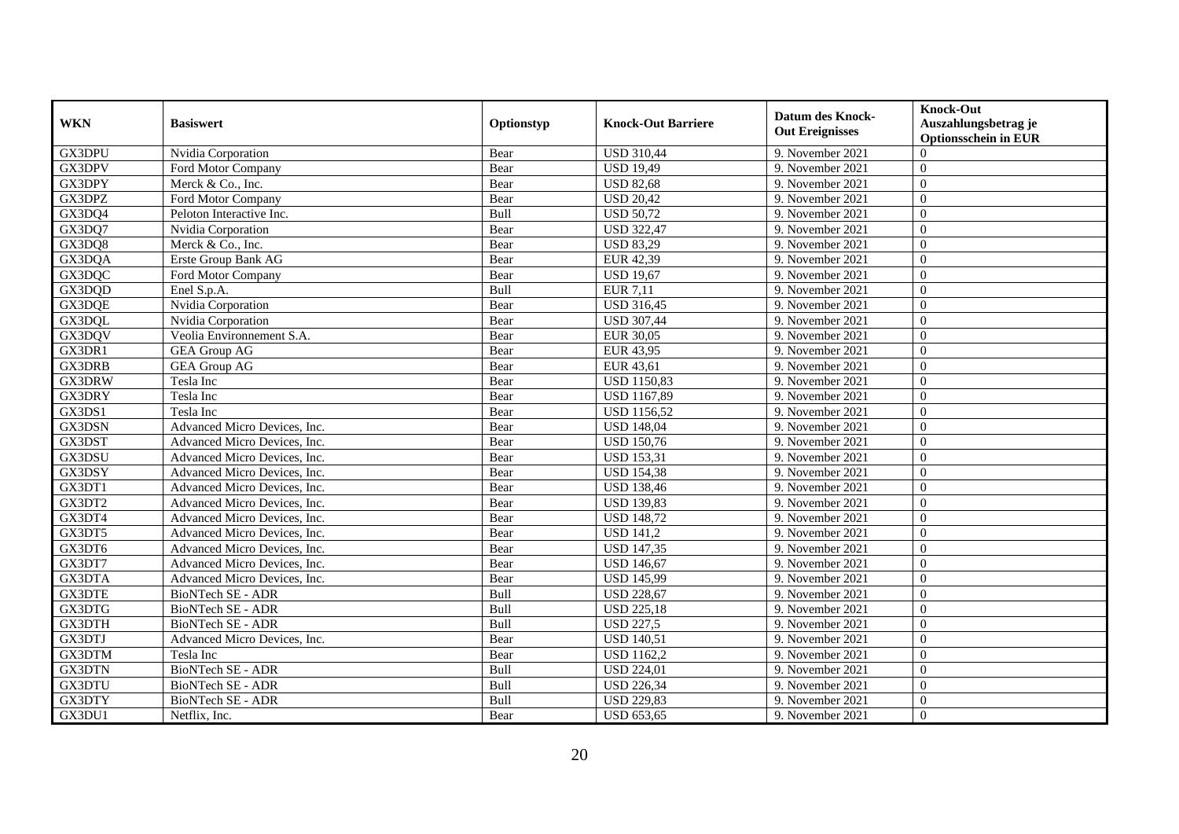| WKN | Basiswert | Optionstyp | Knock-Out Barriere | Datum des Knock-Out Ereignisses | Knock-Out Auszahlungsbetrag je Optionsschein in EUR |
|---|---|---|---|---|---|
| GX3DPU | Nvidia Corporation | Bear | USD 310,44 | 9. November 2021 | 0 |
| GX3DPV | Ford Motor Company | Bear | USD 19,49 | 9. November 2021 | 0 |
| GX3DPY | Merck & Co., Inc. | Bear | USD 82,68 | 9. November 2021 | 0 |
| GX3DPZ | Ford Motor Company | Bear | USD 20,42 | 9. November 2021 | 0 |
| GX3DQ4 | Peloton Interactive Inc. | Bull | USD 50,72 | 9. November 2021 | 0 |
| GX3DQ7 | Nvidia Corporation | Bear | USD 322,47 | 9. November 2021 | 0 |
| GX3DQ8 | Merck & Co., Inc. | Bear | USD 83,29 | 9. November 2021 | 0 |
| GX3DQA | Erste Group Bank AG | Bear | EUR 42,39 | 9. November 2021 | 0 |
| GX3DQC | Ford Motor Company | Bear | USD 19,67 | 9. November 2021 | 0 |
| GX3DQD | Enel S.p.A. | Bull | EUR 7,11 | 9. November 2021 | 0 |
| GX3DQE | Nvidia Corporation | Bear | USD 316,45 | 9. November 2021 | 0 |
| GX3DQL | Nvidia Corporation | Bear | USD 307,44 | 9. November 2021 | 0 |
| GX3DQV | Veolia Environnement S.A. | Bear | EUR 30,05 | 9. November 2021 | 0 |
| GX3DR1 | GEA Group AG | Bear | EUR 43,95 | 9. November 2021 | 0 |
| GX3DRB | GEA Group AG | Bear | EUR 43,61 | 9. November 2021 | 0 |
| GX3DRW | Tesla Inc | Bear | USD 1150,83 | 9. November 2021 | 0 |
| GX3DRY | Tesla Inc | Bear | USD 1167,89 | 9. November 2021 | 0 |
| GX3DS1 | Tesla Inc | Bear | USD 1156,52 | 9. November 2021 | 0 |
| GX3DSN | Advanced Micro Devices, Inc. | Bear | USD 148,04 | 9. November 2021 | 0 |
| GX3DST | Advanced Micro Devices, Inc. | Bear | USD 150,76 | 9. November 2021 | 0 |
| GX3DSU | Advanced Micro Devices, Inc. | Bear | USD 153,31 | 9. November 2021 | 0 |
| GX3DSY | Advanced Micro Devices, Inc. | Bear | USD 154,38 | 9. November 2021 | 0 |
| GX3DT1 | Advanced Micro Devices, Inc. | Bear | USD 138,46 | 9. November 2021 | 0 |
| GX3DT2 | Advanced Micro Devices, Inc. | Bear | USD 139,83 | 9. November 2021 | 0 |
| GX3DT4 | Advanced Micro Devices, Inc. | Bear | USD 148,72 | 9. November 2021 | 0 |
| GX3DT5 | Advanced Micro Devices, Inc. | Bear | USD 141,2 | 9. November 2021 | 0 |
| GX3DT6 | Advanced Micro Devices, Inc. | Bear | USD 147,35 | 9. November 2021 | 0 |
| GX3DT7 | Advanced Micro Devices, Inc. | Bear | USD 146,67 | 9. November 2021 | 0 |
| GX3DTA | Advanced Micro Devices, Inc. | Bear | USD 145,99 | 9. November 2021 | 0 |
| GX3DTE | BioNTech SE - ADR | Bull | USD 228,67 | 9. November 2021 | 0 |
| GX3DTG | BioNTech SE - ADR | Bull | USD 225,18 | 9. November 2021 | 0 |
| GX3DTH | BioNTech SE - ADR | Bull | USD 227,5 | 9. November 2021 | 0 |
| GX3DTJ | Advanced Micro Devices, Inc. | Bear | USD 140,51 | 9. November 2021 | 0 |
| GX3DTM | Tesla Inc | Bear | USD 1162,2 | 9. November 2021 | 0 |
| GX3DTN | BioNTech SE - ADR | Bull | USD 224,01 | 9. November 2021 | 0 |
| GX3DTU | BioNTech SE - ADR | Bull | USD 226,34 | 9. November 2021 | 0 |
| GX3DTY | BioNTech SE - ADR | Bull | USD 229,83 | 9. November 2021 | 0 |
| GX3DU1 | Netflix, Inc. | Bear | USD 653,65 | 9. November 2021 | 0 |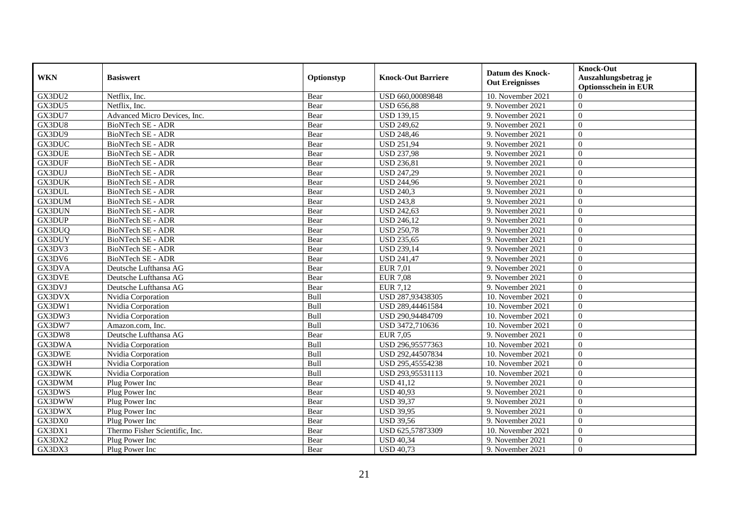| WKN | Basiswert | Optionstyp | Knock-Out Barriere | Datum des Knock-Out Ereignisses | Knock-Out Auszahlungsbetrag je Optionsschein in EUR |
|---|---|---|---|---|---|
| GX3DU2 | Netflix, Inc. | Bear | USD 660,00089848 | 10. November 2021 | 0 |
| GX3DU5 | Netflix, Inc. | Bear | USD 656,88 | 9. November 2021 | 0 |
| GX3DU7 | Advanced Micro Devices, Inc. | Bear | USD 139,15 | 9. November 2021 | 0 |
| GX3DU8 | BioNTech SE - ADR | Bear | USD 249,62 | 9. November 2021 | 0 |
| GX3DU9 | BioNTech SE - ADR | Bear | USD 248,46 | 9. November 2021 | 0 |
| GX3DUC | BioNTech SE - ADR | Bear | USD 251,94 | 9. November 2021 | 0 |
| GX3DUE | BioNTech SE - ADR | Bear | USD 237,98 | 9. November 2021 | 0 |
| GX3DUF | BioNTech SE - ADR | Bear | USD 236,81 | 9. November 2021 | 0 |
| GX3DUJ | BioNTech SE - ADR | Bear | USD 247,29 | 9. November 2021 | 0 |
| GX3DUK | BioNTech SE - ADR | Bear | USD 244,96 | 9. November 2021 | 0 |
| GX3DUL | BioNTech SE - ADR | Bear | USD 240,3 | 9. November 2021 | 0 |
| GX3DUM | BioNTech SE - ADR | Bear | USD 243,8 | 9. November 2021 | 0 |
| GX3DUN | BioNTech SE - ADR | Bear | USD 242,63 | 9. November 2021 | 0 |
| GX3DUP | BioNTech SE - ADR | Bear | USD 246,12 | 9. November 2021 | 0 |
| GX3DUQ | BioNTech SE - ADR | Bear | USD 250,78 | 9. November 2021 | 0 |
| GX3DUY | BioNTech SE - ADR | Bear | USD 235,65 | 9. November 2021 | 0 |
| GX3DV3 | BioNTech SE - ADR | Bear | USD 239,14 | 9. November 2021 | 0 |
| GX3DV6 | BioNTech SE - ADR | Bear | USD 241,47 | 9. November 2021 | 0 |
| GX3DVA | Deutsche Lufthansa AG | Bear | EUR 7,01 | 9. November 2021 | 0 |
| GX3DVE | Deutsche Lufthansa AG | Bear | EUR 7,08 | 9. November 2021 | 0 |
| GX3DVJ | Deutsche Lufthansa AG | Bear | EUR 7,12 | 9. November 2021 | 0 |
| GX3DVX | Nvidia Corporation | Bull | USD 287,93438305 | 10. November 2021 | 0 |
| GX3DW1 | Nvidia Corporation | Bull | USD 289,44461584 | 10. November 2021 | 0 |
| GX3DW3 | Nvidia Corporation | Bull | USD 290,94484709 | 10. November 2021 | 0 |
| GX3DW7 | Amazon.com, Inc. | Bull | USD 3472,710636 | 10. November 2021 | 0 |
| GX3DW8 | Deutsche Lufthansa AG | Bear | EUR 7,05 | 9. November 2021 | 0 |
| GX3DWA | Nvidia Corporation | Bull | USD 296,95577363 | 10. November 2021 | 0 |
| GX3DWE | Nvidia Corporation | Bull | USD 292,44507834 | 10. November 2021 | 0 |
| GX3DWH | Nvidia Corporation | Bull | USD 295,45554238 | 10. November 2021 | 0 |
| GX3DWK | Nvidia Corporation | Bull | USD 293,95531113 | 10. November 2021 | 0 |
| GX3DWM | Plug Power Inc | Bear | USD 41,12 | 9. November 2021 | 0 |
| GX3DWS | Plug Power Inc | Bear | USD 40,93 | 9. November 2021 | 0 |
| GX3DWW | Plug Power Inc | Bear | USD 39,37 | 9. November 2021 | 0 |
| GX3DWX | Plug Power Inc | Bear | USD 39,95 | 9. November 2021 | 0 |
| GX3DX0 | Plug Power Inc | Bear | USD 39,56 | 9. November 2021 | 0 |
| GX3DX1 | Thermo Fisher Scientific, Inc. | Bear | USD 625,57873309 | 10. November 2021 | 0 |
| GX3DX2 | Plug Power Inc | Bear | USD 40,34 | 9. November 2021 | 0 |
| GX3DX3 | Plug Power Inc | Bear | USD 40,73 | 9. November 2021 | 0 |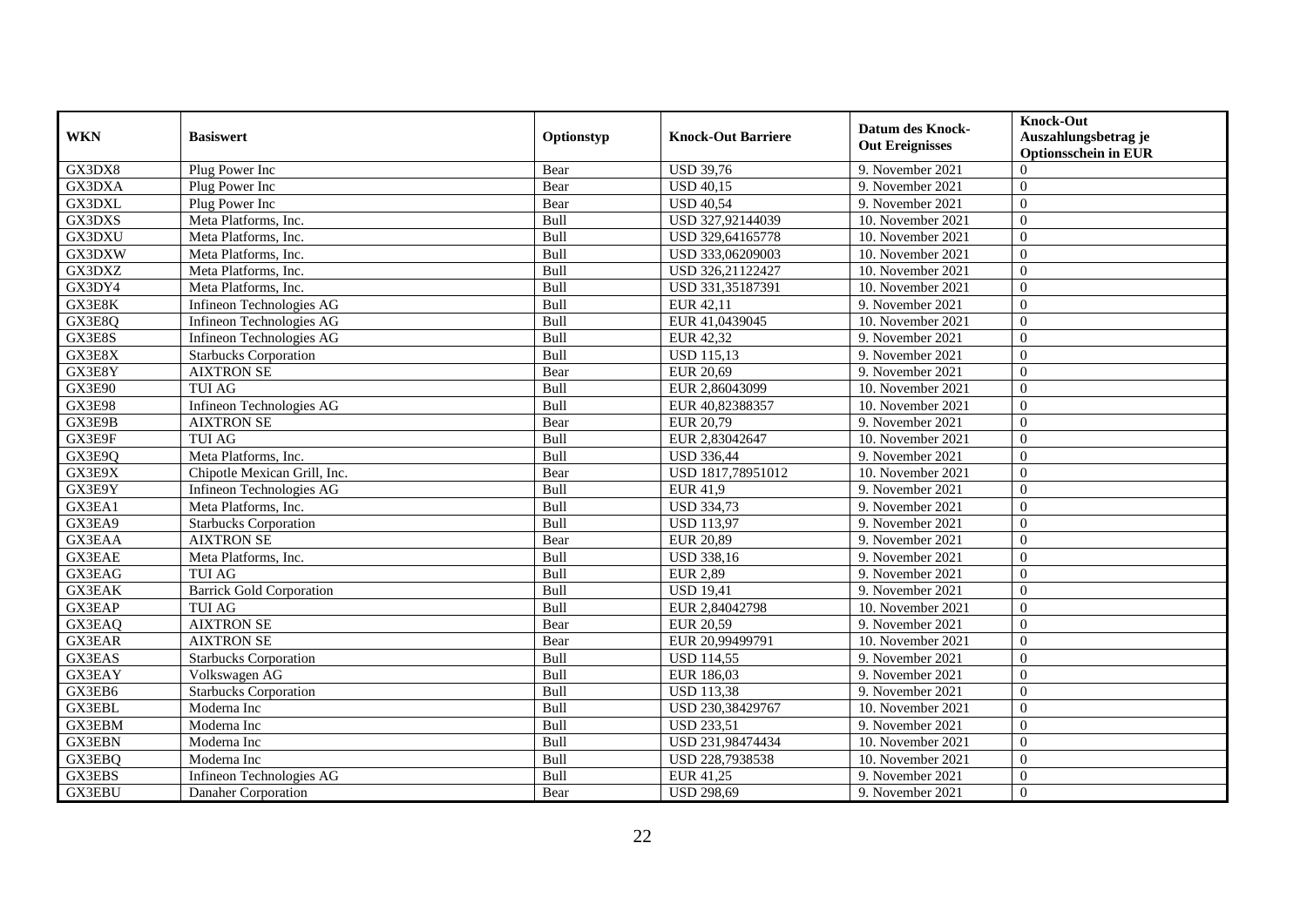| WKN | Basiswert | Optionstyp | Knock-Out Barriere | Datum des Knock-Out Ereignisses | Knock-Out Auszahlungsbetrag je Optionsschein in EUR |
|---|---|---|---|---|---|
| GX3DX8 | Plug Power Inc | Bear | USD 39,76 | 9. November 2021 | 0 |
| GX3DXA | Plug Power Inc | Bear | USD 40,15 | 9. November 2021 | 0 |
| GX3DXL | Plug Power Inc | Bear | USD 40,54 | 9. November 2021 | 0 |
| GX3DXS | Meta Platforms, Inc. | Bull | USD 327,92144039 | 10. November 2021 | 0 |
| GX3DXU | Meta Platforms, Inc. | Bull | USD 329,64165778 | 10. November 2021 | 0 |
| GX3DXW | Meta Platforms, Inc. | Bull | USD 333,06209003 | 10. November 2021 | 0 |
| GX3DXZ | Meta Platforms, Inc. | Bull | USD 326,21122427 | 10. November 2021 | 0 |
| GX3DY4 | Meta Platforms, Inc. | Bull | USD 331,35187391 | 10. November 2021 | 0 |
| GX3E8K | Infineon Technologies AG | Bull | EUR 42,11 | 9. November 2021 | 0 |
| GX3E8Q | Infineon Technologies AG | Bull | EUR 41,0439045 | 10. November 2021 | 0 |
| GX3E8S | Infineon Technologies AG | Bull | EUR 42,32 | 9. November 2021 | 0 |
| GX3E8X | Starbucks Corporation | Bull | USD 115,13 | 9. November 2021 | 0 |
| GX3E8Y | AIXTRON SE | Bear | EUR 20,69 | 9. November 2021 | 0 |
| GX3E90 | TUI AG | Bull | EUR 2,86043099 | 10. November 2021 | 0 |
| GX3E98 | Infineon Technologies AG | Bull | EUR 40,82388357 | 10. November 2021 | 0 |
| GX3E9B | AIXTRON SE | Bear | EUR 20,79 | 9. November 2021 | 0 |
| GX3E9F | TUI AG | Bull | EUR 2,83042647 | 10. November 2021 | 0 |
| GX3E9Q | Meta Platforms, Inc. | Bull | USD 336,44 | 9. November 2021 | 0 |
| GX3E9X | Chipotle Mexican Grill, Inc. | Bear | USD 1817,78951012 | 10. November 2021 | 0 |
| GX3E9Y | Infineon Technologies AG | Bull | EUR 41,9 | 9. November 2021 | 0 |
| GX3EA1 | Meta Platforms, Inc. | Bull | USD 334,73 | 9. November 2021 | 0 |
| GX3EA9 | Starbucks Corporation | Bull | USD 113,97 | 9. November 2021 | 0 |
| GX3EAA | AIXTRON SE | Bear | EUR 20,89 | 9. November 2021 | 0 |
| GX3EAE | Meta Platforms, Inc. | Bull | USD 338,16 | 9. November 2021 | 0 |
| GX3EAG | TUI AG | Bull | EUR 2,89 | 9. November 2021 | 0 |
| GX3EAK | Barrick Gold Corporation | Bull | USD 19,41 | 9. November 2021 | 0 |
| GX3EAP | TUI AG | Bull | EUR 2,84042798 | 10. November 2021 | 0 |
| GX3EAQ | AIXTRON SE | Bear | EUR 20,59 | 9. November 2021 | 0 |
| GX3EAR | AIXTRON SE | Bear | EUR 20,99499791 | 10. November 2021 | 0 |
| GX3EAS | Starbucks Corporation | Bull | USD 114,55 | 9. November 2021 | 0 |
| GX3EAY | Volkswagen AG | Bull | EUR 186,03 | 9. November 2021 | 0 |
| GX3EB6 | Starbucks Corporation | Bull | USD 113,38 | 9. November 2021 | 0 |
| GX3EBL | Moderna Inc | Bull | USD 230,38429767 | 10. November 2021 | 0 |
| GX3EBM | Moderna Inc | Bull | USD 233,51 | 9. November 2021 | 0 |
| GX3EBN | Moderna Inc | Bull | USD 231,98474434 | 10. November 2021 | 0 |
| GX3EBQ | Moderna Inc | Bull | USD 228,7938538 | 10. November 2021 | 0 |
| GX3EBS | Infineon Technologies AG | Bull | EUR 41,25 | 9. November 2021 | 0 |
| GX3EBU | Danaher Corporation | Bear | USD 298,69 | 9. November 2021 | 0 |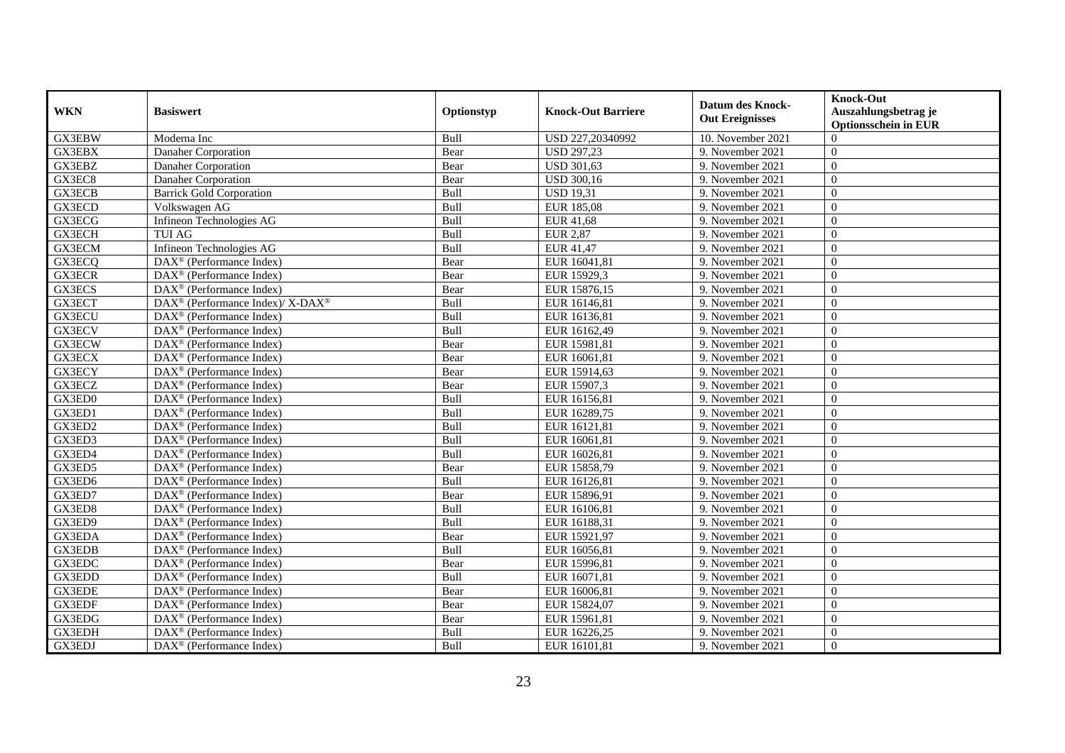| WKN | Basiswert | Optionstyp | Knock-Out Barriere | Datum des Knock-Out Ereignisses | Knock-Out Auszahlungsbetrag je Optionsschein in EUR |
|---|---|---|---|---|---|
| GX3EBW | Moderna Inc | Bull | USD 227,20340992 | 10. November 2021 | 0 |
| GX3EBX | Danaher Corporation | Bear | USD 297,23 | 9. November 2021 | 0 |
| GX3EBZ | Danaher Corporation | Bear | USD 301,63 | 9. November 2021 | 0 |
| GX3EC8 | Danaher Corporation | Bear | USD 300,16 | 9. November 2021 | 0 |
| GX3ECB | Barrick Gold Corporation | Bull | USD 19,31 | 9. November 2021 | 0 |
| GX3ECD | Volkswagen AG | Bull | EUR 185,08 | 9. November 2021 | 0 |
| GX3ECG | Infineon Technologies AG | Bull | EUR 41,68 | 9. November 2021 | 0 |
| GX3ECH | TUI AG | Bull | EUR 2,87 | 9. November 2021 | 0 |
| GX3ECM | Infineon Technologies AG | Bull | EUR 41,47 | 9. November 2021 | 0 |
| GX3ECQ | DAX® (Performance Index) | Bear | EUR 16041,81 | 9. November 2021 | 0 |
| GX3ECR | DAX® (Performance Index) | Bear | EUR 15929,3 | 9. November 2021 | 0 |
| GX3ECS | DAX® (Performance Index) | Bear | EUR 15876,15 | 9. November 2021 | 0 |
| GX3ECT | DAX® (Performance Index)/ X-DAX® | Bull | EUR 16146,81 | 9. November 2021 | 0 |
| GX3ECU | DAX® (Performance Index) | Bull | EUR 16136,81 | 9. November 2021 | 0 |
| GX3ECV | DAX® (Performance Index) | Bull | EUR 16162,49 | 9. November 2021 | 0 |
| GX3ECW | DAX® (Performance Index) | Bear | EUR 15981,81 | 9. November 2021 | 0 |
| GX3ECX | DAX® (Performance Index) | Bear | EUR 16061,81 | 9. November 2021 | 0 |
| GX3ECY | DAX® (Performance Index) | Bear | EUR 15914,63 | 9. November 2021 | 0 |
| GX3ECZ | DAX® (Performance Index) | Bear | EUR 15907,3 | 9. November 2021 | 0 |
| GX3ED0 | DAX® (Performance Index) | Bull | EUR 16156,81 | 9. November 2021 | 0 |
| GX3ED1 | DAX® (Performance Index) | Bull | EUR 16289,75 | 9. November 2021 | 0 |
| GX3ED2 | DAX® (Performance Index) | Bull | EUR 16121,81 | 9. November 2021 | 0 |
| GX3ED3 | DAX® (Performance Index) | Bull | EUR 16061,81 | 9. November 2021 | 0 |
| GX3ED4 | DAX® (Performance Index) | Bull | EUR 16026,81 | 9. November 2021 | 0 |
| GX3ED5 | DAX® (Performance Index) | Bear | EUR 15858,79 | 9. November 2021 | 0 |
| GX3ED6 | DAX® (Performance Index) | Bull | EUR 16126,81 | 9. November 2021 | 0 |
| GX3ED7 | DAX® (Performance Index) | Bear | EUR 15896,91 | 9. November 2021 | 0 |
| GX3ED8 | DAX® (Performance Index) | Bull | EUR 16106,81 | 9. November 2021 | 0 |
| GX3ED9 | DAX® (Performance Index) | Bull | EUR 16188,31 | 9. November 2021 | 0 |
| GX3EDA | DAX® (Performance Index) | Bear | EUR 15921,97 | 9. November 2021 | 0 |
| GX3EDB | DAX® (Performance Index) | Bull | EUR 16056,81 | 9. November 2021 | 0 |
| GX3EDC | DAX® (Performance Index) | Bear | EUR 15996,81 | 9. November 2021 | 0 |
| GX3EDD | DAX® (Performance Index) | Bull | EUR 16071,81 | 9. November 2021 | 0 |
| GX3EDE | DAX® (Performance Index) | Bear | EUR 16006,81 | 9. November 2021 | 0 |
| GX3EDF | DAX® (Performance Index) | Bear | EUR 15824,07 | 9. November 2021 | 0 |
| GX3EDG | DAX® (Performance Index) | Bear | EUR 15961,81 | 9. November 2021 | 0 |
| GX3EDH | DAX® (Performance Index) | Bull | EUR 16226,25 | 9. November 2021 | 0 |
| GX3EDJ | DAX® (Performance Index) | Bull | EUR 16101,81 | 9. November 2021 | 0 |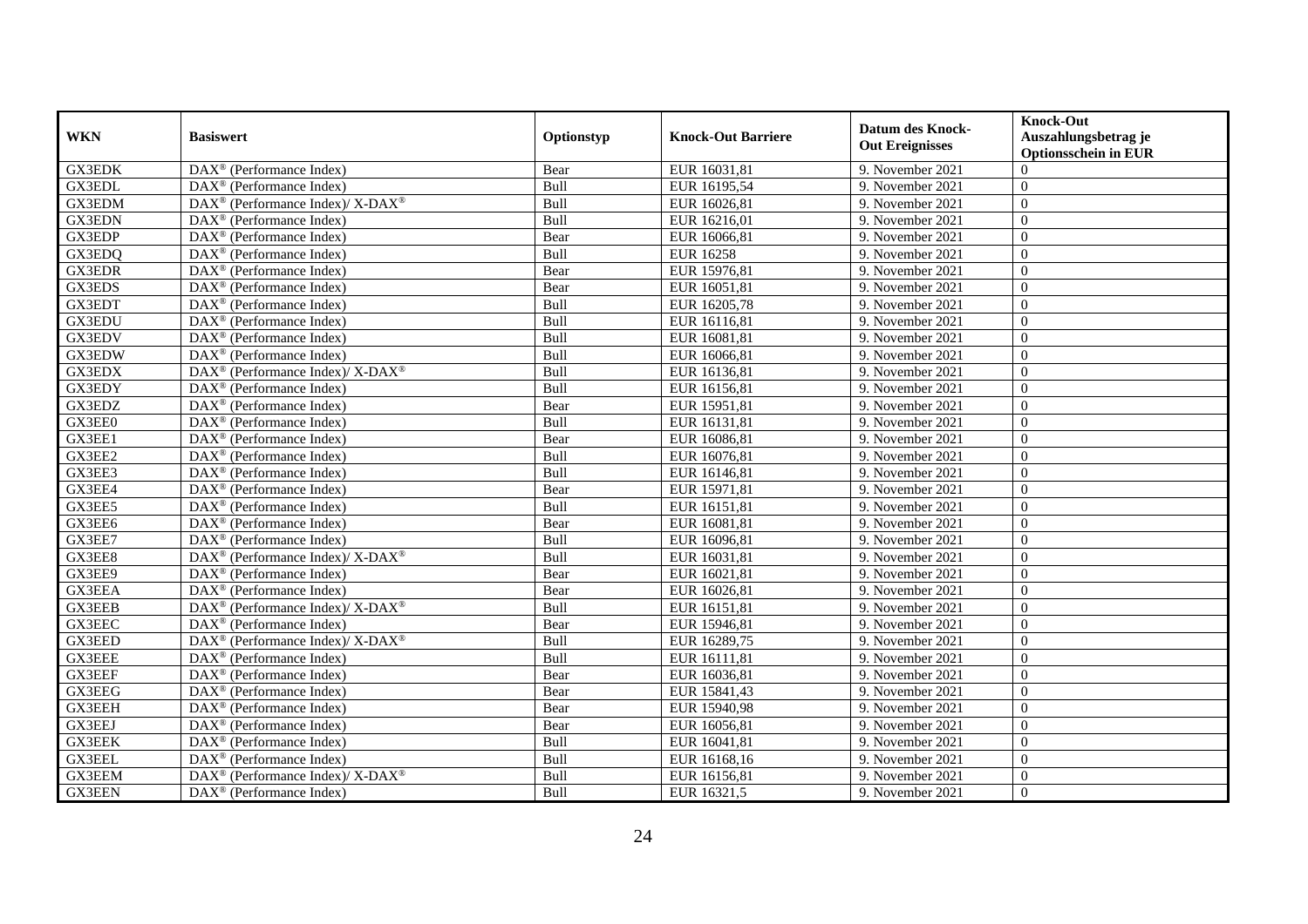| WKN | Basiswert | Optionstyp | Knock-Out Barriere | Datum des Knock-Out Ereignisses | Knock-Out Auszahlungsbetrag je Optionsschein in EUR |
|---|---|---|---|---|---|
| GX3EDK | DAX® (Performance Index) | Bear | EUR 16031,81 | 9. November 2021 | 0 |
| GX3EDL | DAX® (Performance Index) | Bull | EUR 16195,54 | 9. November 2021 | 0 |
| GX3EDM | DAX® (Performance Index)/ X-DAX® | Bull | EUR 16026,81 | 9. November 2021 | 0 |
| GX3EDN | DAX® (Performance Index) | Bull | EUR 16216,01 | 9. November 2021 | 0 |
| GX3EDP | DAX® (Performance Index) | Bear | EUR 16066,81 | 9. November 2021 | 0 |
| GX3EDQ | DAX® (Performance Index) | Bull | EUR 16258 | 9. November 2021 | 0 |
| GX3EDR | DAX® (Performance Index) | Bear | EUR 15976,81 | 9. November 2021 | 0 |
| GX3EDS | DAX® (Performance Index) | Bear | EUR 16051,81 | 9. November 2021 | 0 |
| GX3EDT | DAX® (Performance Index) | Bull | EUR 16205,78 | 9. November 2021 | 0 |
| GX3EDU | DAX® (Performance Index) | Bull | EUR 16116,81 | 9. November 2021 | 0 |
| GX3EDV | DAX® (Performance Index) | Bull | EUR 16081,81 | 9. November 2021 | 0 |
| GX3EDW | DAX® (Performance Index) | Bull | EUR 16066,81 | 9. November 2021 | 0 |
| GX3EDX | DAX® (Performance Index)/ X-DAX® | Bull | EUR 16136,81 | 9. November 2021 | 0 |
| GX3EDY | DAX® (Performance Index) | Bull | EUR 16156,81 | 9. November 2021 | 0 |
| GX3EDZ | DAX® (Performance Index) | Bear | EUR 15951,81 | 9. November 2021 | 0 |
| GX3EE0 | DAX® (Performance Index) | Bull | EUR 16131,81 | 9. November 2021 | 0 |
| GX3EE1 | DAX® (Performance Index) | Bear | EUR 16086,81 | 9. November 2021 | 0 |
| GX3EE2 | DAX® (Performance Index) | Bull | EUR 16076,81 | 9. November 2021 | 0 |
| GX3EE3 | DAX® (Performance Index) | Bull | EUR 16146,81 | 9. November 2021 | 0 |
| GX3EE4 | DAX® (Performance Index) | Bear | EUR 15971,81 | 9. November 2021 | 0 |
| GX3EE5 | DAX® (Performance Index) | Bull | EUR 16151,81 | 9. November 2021 | 0 |
| GX3EE6 | DAX® (Performance Index) | Bear | EUR 16081,81 | 9. November 2021 | 0 |
| GX3EE7 | DAX® (Performance Index) | Bull | EUR 16096,81 | 9. November 2021 | 0 |
| GX3EE8 | DAX® (Performance Index)/ X-DAX® | Bull | EUR 16031,81 | 9. November 2021 | 0 |
| GX3EE9 | DAX® (Performance Index) | Bear | EUR 16021,81 | 9. November 2021 | 0 |
| GX3EEA | DAX® (Performance Index) | Bear | EUR 16026,81 | 9. November 2021 | 0 |
| GX3EEB | DAX® (Performance Index)/ X-DAX® | Bull | EUR 16151,81 | 9. November 2021 | 0 |
| GX3EEC | DAX® (Performance Index) | Bear | EUR 15946,81 | 9. November 2021 | 0 |
| GX3EED | DAX® (Performance Index)/ X-DAX® | Bull | EUR 16289,75 | 9. November 2021 | 0 |
| GX3EEE | DAX® (Performance Index) | Bull | EUR 16111,81 | 9. November 2021 | 0 |
| GX3EEF | DAX® (Performance Index) | Bear | EUR 16036,81 | 9. November 2021 | 0 |
| GX3EEG | DAX® (Performance Index) | Bear | EUR 15841,43 | 9. November 2021 | 0 |
| GX3EEH | DAX® (Performance Index) | Bear | EUR 15940,98 | 9. November 2021 | 0 |
| GX3EEJ | DAX® (Performance Index) | Bear | EUR 16056,81 | 9. November 2021 | 0 |
| GX3EEK | DAX® (Performance Index) | Bull | EUR 16041,81 | 9. November 2021 | 0 |
| GX3EEL | DAX® (Performance Index) | Bull | EUR 16168,16 | 9. November 2021 | 0 |
| GX3EEM | DAX® (Performance Index)/ X-DAX® | Bull | EUR 16156,81 | 9. November 2021 | 0 |
| GX3EEN | DAX® (Performance Index) | Bull | EUR 16321,5 | 9. November 2021 | 0 |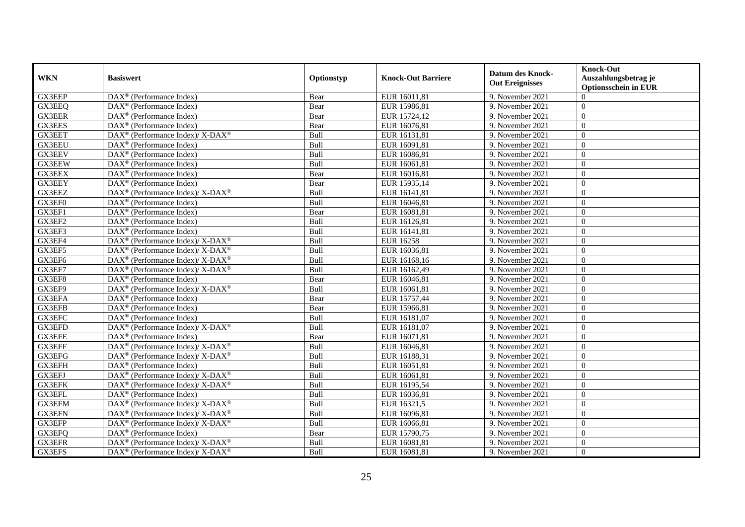| WKN | Basiswert | Optionstyp | Knock-Out Barriere | Datum des Knock-Out Ereignisses | Knock-Out Auszahlungsbetrag je Optionsschein in EUR |
|---|---|---|---|---|---|
| GX3EEP | DAX® (Performance Index) | Bear | EUR 16011,81 | 9. November 2021 | 0 |
| GX3EEQ | DAX® (Performance Index) | Bear | EUR 15986,81 | 9. November 2021 | 0 |
| GX3EER | DAX® (Performance Index) | Bear | EUR 15724,12 | 9. November 2021 | 0 |
| GX3EES | DAX® (Performance Index) | Bear | EUR 16076,81 | 9. November 2021 | 0 |
| GX3EET | DAX® (Performance Index)/ X-DAX® | Bull | EUR 16131,81 | 9. November 2021 | 0 |
| GX3EEU | DAX® (Performance Index) | Bull | EUR 16091,81 | 9. November 2021 | 0 |
| GX3EEV | DAX® (Performance Index) | Bull | EUR 16086,81 | 9. November 2021 | 0 |
| GX3EEW | DAX® (Performance Index) | Bull | EUR 16061,81 | 9. November 2021 | 0 |
| GX3EEX | DAX® (Performance Index) | Bear | EUR 16016,81 | 9. November 2021 | 0 |
| GX3EEY | DAX® (Performance Index) | Bear | EUR 15935,14 | 9. November 2021 | 0 |
| GX3EEZ | DAX® (Performance Index)/ X-DAX® | Bull | EUR 16141,81 | 9. November 2021 | 0 |
| GX3EF0 | DAX® (Performance Index) | Bull | EUR 16046,81 | 9. November 2021 | 0 |
| GX3EF1 | DAX® (Performance Index) | Bear | EUR 16081,81 | 9. November 2021 | 0 |
| GX3EF2 | DAX® (Performance Index) | Bull | EUR 16126,81 | 9. November 2021 | 0 |
| GX3EF3 | DAX® (Performance Index) | Bull | EUR 16141,81 | 9. November 2021 | 0 |
| GX3EF4 | DAX® (Performance Index)/ X-DAX® | Bull | EUR 16258 | 9. November 2021 | 0 |
| GX3EF5 | DAX® (Performance Index)/ X-DAX® | Bull | EUR 16036,81 | 9. November 2021 | 0 |
| GX3EF6 | DAX® (Performance Index)/ X-DAX® | Bull | EUR 16168,16 | 9. November 2021 | 0 |
| GX3EF7 | DAX® (Performance Index)/ X-DAX® | Bull | EUR 16162,49 | 9. November 2021 | 0 |
| GX3EF8 | DAX® (Performance Index) | Bear | EUR 16046,81 | 9. November 2021 | 0 |
| GX3EF9 | DAX® (Performance Index)/ X-DAX® | Bull | EUR 16061,81 | 9. November 2021 | 0 |
| GX3EFA | DAX® (Performance Index) | Bear | EUR 15757,44 | 9. November 2021 | 0 |
| GX3EFB | DAX® (Performance Index) | Bear | EUR 15966,81 | 9. November 2021 | 0 |
| GX3EFC | DAX® (Performance Index) | Bull | EUR 16181,07 | 9. November 2021 | 0 |
| GX3EFD | DAX® (Performance Index)/ X-DAX® | Bull | EUR 16181,07 | 9. November 2021 | 0 |
| GX3EFE | DAX® (Performance Index) | Bear | EUR 16071,81 | 9. November 2021 | 0 |
| GX3EFF | DAX® (Performance Index)/ X-DAX® | Bull | EUR 16046,81 | 9. November 2021 | 0 |
| GX3EFG | DAX® (Performance Index)/ X-DAX® | Bull | EUR 16188,31 | 9. November 2021 | 0 |
| GX3EFH | DAX® (Performance Index) | Bull | EUR 16051,81 | 9. November 2021 | 0 |
| GX3EFJ | DAX® (Performance Index)/ X-DAX® | Bull | EUR 16061,81 | 9. November 2021 | 0 |
| GX3EFK | DAX® (Performance Index)/ X-DAX® | Bull | EUR 16195,54 | 9. November 2021 | 0 |
| GX3EFL | DAX® (Performance Index) | Bull | EUR 16036,81 | 9. November 2021 | 0 |
| GX3EFM | DAX® (Performance Index)/ X-DAX® | Bull | EUR 16321,5 | 9. November 2021 | 0 |
| GX3EFN | DAX® (Performance Index)/ X-DAX® | Bull | EUR 16096,81 | 9. November 2021 | 0 |
| GX3EFP | DAX® (Performance Index)/ X-DAX® | Bull | EUR 16066,81 | 9. November 2021 | 0 |
| GX3EFQ | DAX® (Performance Index) | Bear | EUR 15790,75 | 9. November 2021 | 0 |
| GX3EFR | DAX® (Performance Index)/ X-DAX® | Bull | EUR 16081,81 | 9. November 2021 | 0 |
| GX3EFS | DAX® (Performance Index)/ X-DAX® | Bull | EUR 16081,81 | 9. November 2021 | 0 |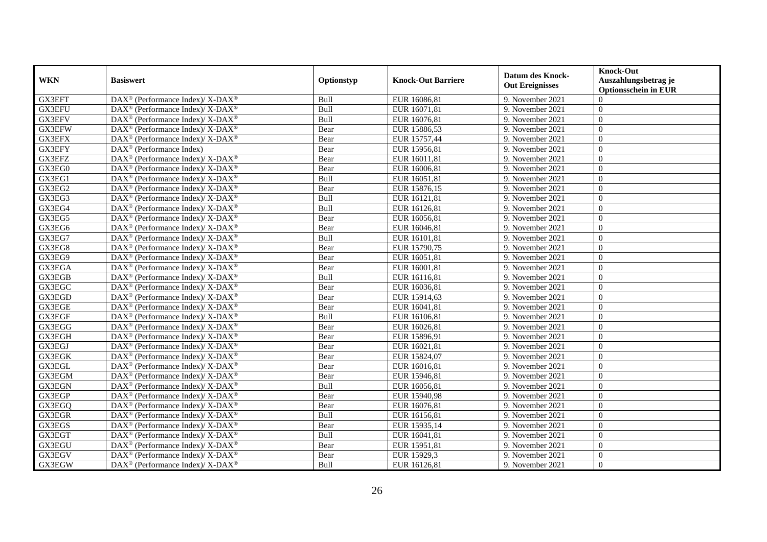| WKN | Basiswert | Optionstyp | Knock-Out Barriere | Datum des Knock-Out Ereignisses | Knock-Out Auszahlungsbetrag je Optionsschein in EUR |
|---|---|---|---|---|---|
| GX3EFT | DAX® (Performance Index)/ X-DAX® | Bull | EUR 16086,81 | 9. November 2021 | 0 |
| GX3EFU | DAX® (Performance Index)/ X-DAX® | Bull | EUR 16071,81 | 9. November 2021 | 0 |
| GX3EFV | DAX® (Performance Index)/ X-DAX® | Bull | EUR 16076,81 | 9. November 2021 | 0 |
| GX3EFW | DAX® (Performance Index)/ X-DAX® | Bear | EUR 15886,53 | 9. November 2021 | 0 |
| GX3EFX | DAX® (Performance Index)/ X-DAX® | Bear | EUR 15757,44 | 9. November 2021 | 0 |
| GX3EFY | DAX® (Performance Index) | Bear | EUR 15956,81 | 9. November 2021 | 0 |
| GX3EFZ | DAX® (Performance Index)/ X-DAX® | Bear | EUR 16011,81 | 9. November 2021 | 0 |
| GX3EG0 | DAX® (Performance Index)/ X-DAX® | Bear | EUR 16006,81 | 9. November 2021 | 0 |
| GX3EG1 | DAX® (Performance Index)/ X-DAX® | Bull | EUR 16051,81 | 9. November 2021 | 0 |
| GX3EG2 | DAX® (Performance Index)/ X-DAX® | Bear | EUR 15876,15 | 9. November 2021 | 0 |
| GX3EG3 | DAX® (Performance Index)/ X-DAX® | Bull | EUR 16121,81 | 9. November 2021 | 0 |
| GX3EG4 | DAX® (Performance Index)/ X-DAX® | Bull | EUR 16126,81 | 9. November 2021 | 0 |
| GX3EG5 | DAX® (Performance Index)/ X-DAX® | Bear | EUR 16056,81 | 9. November 2021 | 0 |
| GX3EG6 | DAX® (Performance Index)/ X-DAX® | Bear | EUR 16046,81 | 9. November 2021 | 0 |
| GX3EG7 | DAX® (Performance Index)/ X-DAX® | Bull | EUR 16101,81 | 9. November 2021 | 0 |
| GX3EG8 | DAX® (Performance Index)/ X-DAX® | Bear | EUR 15790,75 | 9. November 2021 | 0 |
| GX3EG9 | DAX® (Performance Index)/ X-DAX® | Bear | EUR 16051,81 | 9. November 2021 | 0 |
| GX3EGA | DAX® (Performance Index)/ X-DAX® | Bear | EUR 16001,81 | 9. November 2021 | 0 |
| GX3EGB | DAX® (Performance Index)/ X-DAX® | Bull | EUR 16116,81 | 9. November 2021 | 0 |
| GX3EGC | DAX® (Performance Index)/ X-DAX® | Bear | EUR 16036,81 | 9. November 2021 | 0 |
| GX3EGD | DAX® (Performance Index)/ X-DAX® | Bear | EUR 15914,63 | 9. November 2021 | 0 |
| GX3EGE | DAX® (Performance Index)/ X-DAX® | Bear | EUR 16041,81 | 9. November 2021 | 0 |
| GX3EGF | DAX® (Performance Index)/ X-DAX® | Bull | EUR 16106,81 | 9. November 2021 | 0 |
| GX3EGG | DAX® (Performance Index)/ X-DAX® | Bear | EUR 16026,81 | 9. November 2021 | 0 |
| GX3EGH | DAX® (Performance Index)/ X-DAX® | Bear | EUR 15896,91 | 9. November 2021 | 0 |
| GX3EGJ | DAX® (Performance Index)/ X-DAX® | Bear | EUR 16021,81 | 9. November 2021 | 0 |
| GX3EGK | DAX® (Performance Index)/ X-DAX® | Bear | EUR 15824,07 | 9. November 2021 | 0 |
| GX3EGL | DAX® (Performance Index)/ X-DAX® | Bear | EUR 16016,81 | 9. November 2021 | 0 |
| GX3EGM | DAX® (Performance Index)/ X-DAX® | Bear | EUR 15946,81 | 9. November 2021 | 0 |
| GX3EGN | DAX® (Performance Index)/ X-DAX® | Bull | EUR 16056,81 | 9. November 2021 | 0 |
| GX3EGP | DAX® (Performance Index)/ X-DAX® | Bear | EUR 15940,98 | 9. November 2021 | 0 |
| GX3EGQ | DAX® (Performance Index)/ X-DAX® | Bear | EUR 16076,81 | 9. November 2021 | 0 |
| GX3EGR | DAX® (Performance Index)/ X-DAX® | Bull | EUR 16156,81 | 9. November 2021 | 0 |
| GX3EGS | DAX® (Performance Index)/ X-DAX® | Bear | EUR 15935,14 | 9. November 2021 | 0 |
| GX3EGT | DAX® (Performance Index)/ X-DAX® | Bull | EUR 16041,81 | 9. November 2021 | 0 |
| GX3EGU | DAX® (Performance Index)/ X-DAX® | Bear | EUR 15951,81 | 9. November 2021 | 0 |
| GX3EGV | DAX® (Performance Index)/ X-DAX® | Bear | EUR 15929,3 | 9. November 2021 | 0 |
| GX3EGW | DAX® (Performance Index)/ X-DAX® | Bull | EUR 16126,81 | 9. November 2021 | 0 |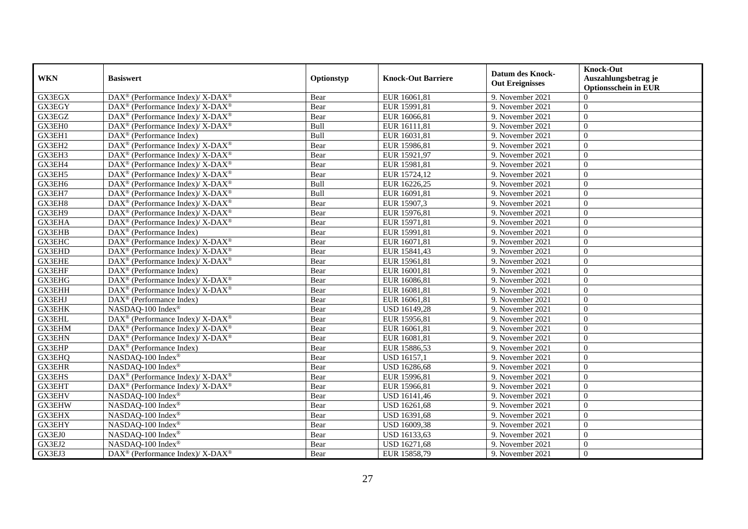| WKN | Basiswert | Optionstyp | Knock-Out Barriere | Datum des Knock-Out Ereignisses | Knock-Out Auszahlungsbetrag je Optionsschein in EUR |
|---|---|---|---|---|---|
| GX3EGX | DAX® (Performance Index)/ X-DAX® | Bear | EUR 16061,81 | 9. November 2021 | 0 |
| GX3EGY | DAX® (Performance Index)/ X-DAX® | Bear | EUR 15991,81 | 9. November 2021 | 0 |
| GX3EGZ | DAX® (Performance Index)/ X-DAX® | Bear | EUR 16066,81 | 9. November 2021 | 0 |
| GX3EH0 | DAX® (Performance Index)/ X-DAX® | Bull | EUR 16111,81 | 9. November 2021 | 0 |
| GX3EH1 | DAX® (Performance Index) | Bull | EUR 16031,81 | 9. November 2021 | 0 |
| GX3EH2 | DAX® (Performance Index)/ X-DAX® | Bear | EUR 15986,81 | 9. November 2021 | 0 |
| GX3EH3 | DAX® (Performance Index)/ X-DAX® | Bear | EUR 15921,97 | 9. November 2021 | 0 |
| GX3EH4 | DAX® (Performance Index)/ X-DAX® | Bear | EUR 15981,81 | 9. November 2021 | 0 |
| GX3EH5 | DAX® (Performance Index)/ X-DAX® | Bear | EUR 15724,12 | 9. November 2021 | 0 |
| GX3EH6 | DAX® (Performance Index)/ X-DAX® | Bull | EUR 16226,25 | 9. November 2021 | 0 |
| GX3EH7 | DAX® (Performance Index)/ X-DAX® | Bull | EUR 16091,81 | 9. November 2021 | 0 |
| GX3EH8 | DAX® (Performance Index)/ X-DAX® | Bear | EUR 15907,3 | 9. November 2021 | 0 |
| GX3EH9 | DAX® (Performance Index)/ X-DAX® | Bear | EUR 15976,81 | 9. November 2021 | 0 |
| GX3EHA | DAX® (Performance Index)/ X-DAX® | Bear | EUR 15971,81 | 9. November 2021 | 0 |
| GX3EHB | DAX® (Performance Index) | Bear | EUR 15991,81 | 9. November 2021 | 0 |
| GX3EHC | DAX® (Performance Index)/ X-DAX® | Bear | EUR 16071,81 | 9. November 2021 | 0 |
| GX3EHD | DAX® (Performance Index)/ X-DAX® | Bear | EUR 15841,43 | 9. November 2021 | 0 |
| GX3EHE | DAX® (Performance Index)/ X-DAX® | Bear | EUR 15961,81 | 9. November 2021 | 0 |
| GX3EHF | DAX® (Performance Index) | Bear | EUR 16001,81 | 9. November 2021 | 0 |
| GX3EHG | DAX® (Performance Index)/ X-DAX® | Bear | EUR 16086,81 | 9. November 2021 | 0 |
| GX3EHH | DAX® (Performance Index)/ X-DAX® | Bear | EUR 16081,81 | 9. November 2021 | 0 |
| GX3EHJ | DAX® (Performance Index) | Bear | EUR 16061,81 | 9. November 2021 | 0 |
| GX3EHK | NASDAQ-100 Index® | Bear | USD 16149,28 | 9. November 2021 | 0 |
| GX3EHL | DAX® (Performance Index)/ X-DAX® | Bear | EUR 15956,81 | 9. November 2021 | 0 |
| GX3EHM | DAX® (Performance Index)/ X-DAX® | Bear | EUR 16061,81 | 9. November 2021 | 0 |
| GX3EHN | DAX® (Performance Index)/ X-DAX® | Bear | EUR 16081,81 | 9. November 2021 | 0 |
| GX3EHP | DAX® (Performance Index) | Bear | EUR 15886,53 | 9. November 2021 | 0 |
| GX3EHQ | NASDAQ-100 Index® | Bear | USD 16157,1 | 9. November 2021 | 0 |
| GX3EHR | NASDAQ-100 Index® | Bear | USD 16286,68 | 9. November 2021 | 0 |
| GX3EHS | DAX® (Performance Index)/ X-DAX® | Bear | EUR 15996,81 | 9. November 2021 | 0 |
| GX3EHT | DAX® (Performance Index)/ X-DAX® | Bear | EUR 15966,81 | 9. November 2021 | 0 |
| GX3EHV | NASDAQ-100 Index® | Bear | USD 16141,46 | 9. November 2021 | 0 |
| GX3EHW | NASDAQ-100 Index® | Bear | USD 16261,68 | 9. November 2021 | 0 |
| GX3EHX | NASDAQ-100 Index® | Bear | USD 16391,68 | 9. November 2021 | 0 |
| GX3EHY | NASDAQ-100 Index® | Bear | USD 16009,38 | 9. November 2021 | 0 |
| GX3EJ0 | NASDAQ-100 Index® | Bear | USD 16133,63 | 9. November 2021 | 0 |
| GX3EJ2 | NASDAQ-100 Index® | Bear | USD 16271,68 | 9. November 2021 | 0 |
| GX3EJ3 | DAX® (Performance Index)/ X-DAX® | Bear | EUR 15858,79 | 9. November 2021 | 0 |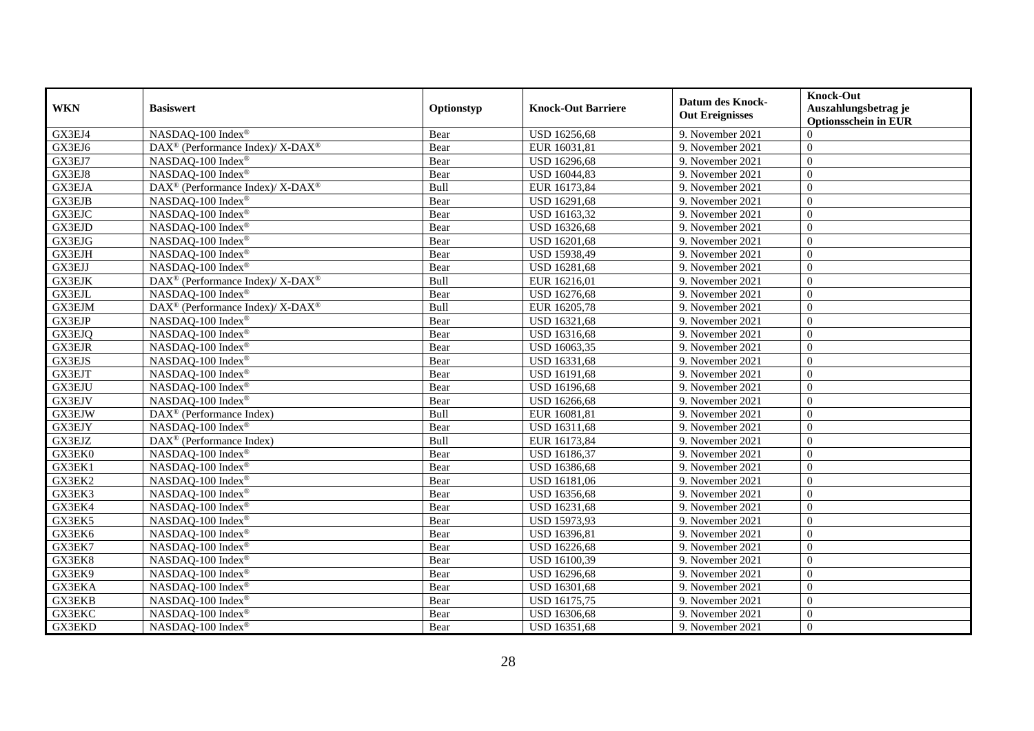| WKN | Basiswert | Optionstyp | Knock-Out Barriere | Datum des Knock-Out Ereignisses | Knock-Out Auszahlungsbetrag je Optionsschein in EUR |
|---|---|---|---|---|---|
| GX3EJ4 | NASDAQ-100 Index® | Bear | USD 16256,68 | 9. November 2021 | 0 |
| GX3EJ6 | DAX® (Performance Index)/ X-DAX® | Bear | EUR 16031,81 | 9. November 2021 | 0 |
| GX3EJ7 | NASDAQ-100 Index® | Bear | USD 16296,68 | 9. November 2021 | 0 |
| GX3EJ8 | NASDAQ-100 Index® | Bear | USD 16044,83 | 9. November 2021 | 0 |
| GX3EJA | DAX® (Performance Index)/ X-DAX® | Bull | EUR 16173,84 | 9. November 2021 | 0 |
| GX3EJB | NASDAQ-100 Index® | Bear | USD 16291,68 | 9. November 2021 | 0 |
| GX3EJC | NASDAQ-100 Index® | Bear | USD 16163,32 | 9. November 2021 | 0 |
| GX3EJD | NASDAQ-100 Index® | Bear | USD 16326,68 | 9. November 2021 | 0 |
| GX3EJG | NASDAQ-100 Index® | Bear | USD 16201,68 | 9. November 2021 | 0 |
| GX3EJH | NASDAQ-100 Index® | Bear | USD 15938,49 | 9. November 2021 | 0 |
| GX3EJJ | NASDAQ-100 Index® | Bear | USD 16281,68 | 9. November 2021 | 0 |
| GX3EJK | DAX® (Performance Index)/ X-DAX® | Bull | EUR 16216,01 | 9. November 2021 | 0 |
| GX3EJL | NASDAQ-100 Index® | Bear | USD 16276,68 | 9. November 2021 | 0 |
| GX3EJM | DAX® (Performance Index)/ X-DAX® | Bull | EUR 16205,78 | 9. November 2021 | 0 |
| GX3EJP | NASDAQ-100 Index® | Bear | USD 16321,68 | 9. November 2021 | 0 |
| GX3EJQ | NASDAQ-100 Index® | Bear | USD 16316,68 | 9. November 2021 | 0 |
| GX3EJR | NASDAQ-100 Index® | Bear | USD 16063,35 | 9. November 2021 | 0 |
| GX3EJS | NASDAQ-100 Index® | Bear | USD 16331,68 | 9. November 2021 | 0 |
| GX3EJT | NASDAQ-100 Index® | Bear | USD 16191,68 | 9. November 2021 | 0 |
| GX3EJU | NASDAQ-100 Index® | Bear | USD 16196,68 | 9. November 2021 | 0 |
| GX3EJV | NASDAQ-100 Index® | Bear | USD 16266,68 | 9. November 2021 | 0 |
| GX3EJW | DAX® (Performance Index) | Bull | EUR 16081,81 | 9. November 2021 | 0 |
| GX3EJY | NASDAQ-100 Index® | Bear | USD 16311,68 | 9. November 2021 | 0 |
| GX3EJZ | DAX® (Performance Index) | Bull | EUR 16173,84 | 9. November 2021 | 0 |
| GX3EK0 | NASDAQ-100 Index® | Bear | USD 16186,37 | 9. November 2021 | 0 |
| GX3EK1 | NASDAQ-100 Index® | Bear | USD 16386,68 | 9. November 2021 | 0 |
| GX3EK2 | NASDAQ-100 Index® | Bear | USD 16181,06 | 9. November 2021 | 0 |
| GX3EK3 | NASDAQ-100 Index® | Bear | USD 16356,68 | 9. November 2021 | 0 |
| GX3EK4 | NASDAQ-100 Index® | Bear | USD 16231,68 | 9. November 2021 | 0 |
| GX3EK5 | NASDAQ-100 Index® | Bear | USD 15973,93 | 9. November 2021 | 0 |
| GX3EK6 | NASDAQ-100 Index® | Bear | USD 16396,81 | 9. November 2021 | 0 |
| GX3EK7 | NASDAQ-100 Index® | Bear | USD 16226,68 | 9. November 2021 | 0 |
| GX3EK8 | NASDAQ-100 Index® | Bear | USD 16100,39 | 9. November 2021 | 0 |
| GX3EK9 | NASDAQ-100 Index® | Bear | USD 16296,68 | 9. November 2021 | 0 |
| GX3EKA | NASDAQ-100 Index® | Bear | USD 16301,68 | 9. November 2021 | 0 |
| GX3EKB | NASDAQ-100 Index® | Bear | USD 16175,75 | 9. November 2021 | 0 |
| GX3EKC | NASDAQ-100 Index® | Bear | USD 16306,68 | 9. November 2021 | 0 |
| GX3EKD | NASDAQ-100 Index® | Bear | USD 16351,68 | 9. November 2021 | 0 |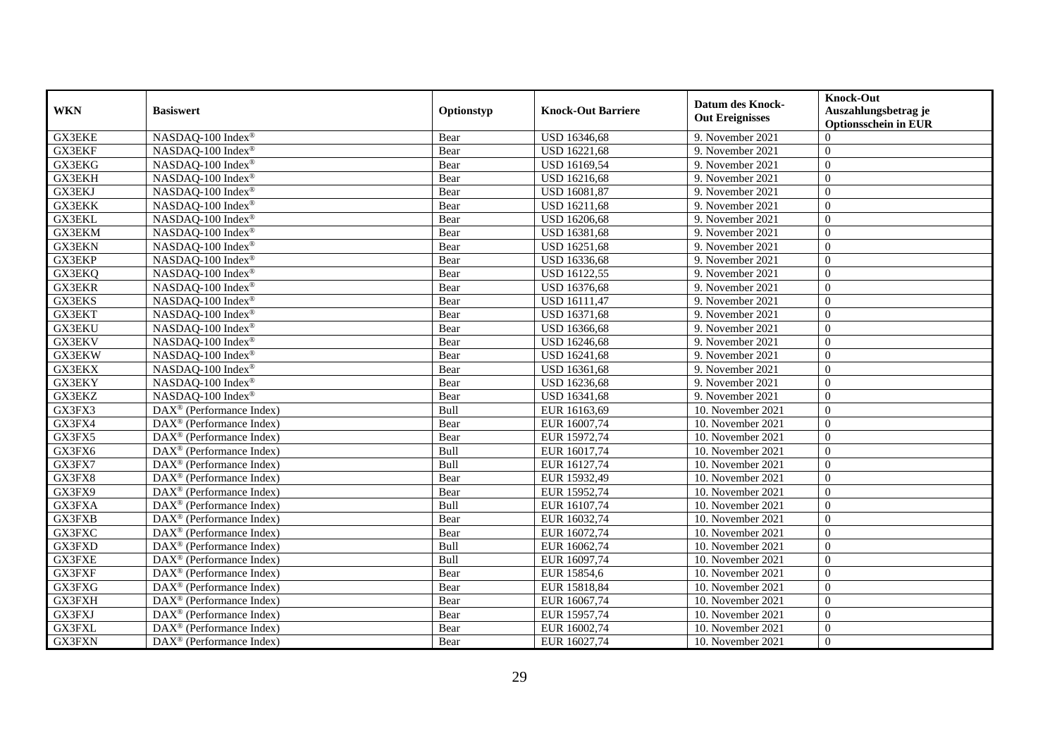| WKN | Basiswert | Optionstyp | Knock-Out Barriere | Datum des Knock-Out Ereignisses | Knock-Out Auszahlungsbetrag je Optionsschein in EUR |
|---|---|---|---|---|---|
| GX3EKE | NASDAQ-100 Index® | Bear | USD 16346,68 | 9. November 2021 | 0 |
| GX3EKF | NASDAQ-100 Index® | Bear | USD 16221,68 | 9. November 2021 | 0 |
| GX3EKG | NASDAQ-100 Index® | Bear | USD 16169,54 | 9. November 2021 | 0 |
| GX3EKH | NASDAQ-100 Index® | Bear | USD 16216,68 | 9. November 2021 | 0 |
| GX3EKJ | NASDAQ-100 Index® | Bear | USD 16081,87 | 9. November 2021 | 0 |
| GX3EKK | NASDAQ-100 Index® | Bear | USD 16211,68 | 9. November 2021 | 0 |
| GX3EKL | NASDAQ-100 Index® | Bear | USD 16206,68 | 9. November 2021 | 0 |
| GX3EKM | NASDAQ-100 Index® | Bear | USD 16381,68 | 9. November 2021 | 0 |
| GX3EKN | NASDAQ-100 Index® | Bear | USD 16251,68 | 9. November 2021 | 0 |
| GX3EKP | NASDAQ-100 Index® | Bear | USD 16336,68 | 9. November 2021 | 0 |
| GX3EKQ | NASDAQ-100 Index® | Bear | USD 16122,55 | 9. November 2021 | 0 |
| GX3EKR | NASDAQ-100 Index® | Bear | USD 16376,68 | 9. November 2021 | 0 |
| GX3EKS | NASDAQ-100 Index® | Bear | USD 16111,47 | 9. November 2021 | 0 |
| GX3EKT | NASDAQ-100 Index® | Bear | USD 16371,68 | 9. November 2021 | 0 |
| GX3EKU | NASDAQ-100 Index® | Bear | USD 16366,68 | 9. November 2021 | 0 |
| GX3EKV | NASDAQ-100 Index® | Bear | USD 16246,68 | 9. November 2021 | 0 |
| GX3EKW | NASDAQ-100 Index® | Bear | USD 16241,68 | 9. November 2021 | 0 |
| GX3EKX | NASDAQ-100 Index® | Bear | USD 16361,68 | 9. November 2021 | 0 |
| GX3EKY | NASDAQ-100 Index® | Bear | USD 16236,68 | 9. November 2021 | 0 |
| GX3EKZ | NASDAQ-100 Index® | Bear | USD 16341,68 | 9. November 2021 | 0 |
| GX3FX3 | DAX® (Performance Index) | Bull | EUR 16163,69 | 10. November 2021 | 0 |
| GX3FX4 | DAX® (Performance Index) | Bear | EUR 16007,74 | 10. November 2021 | 0 |
| GX3FX5 | DAX® (Performance Index) | Bear | EUR 15972,74 | 10. November 2021 | 0 |
| GX3FX6 | DAX® (Performance Index) | Bull | EUR 16017,74 | 10. November 2021 | 0 |
| GX3FX7 | DAX® (Performance Index) | Bull | EUR 16127,74 | 10. November 2021 | 0 |
| GX3FX8 | DAX® (Performance Index) | Bear | EUR 15932,49 | 10. November 2021 | 0 |
| GX3FX9 | DAX® (Performance Index) | Bear | EUR 15952,74 | 10. November 2021 | 0 |
| GX3FXA | DAX® (Performance Index) | Bull | EUR 16107,74 | 10. November 2021 | 0 |
| GX3FXB | DAX® (Performance Index) | Bear | EUR 16032,74 | 10. November 2021 | 0 |
| GX3FXC | DAX® (Performance Index) | Bear | EUR 16072,74 | 10. November 2021 | 0 |
| GX3FXD | DAX® (Performance Index) | Bull | EUR 16062,74 | 10. November 2021 | 0 |
| GX3FXE | DAX® (Performance Index) | Bull | EUR 16097,74 | 10. November 2021 | 0 |
| GX3FXF | DAX® (Performance Index) | Bear | EUR 15854,6 | 10. November 2021 | 0 |
| GX3FXG | DAX® (Performance Index) | Bear | EUR 15818,84 | 10. November 2021 | 0 |
| GX3FXH | DAX® (Performance Index) | Bear | EUR 16067,74 | 10. November 2021 | 0 |
| GX3FXJ | DAX® (Performance Index) | Bear | EUR 15957,74 | 10. November 2021 | 0 |
| GX3FXL | DAX® (Performance Index) | Bear | EUR 16002,74 | 10. November 2021 | 0 |
| GX3FXN | DAX® (Performance Index) | Bear | EUR 16027,74 | 10. November 2021 | 0 |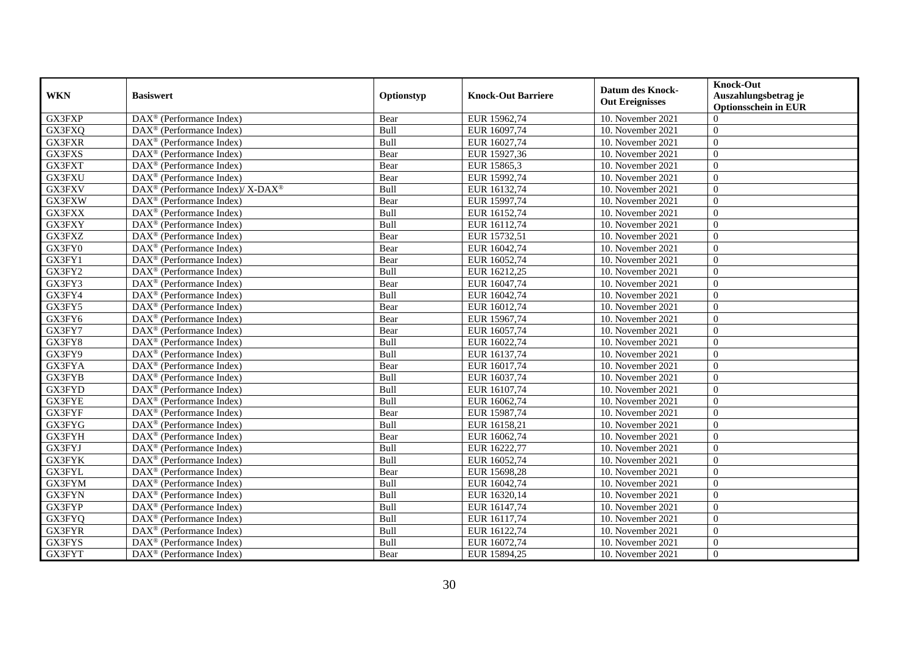| WKN | Basiswert | Optionstyp | Knock-Out Barriere | Datum des Knock-Out Ereignisses | Knock-Out Auszahlungsbetrag je Optionsschein in EUR |
|---|---|---|---|---|---|
| GX3FXP | DAX® (Performance Index) | Bear | EUR 15962,74 | 10. November 2021 | 0 |
| GX3FXQ | DAX® (Performance Index) | Bull | EUR 16097,74 | 10. November 2021 | 0 |
| GX3FXR | DAX® (Performance Index) | Bull | EUR 16027,74 | 10. November 2021 | 0 |
| GX3FXS | DAX® (Performance Index) | Bear | EUR 15927,36 | 10. November 2021 | 0 |
| GX3FXT | DAX® (Performance Index) | Bear | EUR 15865,3 | 10. November 2021 | 0 |
| GX3FXU | DAX® (Performance Index) | Bear | EUR 15992,74 | 10. November 2021 | 0 |
| GX3FXV | DAX® (Performance Index)/ X-DAX® | Bull | EUR 16132,74 | 10. November 2021 | 0 |
| GX3FXW | DAX® (Performance Index) | Bear | EUR 15997,74 | 10. November 2021 | 0 |
| GX3FXX | DAX® (Performance Index) | Bull | EUR 16152,74 | 10. November 2021 | 0 |
| GX3FXY | DAX® (Performance Index) | Bull | EUR 16112,74 | 10. November 2021 | 0 |
| GX3FXZ | DAX® (Performance Index) | Bear | EUR 15732,51 | 10. November 2021 | 0 |
| GX3FY0 | DAX® (Performance Index) | Bear | EUR 16042,74 | 10. November 2021 | 0 |
| GX3FY1 | DAX® (Performance Index) | Bear | EUR 16052,74 | 10. November 2021 | 0 |
| GX3FY2 | DAX® (Performance Index) | Bull | EUR 16212,25 | 10. November 2021 | 0 |
| GX3FY3 | DAX® (Performance Index) | Bear | EUR 16047,74 | 10. November 2021 | 0 |
| GX3FY4 | DAX® (Performance Index) | Bull | EUR 16042,74 | 10. November 2021 | 0 |
| GX3FY5 | DAX® (Performance Index) | Bear | EUR 16012,74 | 10. November 2021 | 0 |
| GX3FY6 | DAX® (Performance Index) | Bear | EUR 15967,74 | 10. November 2021 | 0 |
| GX3FY7 | DAX® (Performance Index) | Bear | EUR 16057,74 | 10. November 2021 | 0 |
| GX3FY8 | DAX® (Performance Index) | Bull | EUR 16022,74 | 10. November 2021 | 0 |
| GX3FY9 | DAX® (Performance Index) | Bull | EUR 16137,74 | 10. November 2021 | 0 |
| GX3FYA | DAX® (Performance Index) | Bear | EUR 16017,74 | 10. November 2021 | 0 |
| GX3FYB | DAX® (Performance Index) | Bull | EUR 16037,74 | 10. November 2021 | 0 |
| GX3FYD | DAX® (Performance Index) | Bull | EUR 16107,74 | 10. November 2021 | 0 |
| GX3FYE | DAX® (Performance Index) | Bull | EUR 16062,74 | 10. November 2021 | 0 |
| GX3FYF | DAX® (Performance Index) | Bear | EUR 15987,74 | 10. November 2021 | 0 |
| GX3FYG | DAX® (Performance Index) | Bull | EUR 16158,21 | 10. November 2021 | 0 |
| GX3FYH | DAX® (Performance Index) | Bear | EUR 16062,74 | 10. November 2021 | 0 |
| GX3FYJ | DAX® (Performance Index) | Bull | EUR 16222,77 | 10. November 2021 | 0 |
| GX3FYK | DAX® (Performance Index) | Bull | EUR 16052,74 | 10. November 2021 | 0 |
| GX3FYL | DAX® (Performance Index) | Bear | EUR 15698,28 | 10. November 2021 | 0 |
| GX3FYM | DAX® (Performance Index) | Bull | EUR 16042,74 | 10. November 2021 | 0 |
| GX3FYN | DAX® (Performance Index) | Bull | EUR 16320,14 | 10. November 2021 | 0 |
| GX3FYP | DAX® (Performance Index) | Bull | EUR 16147,74 | 10. November 2021 | 0 |
| GX3FYQ | DAX® (Performance Index) | Bull | EUR 16117,74 | 10. November 2021 | 0 |
| GX3FYR | DAX® (Performance Index) | Bull | EUR 16122,74 | 10. November 2021 | 0 |
| GX3FYS | DAX® (Performance Index) | Bull | EUR 16072,74 | 10. November 2021 | 0 |
| GX3FYT | DAX® (Performance Index) | Bear | EUR 15894,25 | 10. November 2021 | 0 |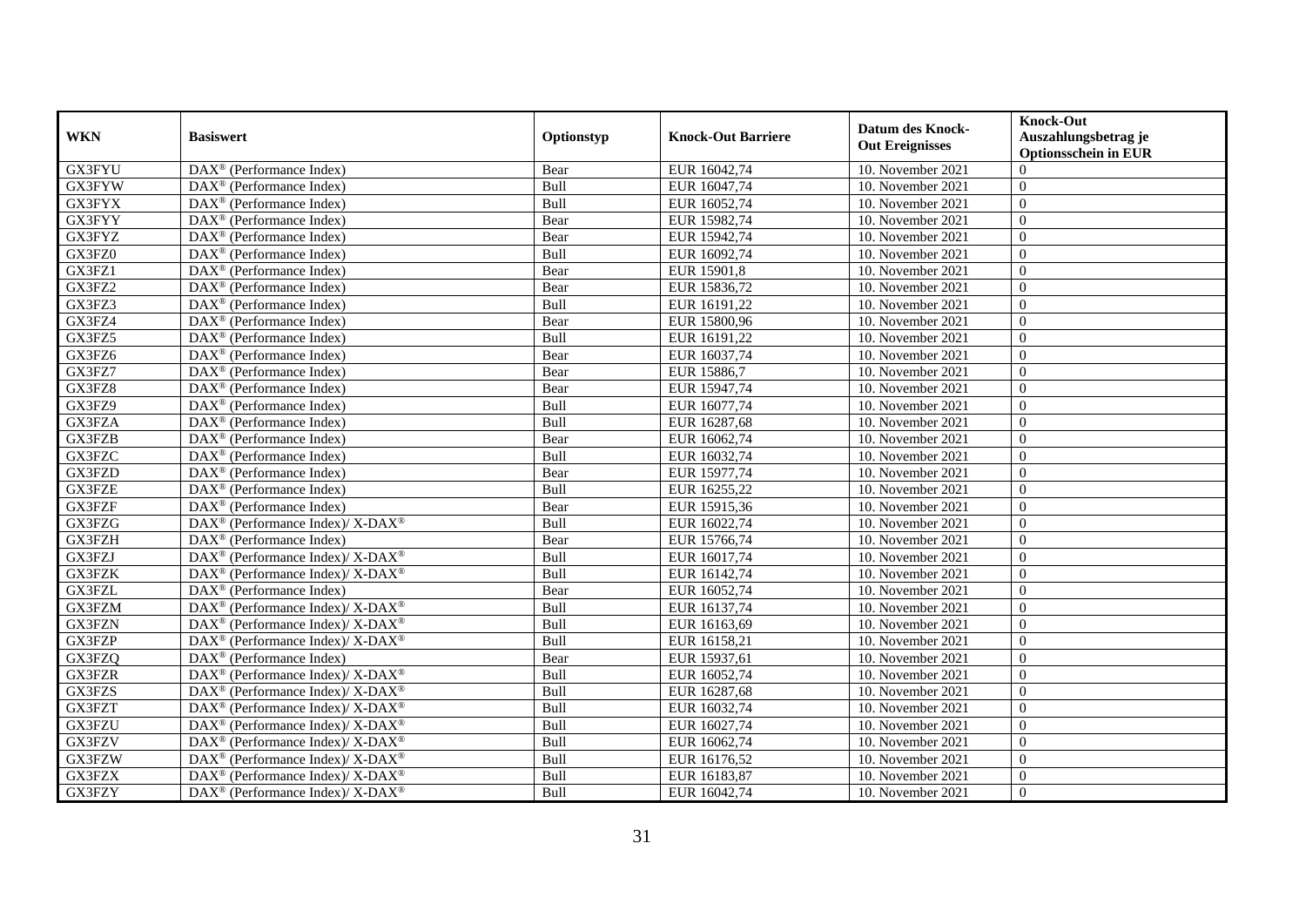| WKN | Basiswert | Optionstyp | Knock-Out Barriere | Datum des Knock-Out Ereignisses | Knock-Out Auszahlungsbetrag je Optionsschein in EUR |
|---|---|---|---|---|---|
| GX3FYU | DAX® (Performance Index) | Bear | EUR 16042,74 | 10. November 2021 | 0 |
| GX3FYW | DAX® (Performance Index) | Bull | EUR 16047,74 | 10. November 2021 | 0 |
| GX3FYX | DAX® (Performance Index) | Bull | EUR 16052,74 | 10. November 2021 | 0 |
| GX3FYY | DAX® (Performance Index) | Bear | EUR 15982,74 | 10. November 2021 | 0 |
| GX3FYZ | DAX® (Performance Index) | Bear | EUR 15942,74 | 10. November 2021 | 0 |
| GX3FZ0 | DAX® (Performance Index) | Bull | EUR 16092,74 | 10. November 2021 | 0 |
| GX3FZ1 | DAX® (Performance Index) | Bear | EUR 15901,8 | 10. November 2021 | 0 |
| GX3FZ2 | DAX® (Performance Index) | Bear | EUR 15836,72 | 10. November 2021 | 0 |
| GX3FZ3 | DAX® (Performance Index) | Bull | EUR 16191,22 | 10. November 2021 | 0 |
| GX3FZ4 | DAX® (Performance Index) | Bear | EUR 15800,96 | 10. November 2021 | 0 |
| GX3FZ5 | DAX® (Performance Index) | Bull | EUR 16191,22 | 10. November 2021 | 0 |
| GX3FZ6 | DAX® (Performance Index) | Bear | EUR 16037,74 | 10. November 2021 | 0 |
| GX3FZ7 | DAX® (Performance Index) | Bear | EUR 15886,7 | 10. November 2021 | 0 |
| GX3FZ8 | DAX® (Performance Index) | Bear | EUR 15947,74 | 10. November 2021 | 0 |
| GX3FZ9 | DAX® (Performance Index) | Bull | EUR 16077,74 | 10. November 2021 | 0 |
| GX3FZA | DAX® (Performance Index) | Bull | EUR 16287,68 | 10. November 2021 | 0 |
| GX3FZB | DAX® (Performance Index) | Bear | EUR 16062,74 | 10. November 2021 | 0 |
| GX3FZC | DAX® (Performance Index) | Bull | EUR 16032,74 | 10. November 2021 | 0 |
| GX3FZD | DAX® (Performance Index) | Bear | EUR 15977,74 | 10. November 2021 | 0 |
| GX3FZE | DAX® (Performance Index) | Bull | EUR 16255,22 | 10. November 2021 | 0 |
| GX3FZF | DAX® (Performance Index) | Bear | EUR 15915,36 | 10. November 2021 | 0 |
| GX3FZG | DAX® (Performance Index)/ X-DAX® | Bull | EUR 16022,74 | 10. November 2021 | 0 |
| GX3FZH | DAX® (Performance Index) | Bear | EUR 15766,74 | 10. November 2021 | 0 |
| GX3FZJ | DAX® (Performance Index)/ X-DAX® | Bull | EUR 16017,74 | 10. November 2021 | 0 |
| GX3FZK | DAX® (Performance Index)/ X-DAX® | Bull | EUR 16142,74 | 10. November 2021 | 0 |
| GX3FZL | DAX® (Performance Index) | Bear | EUR 16052,74 | 10. November 2021 | 0 |
| GX3FZM | DAX® (Performance Index)/ X-DAX® | Bull | EUR 16137,74 | 10. November 2021 | 0 |
| GX3FZN | DAX® (Performance Index)/ X-DAX® | Bull | EUR 16163,69 | 10. November 2021 | 0 |
| GX3FZP | DAX® (Performance Index)/ X-DAX® | Bull | EUR 16158,21 | 10. November 2021 | 0 |
| GX3FZQ | DAX® (Performance Index) | Bear | EUR 15937,61 | 10. November 2021 | 0 |
| GX3FZR | DAX® (Performance Index)/ X-DAX® | Bull | EUR 16052,74 | 10. November 2021 | 0 |
| GX3FZS | DAX® (Performance Index)/ X-DAX® | Bull | EUR 16287,68 | 10. November 2021 | 0 |
| GX3FZT | DAX® (Performance Index)/ X-DAX® | Bull | EUR 16032,74 | 10. November 2021 | 0 |
| GX3FZU | DAX® (Performance Index)/ X-DAX® | Bull | EUR 16027,74 | 10. November 2021 | 0 |
| GX3FZV | DAX® (Performance Index)/ X-DAX® | Bull | EUR 16062,74 | 10. November 2021 | 0 |
| GX3FZW | DAX® (Performance Index)/ X-DAX® | Bull | EUR 16176,52 | 10. November 2021 | 0 |
| GX3FZX | DAX® (Performance Index)/ X-DAX® | Bull | EUR 16183,87 | 10. November 2021 | 0 |
| GX3FZY | DAX® (Performance Index)/ X-DAX® | Bull | EUR 16042,74 | 10. November 2021 | 0 |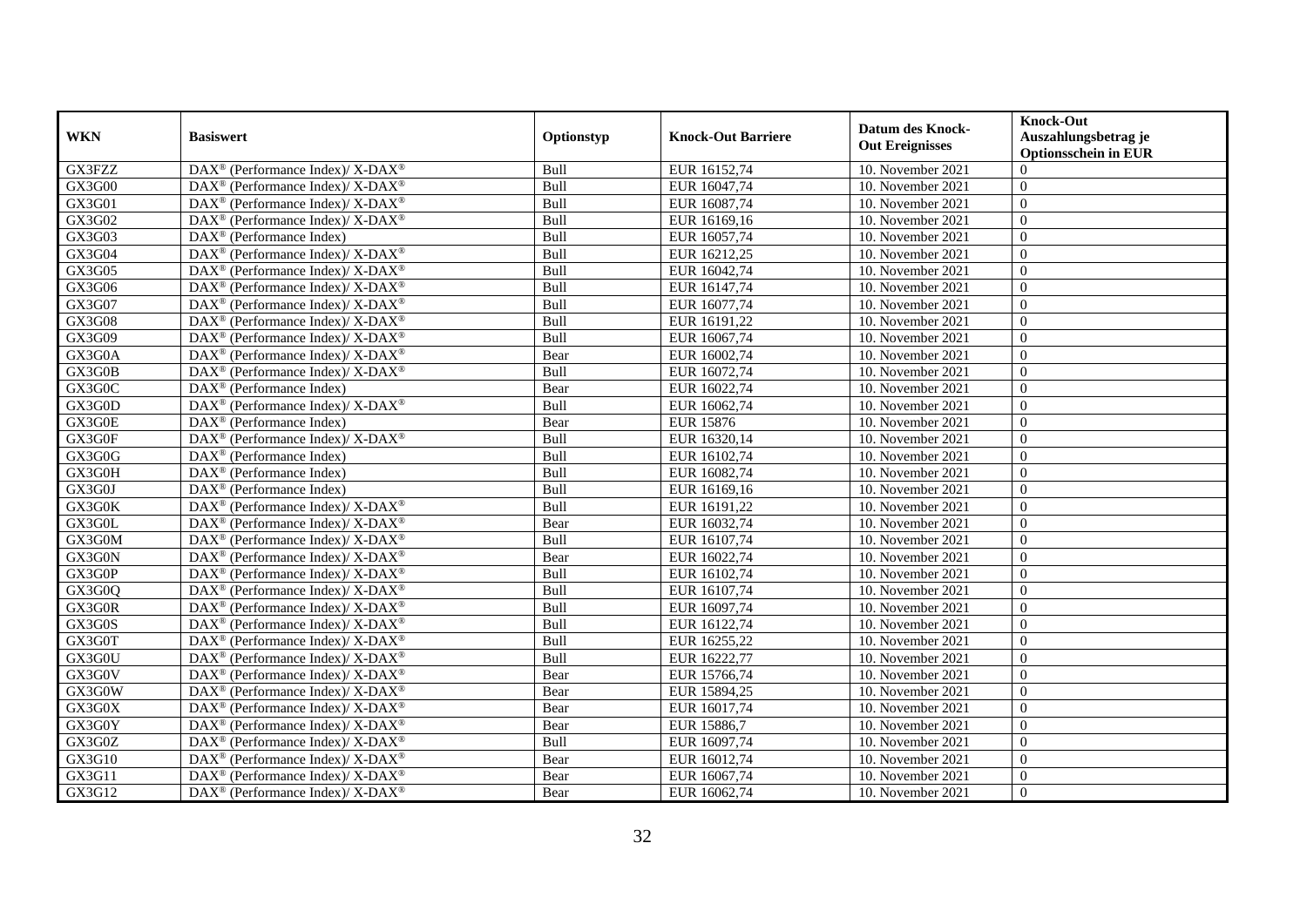| WKN | Basiswert | Optionstyp | Knock-Out Barriere | Datum des Knock-Out Ereignisses | Knock-Out Auszahlungsbetrag je Optionsschein in EUR |
|---|---|---|---|---|---|
| GX3FZZ | DAX® (Performance Index)/ X-DAX® | Bull | EUR 16152,74 | 10. November 2021 | 0 |
| GX3G00 | DAX® (Performance Index)/ X-DAX® | Bull | EUR 16047,74 | 10. November 2021 | 0 |
| GX3G01 | DAX® (Performance Index)/ X-DAX® | Bull | EUR 16087,74 | 10. November 2021 | 0 |
| GX3G02 | DAX® (Performance Index)/ X-DAX® | Bull | EUR 16169,16 | 10. November 2021 | 0 |
| GX3G03 | DAX® (Performance Index) | Bull | EUR 16057,74 | 10. November 2021 | 0 |
| GX3G04 | DAX® (Performance Index)/ X-DAX® | Bull | EUR 16212,25 | 10. November 2021 | 0 |
| GX3G05 | DAX® (Performance Index)/ X-DAX® | Bull | EUR 16042,74 | 10. November 2021 | 0 |
| GX3G06 | DAX® (Performance Index)/ X-DAX® | Bull | EUR 16147,74 | 10. November 2021 | 0 |
| GX3G07 | DAX® (Performance Index)/ X-DAX® | Bull | EUR 16077,74 | 10. November 2021 | 0 |
| GX3G08 | DAX® (Performance Index)/ X-DAX® | Bull | EUR 16191,22 | 10. November 2021 | 0 |
| GX3G09 | DAX® (Performance Index)/ X-DAX® | Bull | EUR 16067,74 | 10. November 2021 | 0 |
| GX3G0A | DAX® (Performance Index)/ X-DAX® | Bear | EUR 16002,74 | 10. November 2021 | 0 |
| GX3G0B | DAX® (Performance Index)/ X-DAX® | Bull | EUR 16072,74 | 10. November 2021 | 0 |
| GX3G0C | DAX® (Performance Index) | Bear | EUR 16022,74 | 10. November 2021 | 0 |
| GX3G0D | DAX® (Performance Index)/ X-DAX® | Bull | EUR 16062,74 | 10. November 2021 | 0 |
| GX3G0E | DAX® (Performance Index) | Bear | EUR 15876 | 10. November 2021 | 0 |
| GX3G0F | DAX® (Performance Index)/ X-DAX® | Bull | EUR 16320,14 | 10. November 2021 | 0 |
| GX3G0G | DAX® (Performance Index) | Bull | EUR 16102,74 | 10. November 2021 | 0 |
| GX3G0H | DAX® (Performance Index) | Bull | EUR 16082,74 | 10. November 2021 | 0 |
| GX3G0J | DAX® (Performance Index) | Bull | EUR 16169,16 | 10. November 2021 | 0 |
| GX3G0K | DAX® (Performance Index)/ X-DAX® | Bull | EUR 16191,22 | 10. November 2021 | 0 |
| GX3G0L | DAX® (Performance Index)/ X-DAX® | Bear | EUR 16032,74 | 10. November 2021 | 0 |
| GX3G0M | DAX® (Performance Index)/ X-DAX® | Bull | EUR 16107,74 | 10. November 2021 | 0 |
| GX3G0N | DAX® (Performance Index)/ X-DAX® | Bear | EUR 16022,74 | 10. November 2021 | 0 |
| GX3G0P | DAX® (Performance Index)/ X-DAX® | Bull | EUR 16102,74 | 10. November 2021 | 0 |
| GX3G0Q | DAX® (Performance Index)/ X-DAX® | Bull | EUR 16107,74 | 10. November 2021 | 0 |
| GX3G0R | DAX® (Performance Index)/ X-DAX® | Bull | EUR 16097,74 | 10. November 2021 | 0 |
| GX3G0S | DAX® (Performance Index)/ X-DAX® | Bull | EUR 16122,74 | 10. November 2021 | 0 |
| GX3G0T | DAX® (Performance Index)/ X-DAX® | Bull | EUR 16255,22 | 10. November 2021 | 0 |
| GX3G0U | DAX® (Performance Index)/ X-DAX® | Bull | EUR 16222,77 | 10. November 2021 | 0 |
| GX3G0V | DAX® (Performance Index)/ X-DAX® | Bear | EUR 15766,74 | 10. November 2021 | 0 |
| GX3G0W | DAX® (Performance Index)/ X-DAX® | Bear | EUR 15894,25 | 10. November 2021 | 0 |
| GX3G0X | DAX® (Performance Index)/ X-DAX® | Bear | EUR 16017,74 | 10. November 2021 | 0 |
| GX3G0Y | DAX® (Performance Index)/ X-DAX® | Bear | EUR 15886,7 | 10. November 2021 | 0 |
| GX3G0Z | DAX® (Performance Index)/ X-DAX® | Bull | EUR 16097,74 | 10. November 2021 | 0 |
| GX3G10 | DAX® (Performance Index)/ X-DAX® | Bear | EUR 16012,74 | 10. November 2021 | 0 |
| GX3G11 | DAX® (Performance Index)/ X-DAX® | Bear | EUR 16067,74 | 10. November 2021 | 0 |
| GX3G12 | DAX® (Performance Index)/ X-DAX® | Bear | EUR 16062,74 | 10. November 2021 | 0 |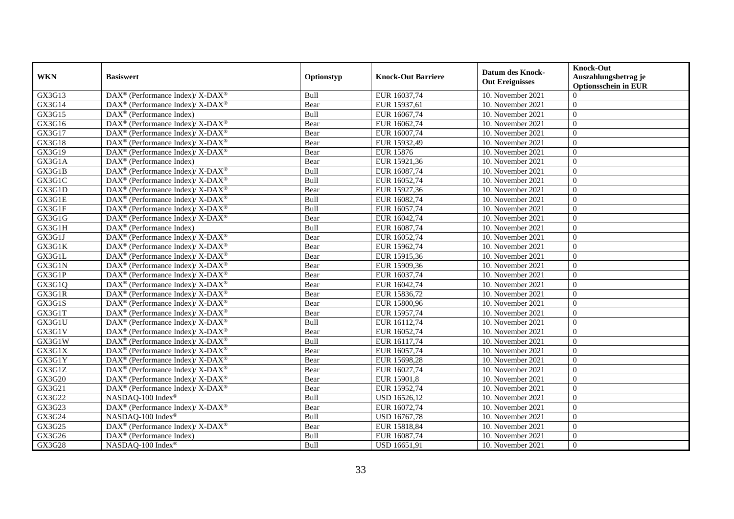| WKN | Basiswert | Optionstyp | Knock-Out Barriere | Datum des Knock-Out Ereignisses | Knock-Out Auszahlungsbetrag je Optionsschein in EUR |
|---|---|---|---|---|---|
| GX3G13 | DAX® (Performance Index)/ X-DAX® | Bull | EUR 16037,74 | 10. November 2021 | 0 |
| GX3G14 | DAX® (Performance Index)/ X-DAX® | Bear | EUR 15937,61 | 10. November 2021 | 0 |
| GX3G15 | DAX® (Performance Index) | Bull | EUR 16067,74 | 10. November 2021 | 0 |
| GX3G16 | DAX® (Performance Index)/ X-DAX® | Bear | EUR 16062,74 | 10. November 2021 | 0 |
| GX3G17 | DAX® (Performance Index)/ X-DAX® | Bear | EUR 16007,74 | 10. November 2021 | 0 |
| GX3G18 | DAX® (Performance Index)/ X-DAX® | Bear | EUR 15932,49 | 10. November 2021 | 0 |
| GX3G19 | DAX® (Performance Index)/ X-DAX® | Bear | EUR 15876 | 10. November 2021 | 0 |
| GX3G1A | DAX® (Performance Index) | Bear | EUR 15921,36 | 10. November 2021 | 0 |
| GX3G1B | DAX® (Performance Index)/ X-DAX® | Bull | EUR 16087,74 | 10. November 2021 | 0 |
| GX3G1C | DAX® (Performance Index)/ X-DAX® | Bull | EUR 16052,74 | 10. November 2021 | 0 |
| GX3G1D | DAX® (Performance Index)/ X-DAX® | Bear | EUR 15927,36 | 10. November 2021 | 0 |
| GX3G1E | DAX® (Performance Index)/ X-DAX® | Bull | EUR 16082,74 | 10. November 2021 | 0 |
| GX3G1F | DAX® (Performance Index)/ X-DAX® | Bull | EUR 16057,74 | 10. November 2021 | 0 |
| GX3G1G | DAX® (Performance Index)/ X-DAX® | Bear | EUR 16042,74 | 10. November 2021 | 0 |
| GX3G1H | DAX® (Performance Index) | Bull | EUR 16087,74 | 10. November 2021 | 0 |
| GX3G1J | DAX® (Performance Index)/ X-DAX® | Bear | EUR 16052,74 | 10. November 2021 | 0 |
| GX3G1K | DAX® (Performance Index)/ X-DAX® | Bear | EUR 15962,74 | 10. November 2021 | 0 |
| GX3G1L | DAX® (Performance Index)/ X-DAX® | Bear | EUR 15915,36 | 10. November 2021 | 0 |
| GX3G1N | DAX® (Performance Index)/ X-DAX® | Bear | EUR 15909,36 | 10. November 2021 | 0 |
| GX3G1P | DAX® (Performance Index)/ X-DAX® | Bear | EUR 16037,74 | 10. November 2021 | 0 |
| GX3G1Q | DAX® (Performance Index)/ X-DAX® | Bear | EUR 16042,74 | 10. November 2021 | 0 |
| GX3G1R | DAX® (Performance Index)/ X-DAX® | Bear | EUR 15836,72 | 10. November 2021 | 0 |
| GX3G1S | DAX® (Performance Index)/ X-DAX® | Bear | EUR 15800,96 | 10. November 2021 | 0 |
| GX3G1T | DAX® (Performance Index)/ X-DAX® | Bear | EUR 15957,74 | 10. November 2021 | 0 |
| GX3G1U | DAX® (Performance Index)/ X-DAX® | Bull | EUR 16112,74 | 10. November 2021 | 0 |
| GX3G1V | DAX® (Performance Index)/ X-DAX® | Bear | EUR 16052,74 | 10. November 2021 | 0 |
| GX3G1W | DAX® (Performance Index)/ X-DAX® | Bull | EUR 16117,74 | 10. November 2021 | 0 |
| GX3G1X | DAX® (Performance Index)/ X-DAX® | Bear | EUR 16057,74 | 10. November 2021 | 0 |
| GX3G1Y | DAX® (Performance Index)/ X-DAX® | Bear | EUR 15698,28 | 10. November 2021 | 0 |
| GX3G1Z | DAX® (Performance Index)/ X-DAX® | Bear | EUR 16027,74 | 10. November 2021 | 0 |
| GX3G20 | DAX® (Performance Index)/ X-DAX® | Bear | EUR 15901,8 | 10. November 2021 | 0 |
| GX3G21 | DAX® (Performance Index)/ X-DAX® | Bear | EUR 15952,74 | 10. November 2021 | 0 |
| GX3G22 | NASDAQ-100 Index® | Bull | USD 16526,12 | 10. November 2021 | 0 |
| GX3G23 | DAX® (Performance Index)/ X-DAX® | Bear | EUR 16072,74 | 10. November 2021 | 0 |
| GX3G24 | NASDAQ-100 Index® | Bull | USD 16767,78 | 10. November 2021 | 0 |
| GX3G25 | DAX® (Performance Index)/ X-DAX® | Bear | EUR 15818,84 | 10. November 2021 | 0 |
| GX3G26 | DAX® (Performance Index) | Bull | EUR 16087,74 | 10. November 2021 | 0 |
| GX3G28 | NASDAQ-100 Index® | Bull | USD 16651,91 | 10. November 2021 | 0 |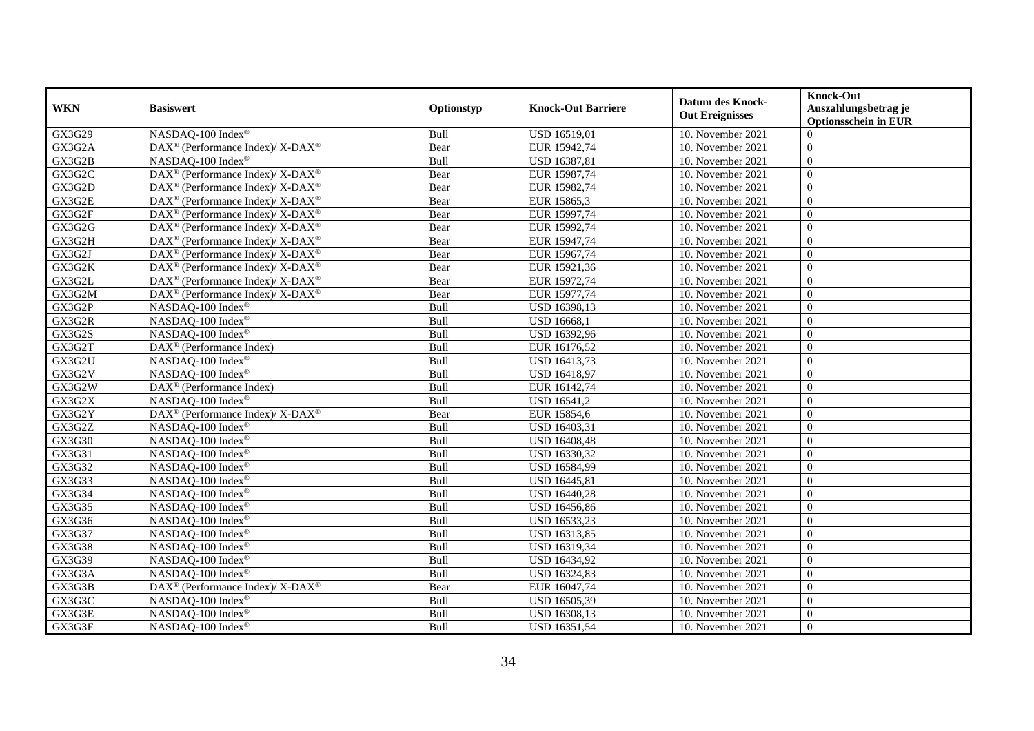| WKN | Basiswert | Optionstyp | Knock-Out Barriere | Datum des Knock-Out Ereignisses | Knock-Out Auszahlungsbetrag je Optionsschein in EUR |
|---|---|---|---|---|---|
| GX3G29 | NASDAQ-100 Index® | Bull | USD 16519,01 | 10. November 2021 | 0 |
| GX3G2A | DAX® (Performance Index)/ X-DAX® | Bear | EUR 15942,74 | 10. November 2021 | 0 |
| GX3G2B | NASDAQ-100 Index® | Bull | USD 16387,81 | 10. November 2021 | 0 |
| GX3G2C | DAX® (Performance Index)/ X-DAX® | Bear | EUR 15987,74 | 10. November 2021 | 0 |
| GX3G2D | DAX® (Performance Index)/ X-DAX® | Bear | EUR 15982,74 | 10. November 2021 | 0 |
| GX3G2E | DAX® (Performance Index)/ X-DAX® | Bear | EUR 15865,3 | 10. November 2021 | 0 |
| GX3G2F | DAX® (Performance Index)/ X-DAX® | Bear | EUR 15997,74 | 10. November 2021 | 0 |
| GX3G2G | DAX® (Performance Index)/ X-DAX® | Bear | EUR 15992,74 | 10. November 2021 | 0 |
| GX3G2H | DAX® (Performance Index)/ X-DAX® | Bear | EUR 15947,74 | 10. November 2021 | 0 |
| GX3G2J | DAX® (Performance Index)/ X-DAX® | Bear | EUR 15967,74 | 10. November 2021 | 0 |
| GX3G2K | DAX® (Performance Index)/ X-DAX® | Bear | EUR 15921,36 | 10. November 2021 | 0 |
| GX3G2L | DAX® (Performance Index)/ X-DAX® | Bear | EUR 15972,74 | 10. November 2021 | 0 |
| GX3G2M | DAX® (Performance Index)/ X-DAX® | Bear | EUR 15977,74 | 10. November 2021 | 0 |
| GX3G2P | NASDAQ-100 Index® | Bull | USD 16398,13 | 10. November 2021 | 0 |
| GX3G2R | NASDAQ-100 Index® | Bull | USD 16668,1 | 10. November 2021 | 0 |
| GX3G2S | NASDAQ-100 Index® | Bull | USD 16392,96 | 10. November 2021 | 0 |
| GX3G2T | DAX® (Performance Index) | Bull | EUR 16176,52 | 10. November 2021 | 0 |
| GX3G2U | NASDAQ-100 Index® | Bull | USD 16413,73 | 10. November 2021 | 0 |
| GX3G2V | NASDAQ-100 Index® | Bull | USD 16418,97 | 10. November 2021 | 0 |
| GX3G2W | DAX® (Performance Index) | Bull | EUR 16142,74 | 10. November 2021 | 0 |
| GX3G2X | NASDAQ-100 Index® | Bull | USD 16541,2 | 10. November 2021 | 0 |
| GX3G2Y | DAX® (Performance Index)/ X-DAX® | Bear | EUR 15854,6 | 10. November 2021 | 0 |
| GX3G2Z | NASDAQ-100 Index® | Bull | USD 16403,31 | 10. November 2021 | 0 |
| GX3G30 | NASDAQ-100 Index® | Bull | USD 16408,48 | 10. November 2021 | 0 |
| GX3G31 | NASDAQ-100 Index® | Bull | USD 16330,32 | 10. November 2021 | 0 |
| GX3G32 | NASDAQ-100 Index® | Bull | USD 16584,99 | 10. November 2021 | 0 |
| GX3G33 | NASDAQ-100 Index® | Bull | USD 16445,81 | 10. November 2021 | 0 |
| GX3G34 | NASDAQ-100 Index® | Bull | USD 16440,28 | 10. November 2021 | 0 |
| GX3G35 | NASDAQ-100 Index® | Bull | USD 16456,86 | 10. November 2021 | 0 |
| GX3G36 | NASDAQ-100 Index® | Bull | USD 16533,23 | 10. November 2021 | 0 |
| GX3G37 | NASDAQ-100 Index® | Bull | USD 16313,85 | 10. November 2021 | 0 |
| GX3G38 | NASDAQ-100 Index® | Bull | USD 16319,34 | 10. November 2021 | 0 |
| GX3G39 | NASDAQ-100 Index® | Bull | USD 16434,92 | 10. November 2021 | 0 |
| GX3G3A | NASDAQ-100 Index® | Bull | USD 16324,83 | 10. November 2021 | 0 |
| GX3G3B | DAX® (Performance Index)/ X-DAX® | Bear | EUR 16047,74 | 10. November 2021 | 0 |
| GX3G3C | NASDAQ-100 Index® | Bull | USD 16505,39 | 10. November 2021 | 0 |
| GX3G3E | NASDAQ-100 Index® | Bull | USD 16308,13 | 10. November 2021 | 0 |
| GX3G3F | NASDAQ-100 Index® | Bull | USD 16351,54 | 10. November 2021 | 0 |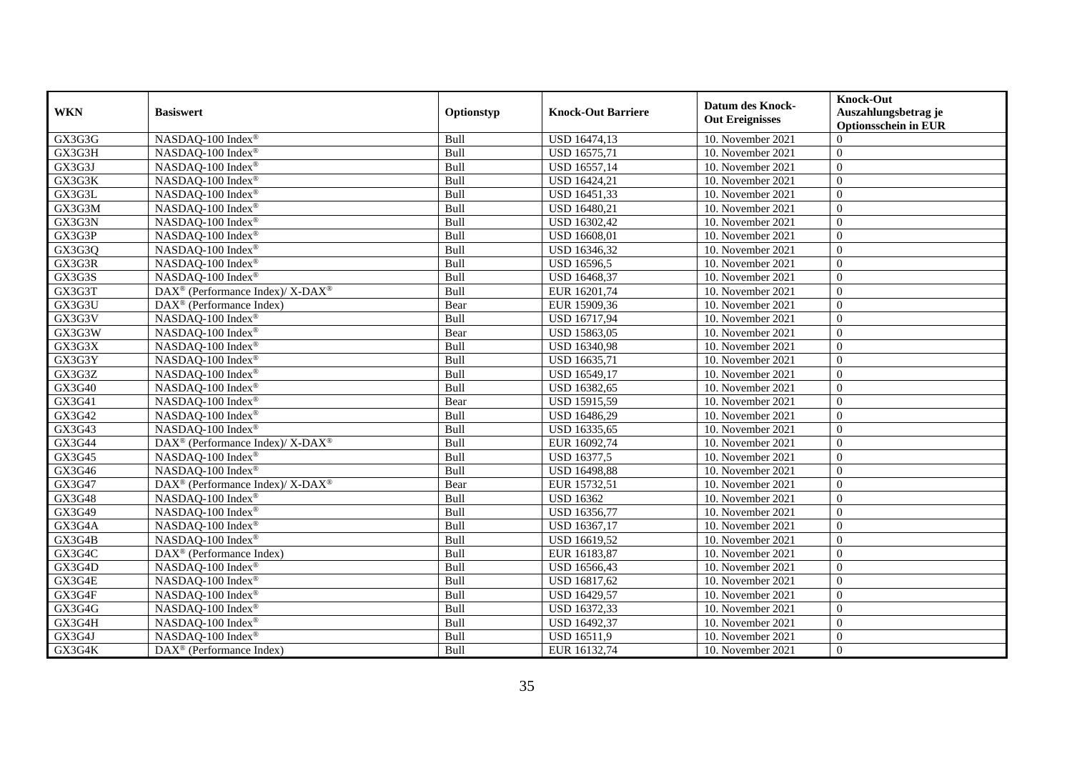| WKN | Basiswert | Optionstyp | Knock-Out Barriere | Datum des Knock-Out Ereignisses | Knock-Out Auszahlungsbetrag je Optionsschein in EUR |
|---|---|---|---|---|---|
| GX3G3G | NASDAQ-100 Index® | Bull | USD 16474,13 | 10. November 2021 | 0 |
| GX3G3H | NASDAQ-100 Index® | Bull | USD 16575,71 | 10. November 2021 | 0 |
| GX3G3J | NASDAQ-100 Index® | Bull | USD 16557,14 | 10. November 2021 | 0 |
| GX3G3K | NASDAQ-100 Index® | Bull | USD 16424,21 | 10. November 2021 | 0 |
| GX3G3L | NASDAQ-100 Index® | Bull | USD 16451,33 | 10. November 2021 | 0 |
| GX3G3M | NASDAQ-100 Index® | Bull | USD 16480,21 | 10. November 2021 | 0 |
| GX3G3N | NASDAQ-100 Index® | Bull | USD 16302,42 | 10. November 2021 | 0 |
| GX3G3P | NASDAQ-100 Index® | Bull | USD 16608,01 | 10. November 2021 | 0 |
| GX3G3Q | NASDAQ-100 Index® | Bull | USD 16346,32 | 10. November 2021 | 0 |
| GX3G3R | NASDAQ-100 Index® | Bull | USD 16596,5 | 10. November 2021 | 0 |
| GX3G3S | NASDAQ-100 Index® | Bull | USD 16468,37 | 10. November 2021 | 0 |
| GX3G3T | DAX® (Performance Index)/ X-DAX® | Bull | EUR 16201,74 | 10. November 2021 | 0 |
| GX3G3U | DAX® (Performance Index) | Bear | EUR 15909,36 | 10. November 2021 | 0 |
| GX3G3V | NASDAQ-100 Index® | Bull | USD 16717,94 | 10. November 2021 | 0 |
| GX3G3W | NASDAQ-100 Index® | Bear | USD 15863,05 | 10. November 2021 | 0 |
| GX3G3X | NASDAQ-100 Index® | Bull | USD 16340,98 | 10. November 2021 | 0 |
| GX3G3Y | NASDAQ-100 Index® | Bull | USD 16635,71 | 10. November 2021 | 0 |
| GX3G3Z | NASDAQ-100 Index® | Bull | USD 16549,17 | 10. November 2021 | 0 |
| GX3G40 | NASDAQ-100 Index® | Bull | USD 16382,65 | 10. November 2021 | 0 |
| GX3G41 | NASDAQ-100 Index® | Bear | USD 15915,59 | 10. November 2021 | 0 |
| GX3G42 | NASDAQ-100 Index® | Bull | USD 16486,29 | 10. November 2021 | 0 |
| GX3G43 | NASDAQ-100 Index® | Bull | USD 16335,65 | 10. November 2021 | 0 |
| GX3G44 | DAX® (Performance Index)/ X-DAX® | Bull | EUR 16092,74 | 10. November 2021 | 0 |
| GX3G45 | NASDAQ-100 Index® | Bull | USD 16377,5 | 10. November 2021 | 0 |
| GX3G46 | NASDAQ-100 Index® | Bull | USD 16498,88 | 10. November 2021 | 0 |
| GX3G47 | DAX® (Performance Index)/ X-DAX® | Bear | EUR 15732,51 | 10. November 2021 | 0 |
| GX3G48 | NASDAQ-100 Index® | Bull | USD 16362 | 10. November 2021 | 0 |
| GX3G49 | NASDAQ-100 Index® | Bull | USD 16356,77 | 10. November 2021 | 0 |
| GX3G4A | NASDAQ-100 Index® | Bull | USD 16367,17 | 10. November 2021 | 0 |
| GX3G4B | NASDAQ-100 Index® | Bull | USD 16619,52 | 10. November 2021 | 0 |
| GX3G4C | DAX® (Performance Index) | Bull | EUR 16183,87 | 10. November 2021 | 0 |
| GX3G4D | NASDAQ-100 Index® | Bull | USD 16566,43 | 10. November 2021 | 0 |
| GX3G4E | NASDAQ-100 Index® | Bull | USD 16817,62 | 10. November 2021 | 0 |
| GX3G4F | NASDAQ-100 Index® | Bull | USD 16429,57 | 10. November 2021 | 0 |
| GX3G4G | NASDAQ-100 Index® | Bull | USD 16372,33 | 10. November 2021 | 0 |
| GX3G4H | NASDAQ-100 Index® | Bull | USD 16492,37 | 10. November 2021 | 0 |
| GX3G4J | NASDAQ-100 Index® | Bull | USD 16511,9 | 10. November 2021 | 0 |
| GX3G4K | DAX® (Performance Index) | Bull | EUR 16132,74 | 10. November 2021 | 0 |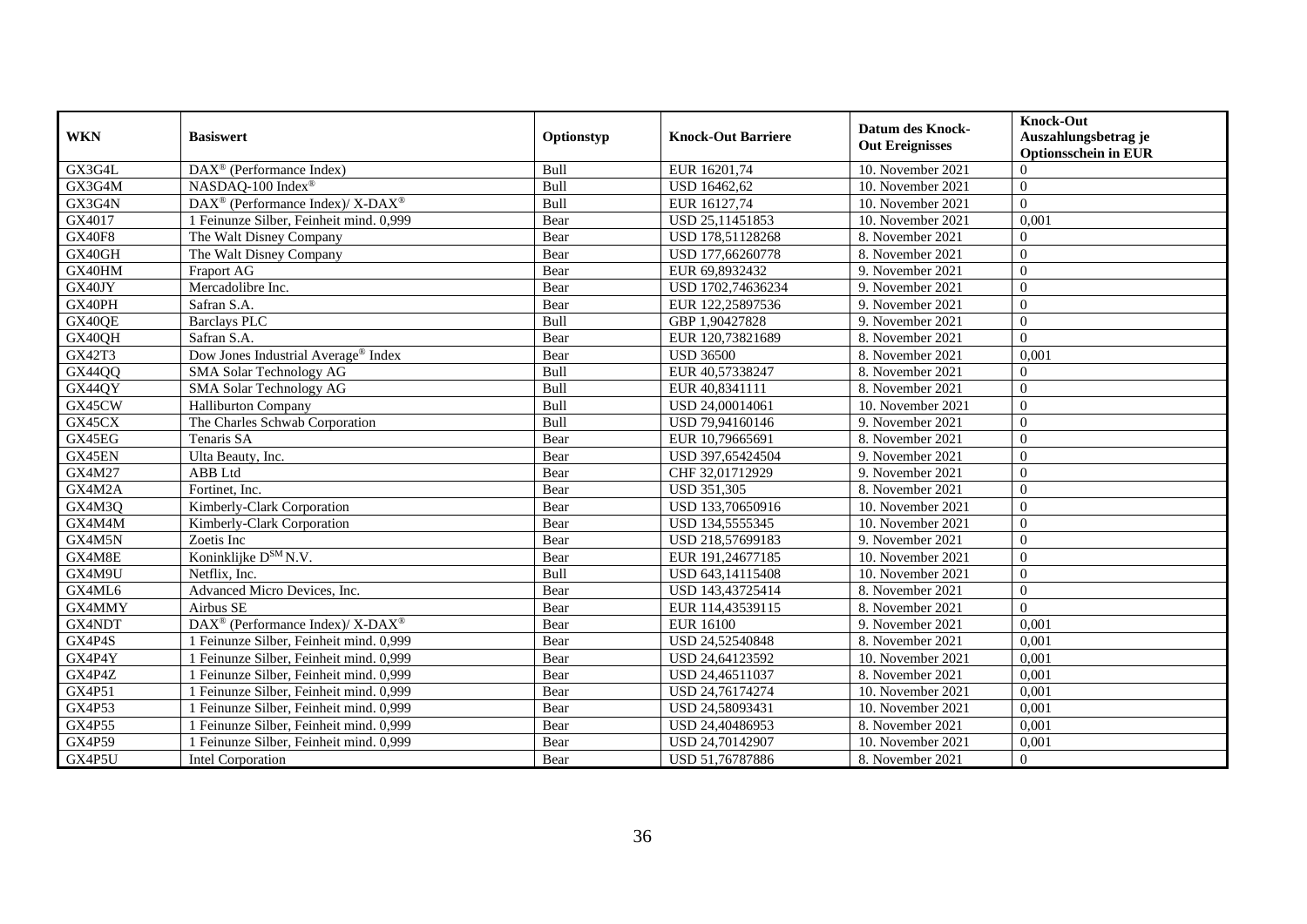| WKN | Basiswert | Optionstyp | Knock-Out Barriere | Datum des Knock-Out Ereignisses | Knock-Out Auszahlungsbetrag je Optionsschein in EUR |
|---|---|---|---|---|---|
| GX3G4L | DAX® (Performance Index) | Bull | EUR 16201,74 | 10. November 2021 | 0 |
| GX3G4M | NASDAQ-100 Index® | Bull | USD 16462,62 | 10. November 2021 | 0 |
| GX3G4N | DAX® (Performance Index)/ X-DAX® | Bull | EUR 16127,74 | 10. November 2021 | 0 |
| GX4017 | 1 Feinunze Silber, Feinheit mind. 0,999 | Bear | USD 25,11451853 | 10. November 2021 | 0,001 |
| GX40F8 | The Walt Disney Company | Bear | USD 178,51128268 | 8. November 2021 | 0 |
| GX40GH | The Walt Disney Company | Bear | USD 177,66260778 | 8. November 2021 | 0 |
| GX40HM | Fraport AG | Bear | EUR 69,8932432 | 9. November 2021 | 0 |
| GX40JY | Mercadolibre Inc. | Bear | USD 1702,74636234 | 9. November 2021 | 0 |
| GX40PH | Safran S.A. | Bear | EUR 122,25897536 | 9. November 2021 | 0 |
| GX40QE | Barclays PLC | Bull | GBP 1,90427828 | 9. November 2021 | 0 |
| GX40QH | Safran S.A. | Bear | EUR 120,73821689 | 8. November 2021 | 0 |
| GX42T3 | Dow Jones Industrial Average® Index | Bear | USD 36500 | 8. November 2021 | 0,001 |
| GX44QQ | SMA Solar Technology AG | Bull | EUR 40,57338247 | 8. November 2021 | 0 |
| GX44QY | SMA Solar Technology AG | Bull | EUR 40,8341111 | 8. November 2021 | 0 |
| GX45CW | Halliburton Company | Bull | USD 24,00014061 | 10. November 2021 | 0 |
| GX45CX | The Charles Schwab Corporation | Bull | USD 79,94160146 | 9. November 2021 | 0 |
| GX45EG | Tenaris SA | Bear | EUR 10,79665691 | 8. November 2021 | 0 |
| GX45EN | Ulta Beauty, Inc. | Bear | USD 397,65424504 | 9. November 2021 | 0 |
| GX4M27 | ABB Ltd | Bear | CHF 32,01712929 | 9. November 2021 | 0 |
| GX4M2A | Fortinet, Inc. | Bear | USD 351,305 | 8. November 2021 | 0 |
| GX4M3Q | Kimberly-Clark Corporation | Bear | USD 133,70650916 | 10. November 2021 | 0 |
| GX4M4M | Kimberly-Clark Corporation | Bear | USD 134,5555345 | 10. November 2021 | 0 |
| GX4M5N | Zoetis Inc | Bear | USD 218,57699183 | 9. November 2021 | 0 |
| GX4M8E | Koninklijke D^SM N.V. | Bear | EUR 191,24677185 | 10. November 2021 | 0 |
| GX4M9U | Netflix, Inc. | Bull | USD 643,14115408 | 10. November 2021 | 0 |
| GX4ML6 | Advanced Micro Devices, Inc. | Bear | USD 143,43725414 | 8. November 2021 | 0 |
| GX4MMY | Airbus SE | Bear | EUR 114,43539115 | 8. November 2021 | 0 |
| GX4NDT | DAX® (Performance Index)/ X-DAX® | Bear | EUR 16100 | 9. November 2021 | 0,001 |
| GX4P4S | 1 Feinunze Silber, Feinheit mind. 0,999 | Bear | USD 24,52540848 | 8. November 2021 | 0,001 |
| GX4P4Y | 1 Feinunze Silber, Feinheit mind. 0,999 | Bear | USD 24,64123592 | 10. November 2021 | 0,001 |
| GX4P4Z | 1 Feinunze Silber, Feinheit mind. 0,999 | Bear | USD 24,46511037 | 8. November 2021 | 0,001 |
| GX4P51 | 1 Feinunze Silber, Feinheit mind. 0,999 | Bear | USD 24,76174274 | 10. November 2021 | 0,001 |
| GX4P53 | 1 Feinunze Silber, Feinheit mind. 0,999 | Bear | USD 24,58093431 | 10. November 2021 | 0,001 |
| GX4P55 | 1 Feinunze Silber, Feinheit mind. 0,999 | Bear | USD 24,40486953 | 8. November 2021 | 0,001 |
| GX4P59 | 1 Feinunze Silber, Feinheit mind. 0,999 | Bear | USD 24,70142907 | 10. November 2021 | 0,001 |
| GX4P5U | Intel Corporation | Bear | USD 51,76787886 | 8. November 2021 | 0 |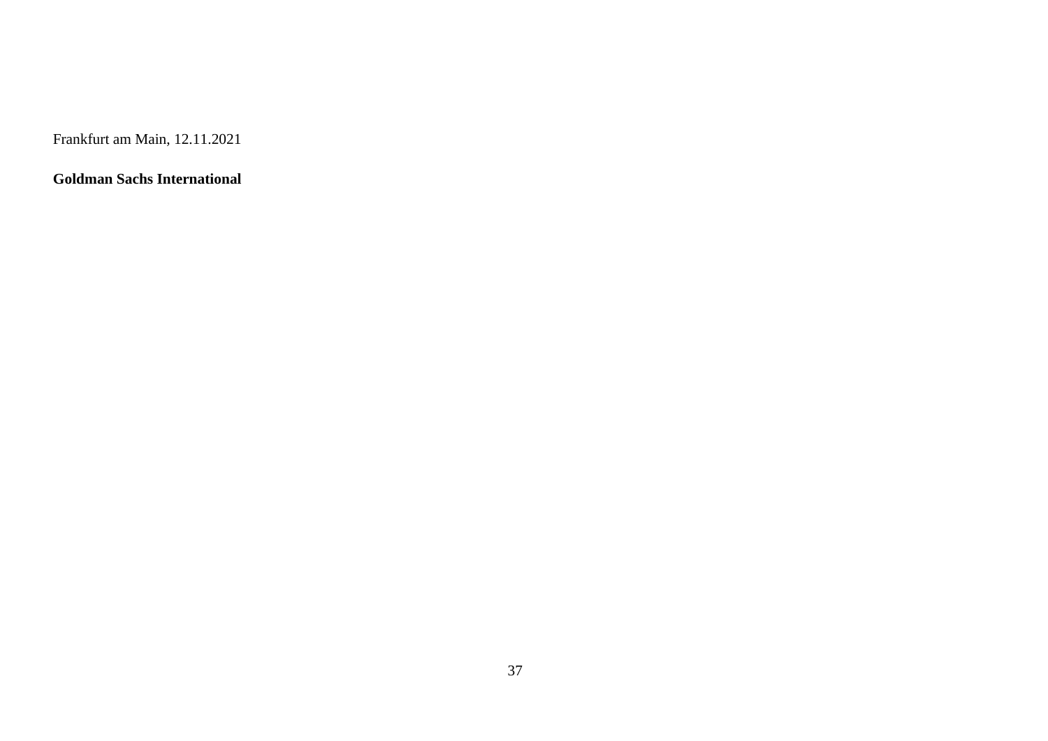Frankfurt am Main, 12.11.2021

**Goldman Sachs International**